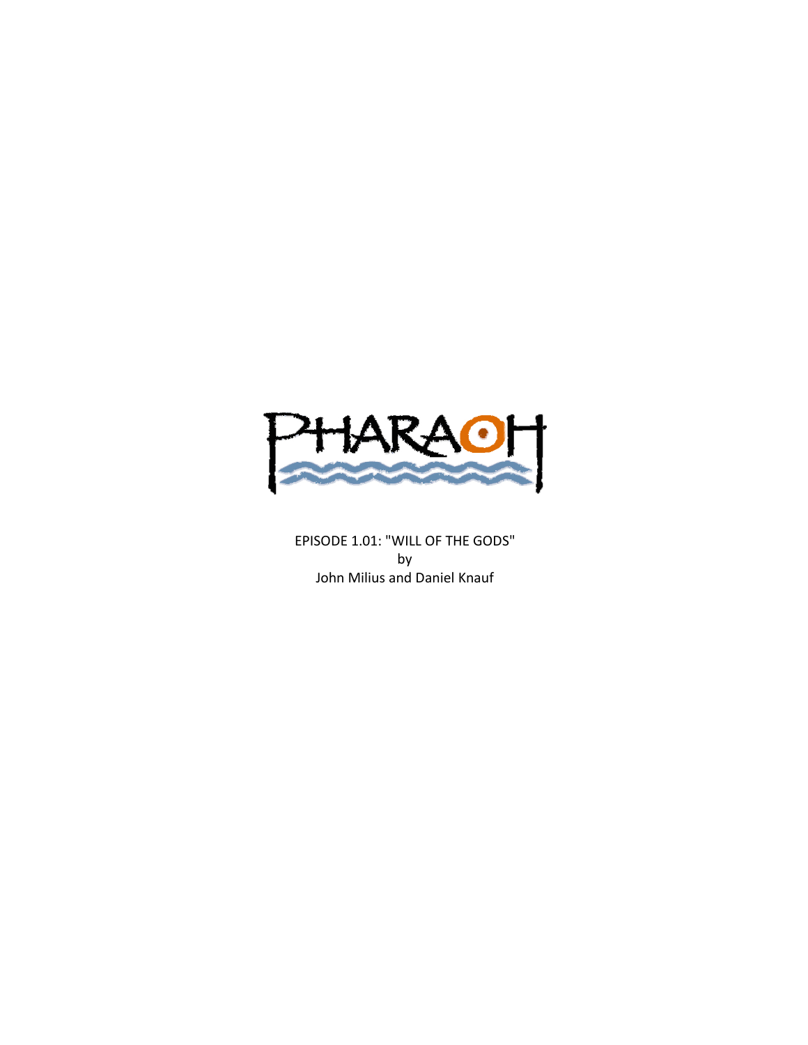# PHARAOH

EPISODE 1.01: "WILL OF THE GODS"
by
John Milius and Daniel Knauf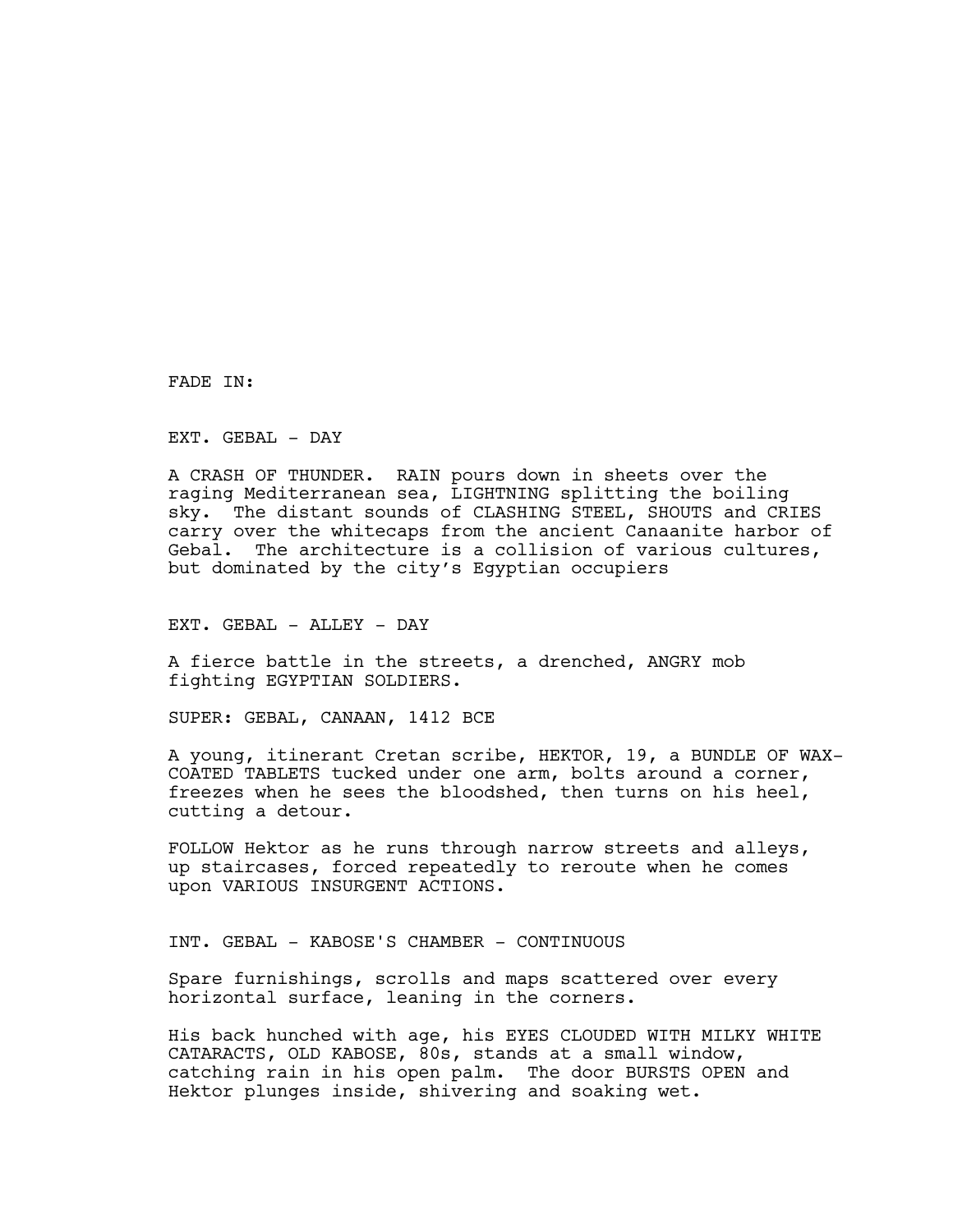FADE IN:

EXT. GEBAL - DAY

A CRASH OF THUNDER. RAIN pours down in sheets over the raging Mediterranean sea, LIGHTNING splitting the boiling sky. The distant sounds of CLASHING STEEL, SHOUTS and CRIES carry over the whitecaps from the ancient Canaanite harbor of Gebal. The architecture is a collision of various cultures, but dominated by the city's Egyptian occupiers

EXT. GEBAL - ALLEY - DAY

A fierce battle in the streets, a drenched, ANGRY mob fighting EGYPTIAN SOLDIERS.

SUPER: GEBAL, CANAAN, 1412 BCE

A young, itinerant Cretan scribe, HEKTOR, 19, a BUNDLE OF WAX-COATED TABLETS tucked under one arm, bolts around a corner, freezes when he sees the bloodshed, then turns on his heel, cutting a detour.

FOLLOW Hektor as he runs through narrow streets and alleys, up staircases, forced repeatedly to reroute when he comes upon VARIOUS INSURGENT ACTIONS.

INT. GEBAL - KABOSE'S CHAMBER - CONTINUOUS

Spare furnishings, scrolls and maps scattered over every horizontal surface, leaning in the corners.

His back hunched with age, his EYES CLOUDED WITH MILKY WHITE CATARACTS, OLD KABOSE, 80s, stands at a small window, catching rain in his open palm. The door BURSTS OPEN and Hektor plunges inside, shivering and soaking wet.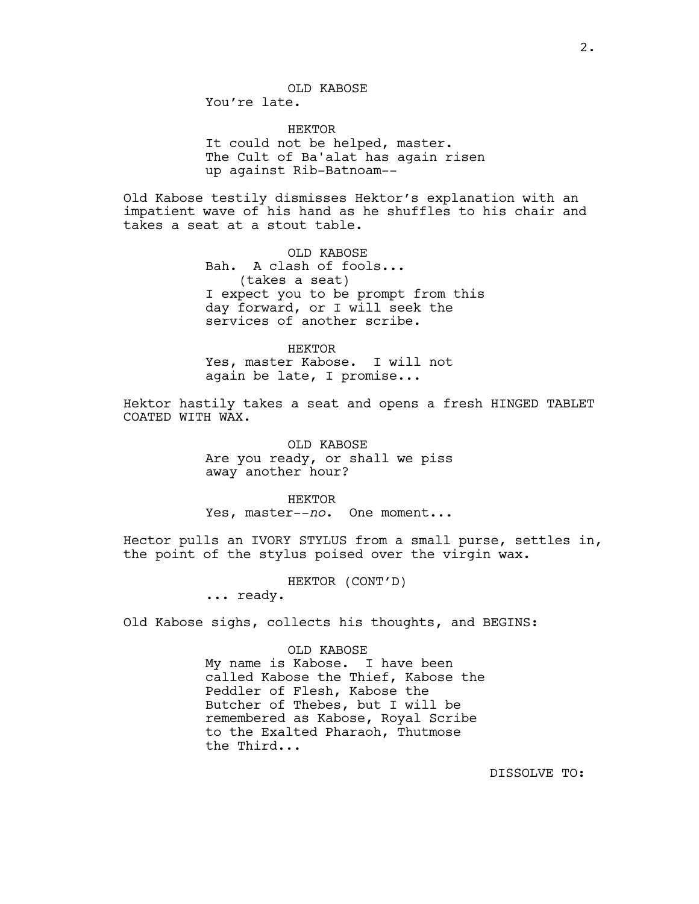OLD KABOSE
You're late.

HEKTOR
It could not be helped, master. The Cult of Ba'alat has again risen up against Rib-Batnoam--

Old Kabose testily dismisses Hektor's explanation with an impatient wave of his hand as he shuffles to his chair and takes a seat at a stout table.

OLD KABOSE
Bah. A clash of fools...
(takes a seat)
I expect you to be prompt from this day forward, or I will seek the services of another scribe.

HEKTOR
Yes, master Kabose. I will not again be late, I promise...

Hektor hastily takes a seat and opens a fresh HINGED TABLET COATED WITH WAX.

OLD KABOSE
Are you ready, or shall we piss away another hour?

HEKTOR
Yes, master--*no*. One moment...

Hector pulls an IVORY STYLUS from a small purse, settles in, the point of the stylus poised over the virgin wax.

HEKTOR (CONT'D)
... ready.

Old Kabose sighs, collects his thoughts, and BEGINS:

OLD KABOSE
My name is Kabose. I have been called Kabose the Thief, Kabose the Peddler of Flesh, Kabose the Butcher of Thebes, but I will be remembered as Kabose, Royal Scribe to the Exalted Pharaoh, Thutmose the Third...

DISSOLVE TO: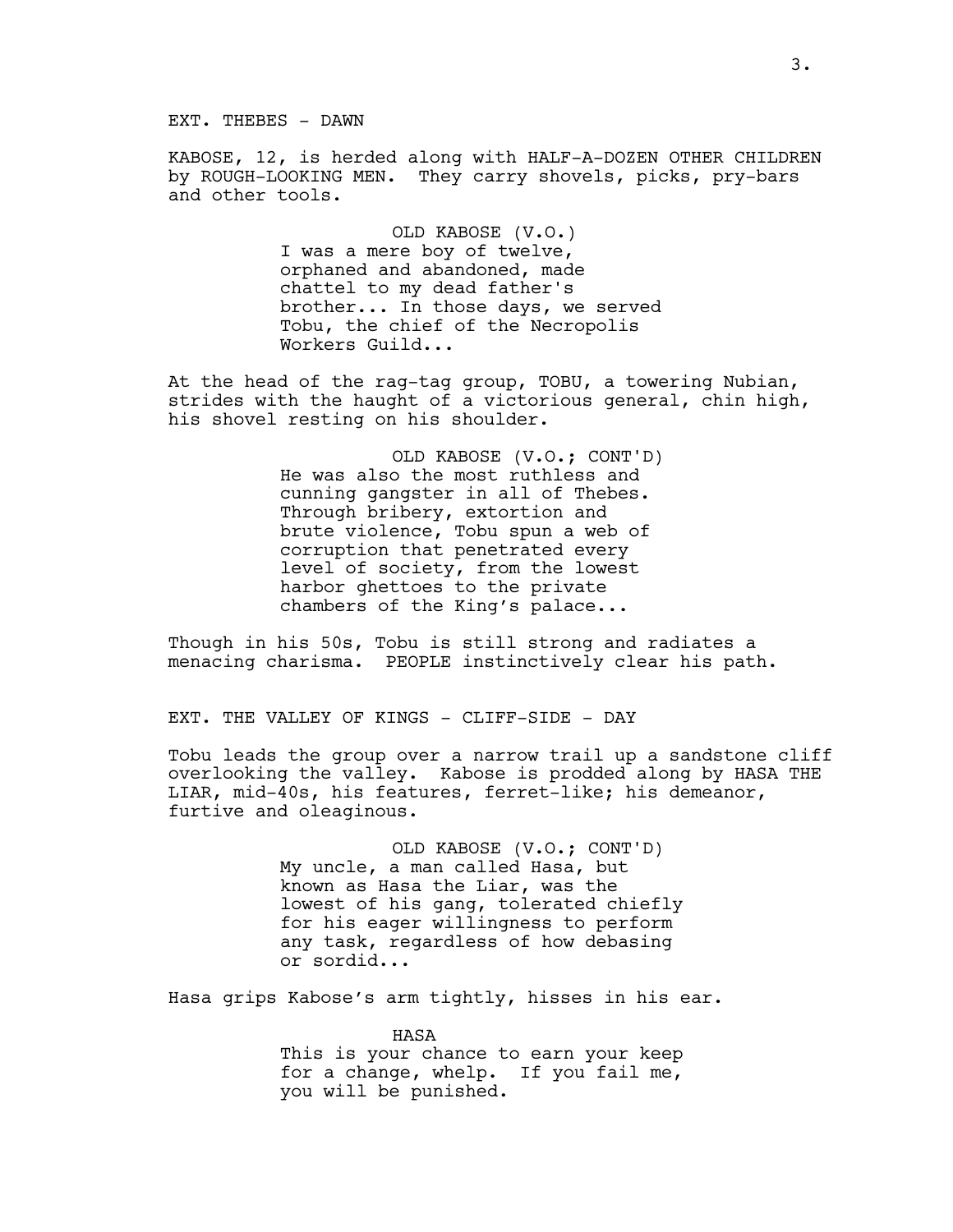EXT. THEBES - DAWN

KABOSE, 12, is herded along with HALF-A-DOZEN OTHER CHILDREN by ROUGH-LOOKING MEN. They carry shovels, picks, pry-bars and other tools.

OLD KABOSE (V.O.)
I was a mere boy of twelve, orphaned and abandoned, made chattel to my dead father's brother... In those days, we served Tobu, the chief of the Necropolis Workers Guild...

At the head of the rag-tag group, TOBU, a towering Nubian, strides with the haught of a victorious general, chin high, his shovel resting on his shoulder.

OLD KABOSE (V.O.; CONT'D)
He was also the most ruthless and cunning gangster in all of Thebes. Through bribery, extortion and brute violence, Tobu spun a web of corruption that penetrated every level of society, from the lowest harbor ghettoes to the private chambers of the King's palace...

Though in his 50s, Tobu is still strong and radiates a menacing charisma. PEOPLE instinctively clear his path.

EXT. THE VALLEY OF KINGS - CLIFF-SIDE - DAY

Tobu leads the group over a narrow trail up a sandstone cliff overlooking the valley. Kabose is prodded along by HASA THE LIAR, mid-40s, his features, ferret-like; his demeanor, furtive and oleaginous.

OLD KABOSE (V.O.; CONT'D)
My uncle, a man called Hasa, but known as Hasa the Liar, was the lowest of his gang, tolerated chiefly for his eager willingness to perform any task, regardless of how debasing or sordid...

Hasa grips Kabose's arm tightly, hisses in his ear.

HASA
This is your chance to earn your keep for a change, whelp. If you fail me, you will be punished.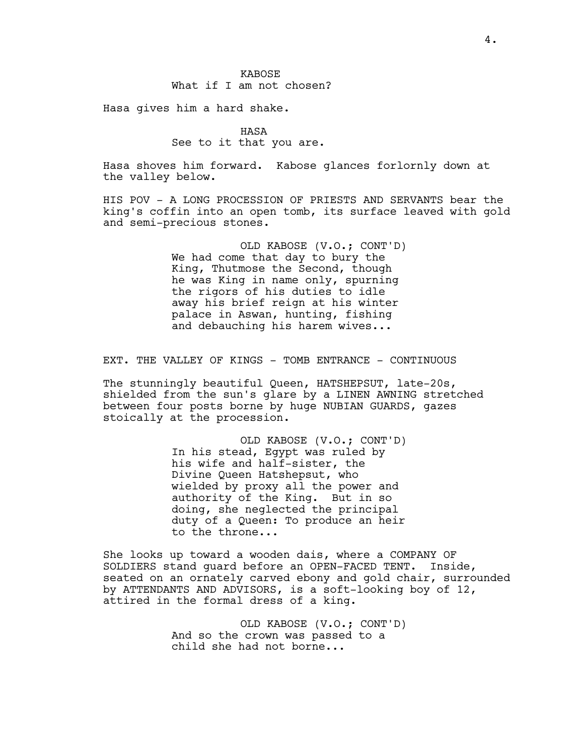KABOSE
What if I am not chosen?

Hasa gives him a hard shake.

HASA
See to it that you are.

Hasa shoves him forward. Kabose glances forlornly down at the valley below.

HIS POV - A LONG PROCESSION OF PRIESTS AND SERVANTS bear the king's coffin into an open tomb, its surface leaved with gold and semi-precious stones.

OLD KABOSE (V.O.; CONT'D)
We had come that day to bury the King, Thutmose the Second, though he was King in name only, spurning the rigors of his duties to idle away his brief reign at his winter palace in Aswan, hunting, fishing and debauching his harem wives...

EXT. THE VALLEY OF KINGS - TOMB ENTRANCE - CONTINUOUS

The stunningly beautiful Queen, HATSHEPSUT, late-20s, shielded from the sun's glare by a LINEN AWNING stretched between four posts borne by huge NUBIAN GUARDS, gazes stoically at the procession.

OLD KABOSE (V.O.; CONT'D)
In his stead, Egypt was ruled by his wife and half-sister, the Divine Queen Hatshepsut, who wielded by proxy all the power and authority of the King. But in so doing, she neglected the principal duty of a Queen: To produce an heir to the throne...

She looks up toward a wooden dais, where a COMPANY OF SOLDIERS stand guard before an OPEN-FACED TENT. Inside, seated on an ornately carved ebony and gold chair, surrounded by ATTENDANTS AND ADVISORS, is a soft-looking boy of 12, attired in the formal dress of a king.

OLD KABOSE (V.O.; CONT'D)
And so the crown was passed to a child she had not borne...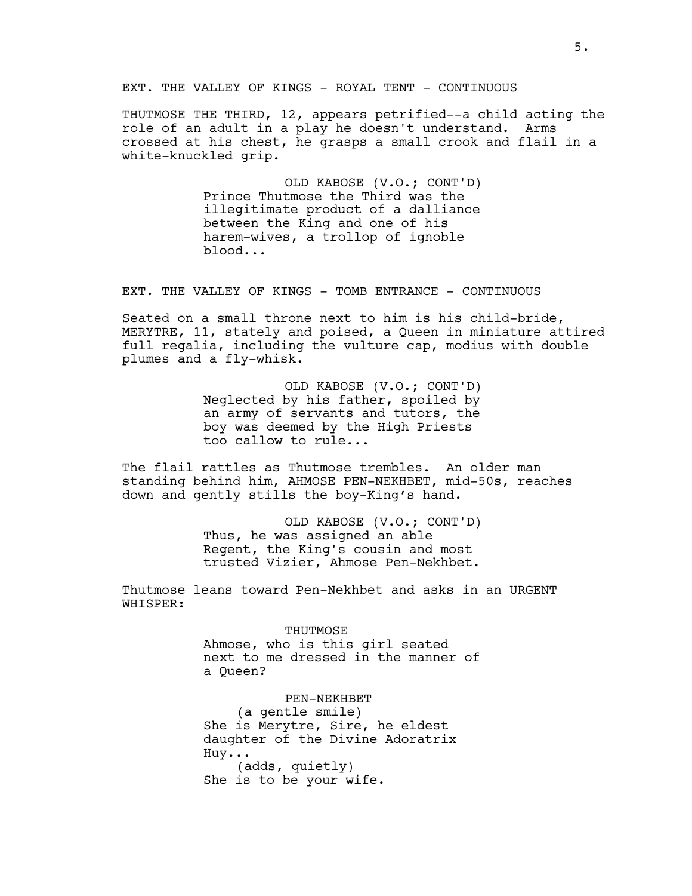EXT. THE VALLEY OF KINGS - ROYAL TENT - CONTINUOUS

THUTMOSE THE THIRD, 12, appears petrified--a child acting the role of an adult in a play he doesn't understand. Arms crossed at his chest, he grasps a small crook and flail in a white-knuckled grip.

OLD KABOSE (V.O.; CONT'D)
Prince Thutmose the Third was the illegitimate product of a dalliance between the King and one of his harem-wives, a trollop of ignoble blood...

EXT. THE VALLEY OF KINGS - TOMB ENTRANCE - CONTINUOUS

Seated on a small throne next to him is his child-bride, MERYTRE, 11, stately and poised, a Queen in miniature attired full regalia, including the vulture cap, modius with double plumes and a fly-whisk.

OLD KABOSE (V.O.; CONT'D)
Neglected by his father, spoiled by an army of servants and tutors, the boy was deemed by the High Priests too callow to rule...

The flail rattles as Thutmose trembles. An older man standing behind him, AHMOSE PEN-NEKHBET, mid-50s, reaches down and gently stills the boy-King's hand.

OLD KABOSE (V.O.; CONT'D)
Thus, he was assigned an able Regent, the King's cousin and most trusted Vizier, Ahmose Pen-Nekhbet.

Thutmose leans toward Pen-Nekhbet and asks in an URGENT WHISPER:

THUTMOSE
Ahmose, who is this girl seated next to me dressed in the manner of a Queen?

PEN-NEKHBET
(a gentle smile)
She is Merytre, Sire, he eldest daughter of the Divine Adoratrix Huy...
(adds, quietly)
She is to be your wife.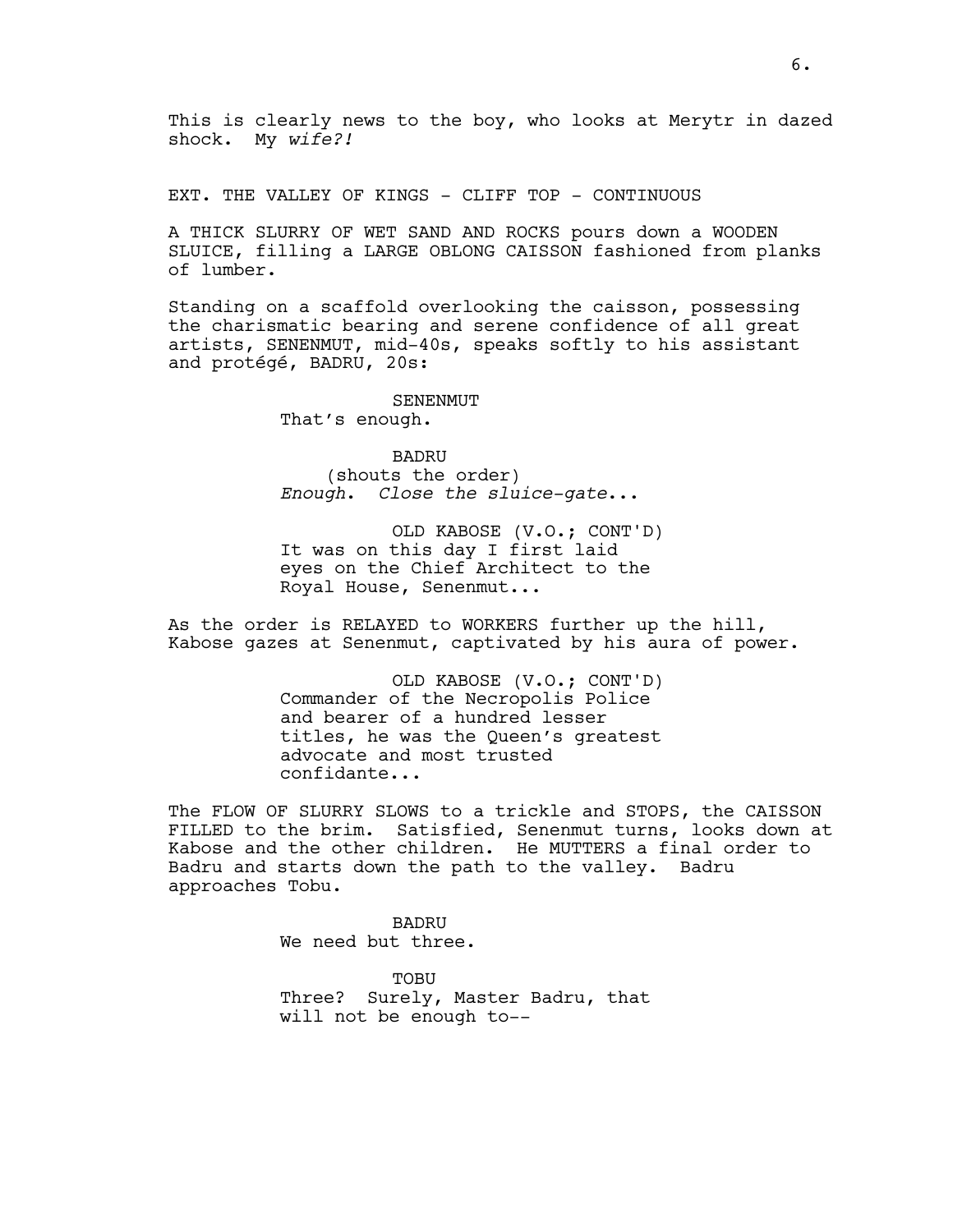This is clearly news to the boy, who looks at Merytr in dazed shock. My *wife?!*

EXT. THE VALLEY OF KINGS - CLIFF TOP - CONTINUOUS

A THICK SLURRY OF WET SAND AND ROCKS pours down a WOODEN SLUICE, filling a LARGE OBLONG CAISSON fashioned from planks of lumber.

Standing on a scaffold overlooking the caisson, possessing the charismatic bearing and serene confidence of all great artists, SENENMUT, mid-40s, speaks softly to his assistant and protégé, BADRU, 20s:

SENENMUT
That's enough.

BADRU
(shouts the order)
*Enough. Close the sluice-gate...*

OLD KABOSE (V.O.; CONT'D)
It was on this day I first laid eyes on the Chief Architect to the Royal House, Senenmut...

As the order is RELAYED to WORKERS further up the hill, Kabose gazes at Senenmut, captivated by his aura of power.

OLD KABOSE (V.O.; CONT'D)
Commander of the Necropolis Police and bearer of a hundred lesser titles, he was the Queen's greatest advocate and most trusted confidante...

The FLOW OF SLURRY SLOWS to a trickle and STOPS, the CAISSON FILLED to the brim. Satisfied, Senenmut turns, looks down at Kabose and the other children. He MUTTERS a final order to Badru and starts down the path to the valley. Badru approaches Tobu.

BADRU
We need but three.

TOBU
Three? Surely, Master Badru, that will not be enough to--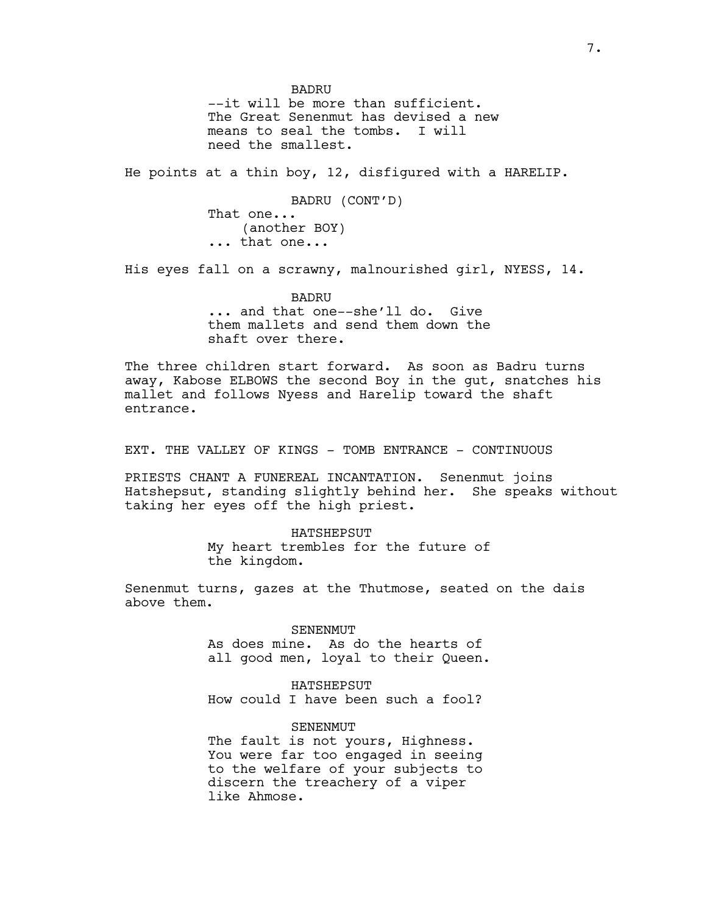BADRU

--it will be more than sufficient. The Great Senenmut has devised a new means to seal the tombs. I will need the smallest.

He points at a thin boy, 12, disfigured with a HARELIP.

BADRU (CONT'D)

That one...
(another BOY)
... that one...

His eyes fall on a scrawny, malnourished girl, NYESS, 14.

BADRU

... and that one--she'll do. Give them mallets and send them down the shaft over there.

The three children start forward. As soon as Badru turns away, Kabose ELBOWS the second Boy in the gut, snatches his mallet and follows Nyess and Harelip toward the shaft entrance.

EXT. THE VALLEY OF KINGS - TOMB ENTRANCE - CONTINUOUS

PRIESTS CHANT A FUNEREAL INCANTATION. Senenmut joins Hatshepsut, standing slightly behind her. She speaks without taking her eyes off the high priest.

HATSHEPSUT

My heart trembles for the future of the kingdom.

Senenmut turns, gazes at the Thutmose, seated on the dais above them.

SENENMUT

As does mine. As do the hearts of all good men, loyal to their Queen.

HATSHEPSUT

How could I have been such a fool?

SENENMUT

The fault is not yours, Highness. You were far too engaged in seeing to the welfare of your subjects to discern the treachery of a viper like Ahmose.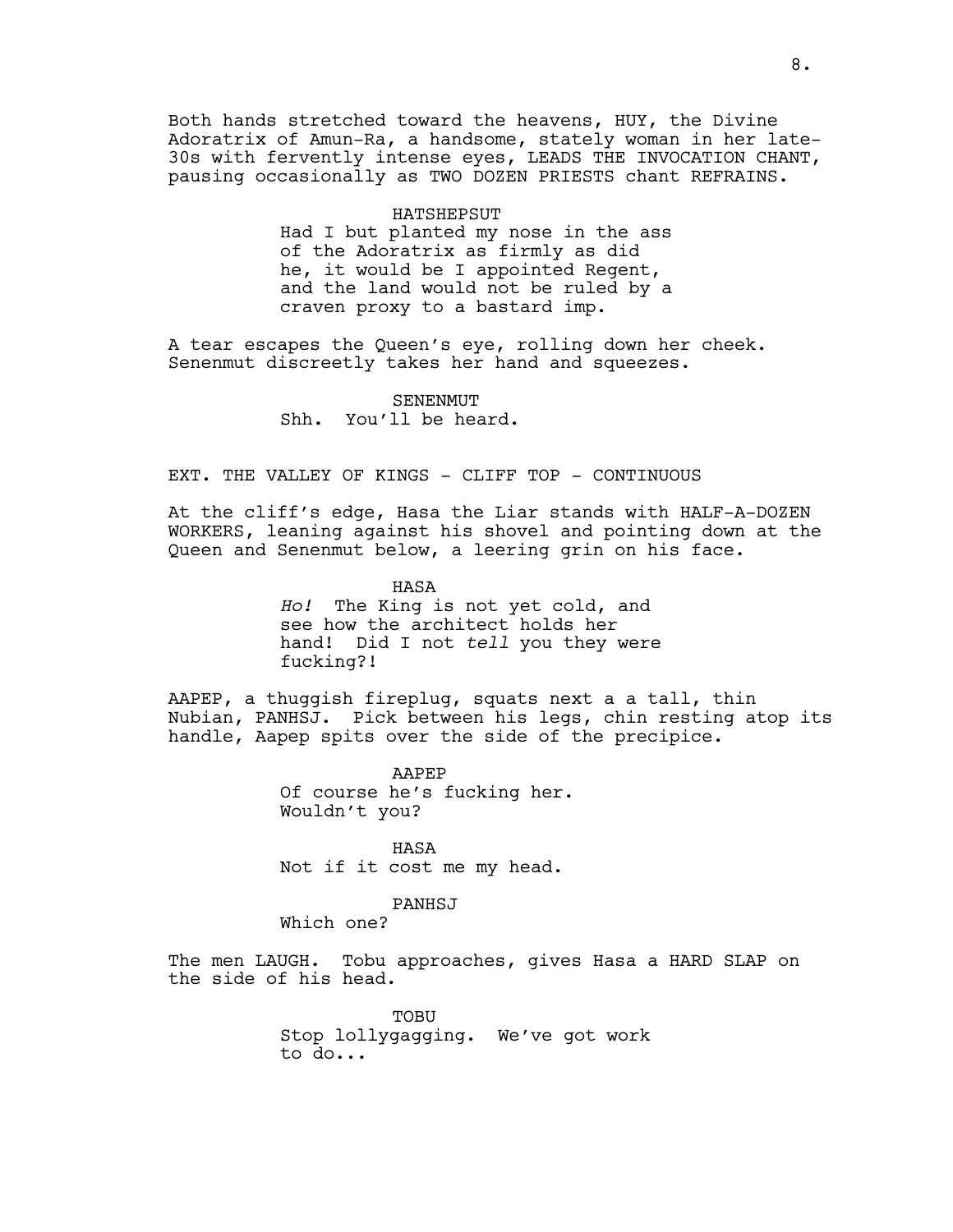Both hands stretched toward the heavens, HUY, the Divine Adoratrix of Amun-Ra, a handsome, stately woman in her late-30s with fervently intense eyes, LEADS THE INVOCATION CHANT, pausing occasionally as TWO DOZEN PRIESTS chant REFRAINS.

HATSHEPSUT
Had I but planted my nose in the ass of the Adoratrix as firmly as did he, it would be I appointed Regent, and the land would not be ruled by a craven proxy to a bastard imp.

A tear escapes the Queen's eye, rolling down her cheek. Senenmut discreetly takes her hand and squeezes.

SENENMUT
Shh. You'll be heard.

EXT. THE VALLEY OF KINGS - CLIFF TOP - CONTINUOUS

At the cliff's edge, Hasa the Liar stands with HALF-A-DOZEN WORKERS, leaning against his shovel and pointing down at the Queen and Senenmut below, a leering grin on his face.

HASA
*Ho!* The King is not yet cold, and see how the architect holds her hand! Did I not *tell* you they were fucking?!

AAPEP, a thuggish fireplug, squats next a a tall, thin Nubian, PANHSJ. Pick between his legs, chin resting atop its handle, Aapep spits over the side of the precipice.

AAPEP
Of course he's fucking her. Wouldn't you?

HASA
Not if it cost me my head.

PANHSJ
Which one?

The men LAUGH. Tobu approaches, gives Hasa a HARD SLAP on the side of his head.

TOBU
Stop lollygagging. We've got work to do...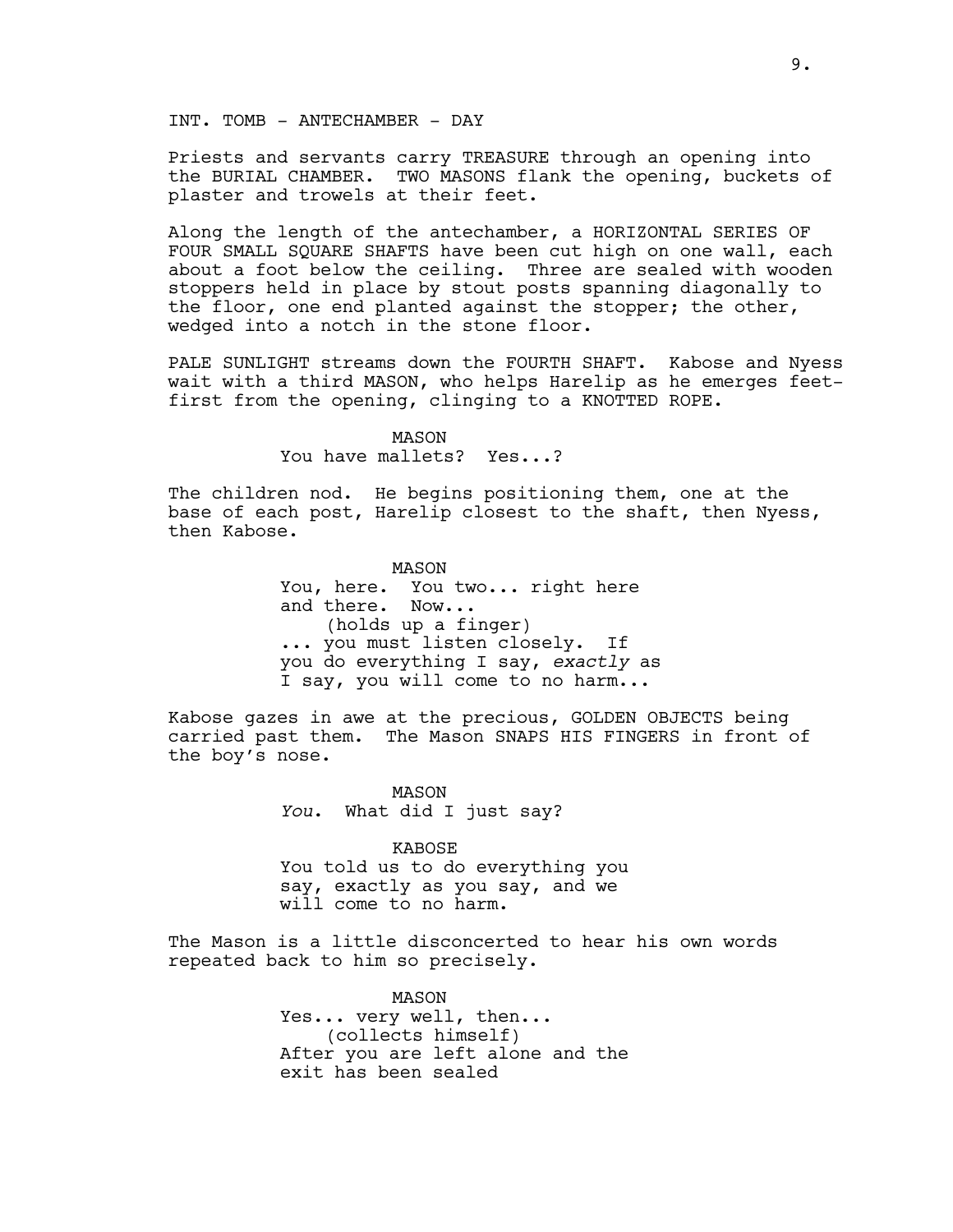INT. TOMB - ANTECHAMBER - DAY

Priests and servants carry TREASURE through an opening into the BURIAL CHAMBER. TWO MASONS flank the opening, buckets of plaster and trowels at their feet.

Along the length of the antechamber, a HORIZONTAL SERIES OF FOUR SMALL SQUARE SHAFTS have been cut high on one wall, each about a foot below the ceiling. Three are sealed with wooden stoppers held in place by stout posts spanning diagonally to the floor, one end planted against the stopper; the other, wedged into a notch in the stone floor.

PALE SUNLIGHT streams down the FOURTH SHAFT. Kabose and Nyess wait with a third MASON, who helps Harelip as he emerges feet-first from the opening, clinging to a KNOTTED ROPE.

MASON
You have mallets? Yes...?

The children nod. He begins positioning them, one at the base of each post, Harelip closest to the shaft, then Nyess, then Kabose.

MASON
You, here. You two... right here and there. Now...
(holds up a finger)
... you must listen closely. If you do everything I say, *exactly* as I say, you will come to no harm...

Kabose gazes in awe at the precious, GOLDEN OBJECTS being carried past them. The Mason SNAPS HIS FINGERS in front of the boy's nose.

MASON
*You*. What did I just say?

KABOSE
You told us to do everything you say, exactly as you say, and we will come to no harm.

The Mason is a little disconcerted to hear his own words repeated back to him so precisely.

MASON
Yes... very well, then...
(collects himself)
After you are left alone and the exit has been sealed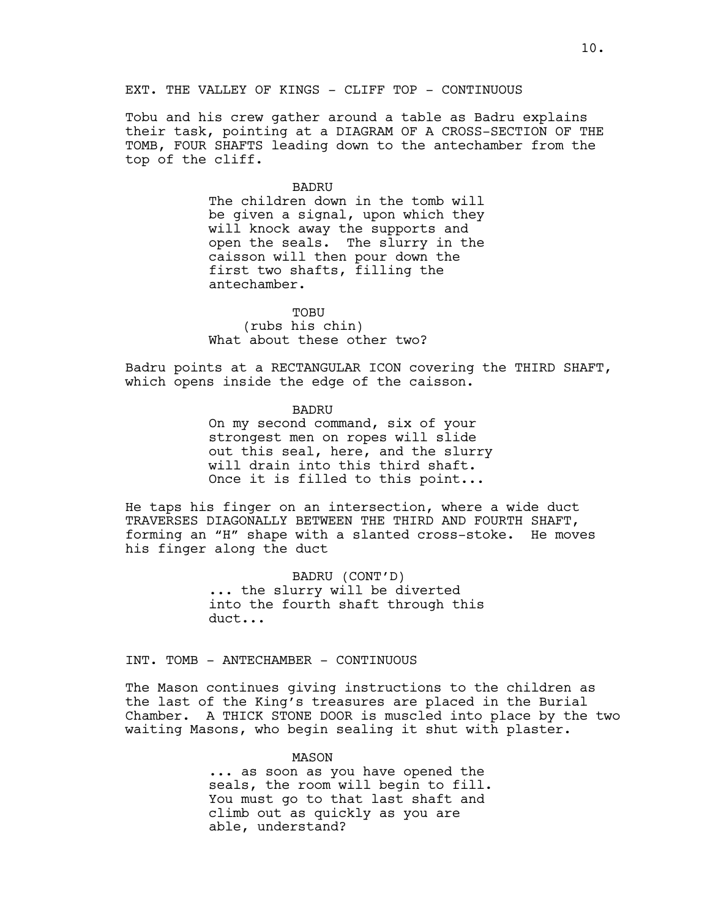EXT. THE VALLEY OF KINGS - CLIFF TOP - CONTINUOUS

Tobu and his crew gather around a table as Badru explains their task, pointing at a DIAGRAM OF A CROSS-SECTION OF THE TOMB, FOUR SHAFTS leading down to the antechamber from the top of the cliff.

BADRU
The children down in the tomb will be given a signal, upon which they will knock away the supports and open the seals. The slurry in the caisson will then pour down the first two shafts, filling the antechamber.

TOBU
(rubs his chin)
What about these other two?

Badru points at a RECTANGULAR ICON covering the THIRD SHAFT, which opens inside the edge of the caisson.

BADRU
On my second command, six of your strongest men on ropes will slide out this seal, here, and the slurry will drain into this third shaft. Once it is filled to this point...

He taps his finger on an intersection, where a wide duct TRAVERSES DIAGONALLY BETWEEN THE THIRD AND FOURTH SHAFT, forming an "H" shape with a slanted cross-stoke. He moves his finger along the duct

BADRU (CONT'D)
... the slurry will be diverted into the fourth shaft through this duct...

INT. TOMB - ANTECHAMBER - CONTINUOUS

The Mason continues giving instructions to the children as the last of the King's treasures are placed in the Burial Chamber. A THICK STONE DOOR is muscled into place by the two waiting Masons, who begin sealing it shut with plaster.

MASON
... as soon as you have opened the seals, the room will begin to fill. You must go to that last shaft and climb out as quickly as you are able, understand?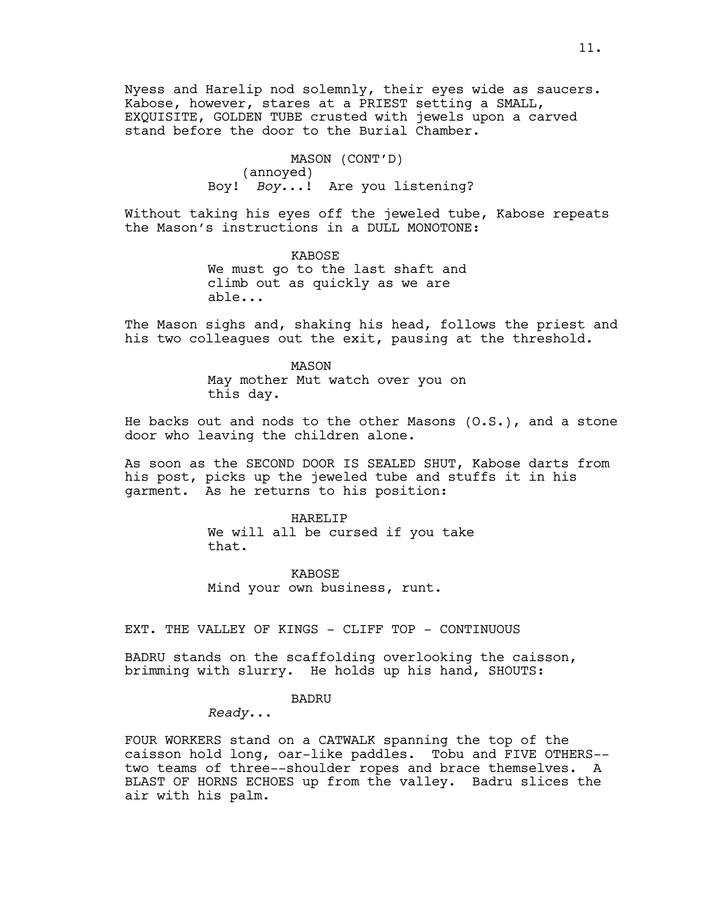Nyess and Harelip nod solemnly, their eyes wide as saucers. Kabose, however, stares at a PRIEST setting a SMALL, EXQUISITE, GOLDEN TUBE crusted with jewels upon a carved stand before the door to the Burial Chamber.

MASON (CONT'D)
(annoyed)
Boy! *Boy*...! Are you listening?

Without taking his eyes off the jeweled tube, Kabose repeats the Mason's instructions in a DULL MONOTONE:

KABOSE
We must go to the last shaft and climb out as quickly as we are able...

The Mason sighs and, shaking his head, follows the priest and his two colleagues out the exit, pausing at the threshold.

MASON
May mother Mut watch over you on this day.

He backs out and nods to the other Masons (O.S.), and a stone door who leaving the children alone.

As soon as the SECOND DOOR IS SEALED SHUT, Kabose darts from his post, picks up the jeweled tube and stuffs it in his garment. As he returns to his position:

HARELIP
We will all be cursed if you take that.

KABOSE
Mind your own business, runt.

EXT. THE VALLEY OF KINGS - CLIFF TOP - CONTINUOUS

BADRU stands on the scaffolding overlooking the caisson, brimming with slurry. He holds up his hand, SHOUTS:

BADRU
*Ready*...

FOUR WORKERS stand on a CATWALK spanning the top of the caisson hold long, oar-like paddles. Tobu and FIVE OTHERS--two teams of three--shoulder ropes and brace themselves. A BLAST OF HORNS ECHOES up from the valley. Badru slices the air with his palm.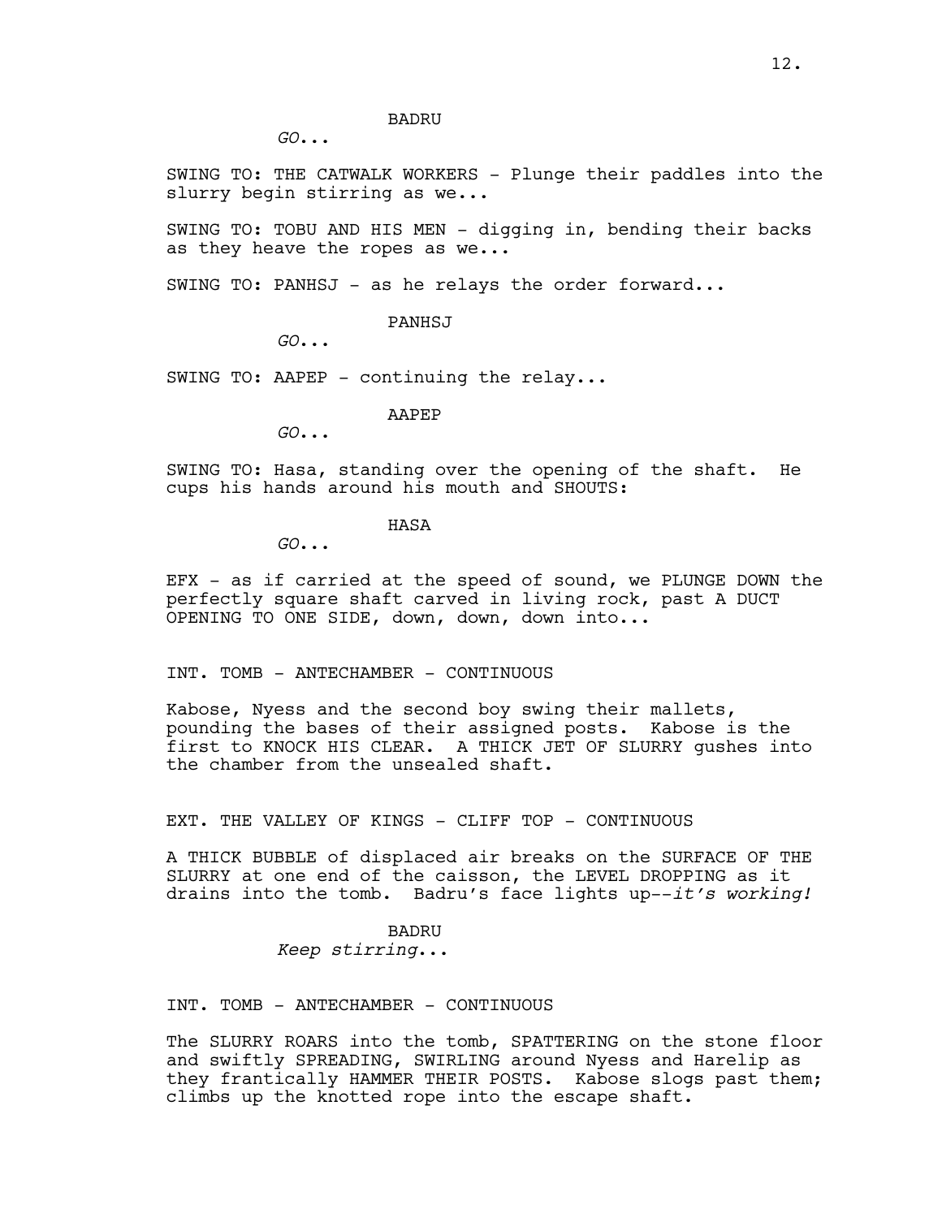BADRU

*GO...*

SWING TO: THE CATWALK WORKERS - Plunge their paddles into the slurry begin stirring as we...

SWING TO: TOBU AND HIS MEN - digging in, bending their backs as they heave the ropes as we...

SWING TO: PANHSJ - as he relays the order forward...

PANHSJ

*GO...*

SWING TO: AAPEP - continuing the relay...

AAPEP

*GO...*

SWING TO: Hasa, standing over the opening of the shaft. He cups his hands around his mouth and SHOUTS:

HASA

*GO...*

EFX - as if carried at the speed of sound, we PLUNGE DOWN the perfectly square shaft carved in living rock, past A DUCT OPENING TO ONE SIDE, down, down, down into...

INT. TOMB - ANTECHAMBER - CONTINUOUS

Kabose, Nyess and the second boy swing their mallets, pounding the bases of their assigned posts. Kabose is the first to KNOCK HIS CLEAR. A THICK JET OF SLURRY gushes into the chamber from the unsealed shaft.

EXT. THE VALLEY OF KINGS - CLIFF TOP - CONTINUOUS

A THICK BUBBLE of displaced air breaks on the SURFACE OF THE SLURRY at one end of the caisson, the LEVEL DROPPING as it drains into the tomb. Badru's face lights up--*it's working!*

BADRU

*Keep stirring...*

INT. TOMB - ANTECHAMBER - CONTINUOUS

The SLURRY ROARS into the tomb, SPATTERING on the stone floor and swiftly SPREADING, SWIRLING around Nyess and Harelip as they frantically HAMMER THEIR POSTS. Kabose slogs past them; climbs up the knotted rope into the escape shaft.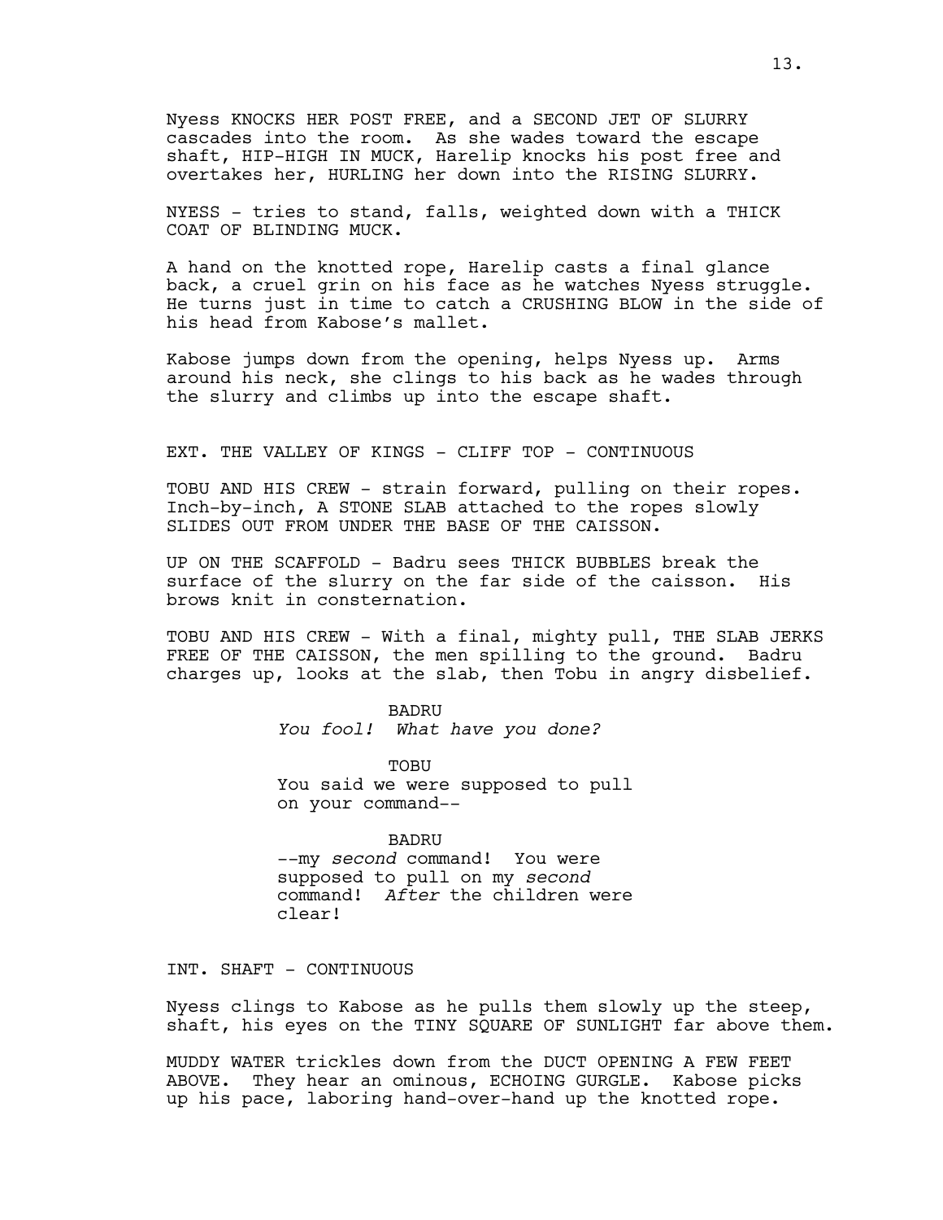Nyess KNOCKS HER POST FREE, and a SECOND JET OF SLURRY cascades into the room. As she wades toward the escape shaft, HIP-HIGH IN MUCK, Harelip knocks his post free and overtakes her, HURLING her down into the RISING SLURRY.

NYESS - tries to stand, falls, weighted down with a THICK COAT OF BLINDING MUCK.

A hand on the knotted rope, Harelip casts a final glance back, a cruel grin on his face as he watches Nyess struggle. He turns just in time to catch a CRUSHING BLOW in the side of his head from Kabose's mallet.

Kabose jumps down from the opening, helps Nyess up. Arms around his neck, she clings to his back as he wades through the slurry and climbs up into the escape shaft.

EXT. THE VALLEY OF KINGS - CLIFF TOP - CONTINUOUS

TOBU AND HIS CREW - strain forward, pulling on their ropes. Inch-by-inch, A STONE SLAB attached to the ropes slowly SLIDES OUT FROM UNDER THE BASE OF THE CAISSON.

UP ON THE SCAFFOLD - Badru sees THICK BUBBLES break the surface of the slurry on the far side of the caisson. His brows knit in consternation.

TOBU AND HIS CREW - With a final, mighty pull, THE SLAB JERKS FREE OF THE CAISSON, the men spilling to the ground. Badru charges up, looks at the slab, then Tobu in angry disbelief.

BADRU
*You fool! What have you done?*

TOBU
You said we were supposed to pull on your command--

BADRU
--my *second* command! You were supposed to pull on my *second* command! *After* the children were clear!

INT. SHAFT - CONTINUOUS

Nyess clings to Kabose as he pulls them slowly up the steep, shaft, his eyes on the TINY SQUARE OF SUNLIGHT far above them.

MUDDY WATER trickles down from the DUCT OPENING A FEW FEET ABOVE. They hear an ominous, ECHOING GURGLE. Kabose picks up his pace, laboring hand-over-hand up the knotted rope.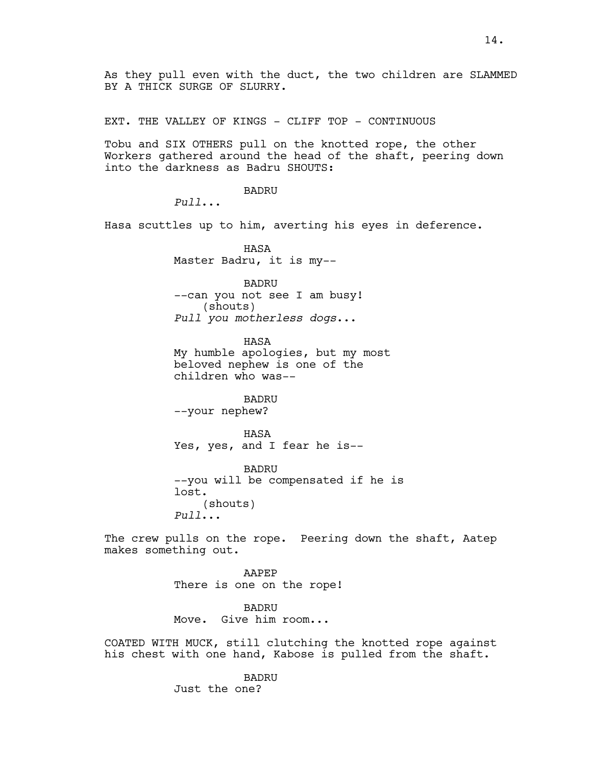As they pull even with the duct, the two children are SLAMMED BY A THICK SURGE OF SLURRY.

EXT. THE VALLEY OF KINGS - CLIFF TOP - CONTINUOUS

Tobu and SIX OTHERS pull on the knotted rope, the other Workers gathered around the head of the shaft, peering down into the darkness as Badru SHOUTS:

BADRU
*Pull*...

Hasa scuttles up to him, averting his eyes in deference.

HASA
Master Badru, it is my--

BADRU
--can you not see I am busy!
(shouts)
*Pull you motherless dogs*...

HASA
My humble apologies, but my most beloved nephew is one of the children who was--

BADRU
--your nephew?

HASA
Yes, yes, and I fear he is--

BADRU
--you will be compensated if he is lost.
(shouts)
*Pull*...

The crew pulls on the rope. Peering down the shaft, Aatep makes something out.

AAPEP
There is one on the rope!

BADRU
Move. Give him room...

COATED WITH MUCK, still clutching the knotted rope against his chest with one hand, Kabose is pulled from the shaft.

BADRU
Just the one?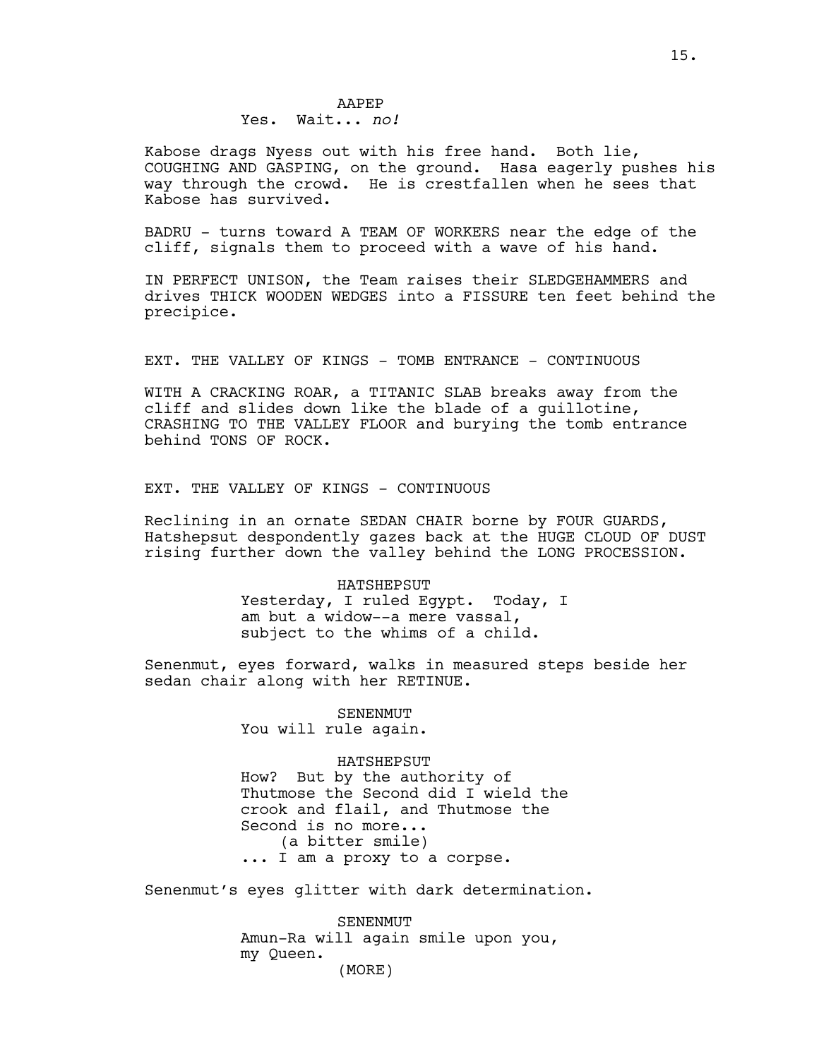AAPEP
Yes. Wait... *no!*

Kabose drags Nyess out with his free hand. Both lie, COUGHING AND GASPING, on the ground. Hasa eagerly pushes his way through the crowd. He is crestfallen when he sees that Kabose has survived.

BADRU - turns toward A TEAM OF WORKERS near the edge of the cliff, signals them to proceed with a wave of his hand.

IN PERFECT UNISON, the Team raises their SLEDGEHAMMERS and drives THICK WOODEN WEDGES into a FISSURE ten feet behind the precipice.

EXT. THE VALLEY OF KINGS - TOMB ENTRANCE - CONTINUOUS

WITH A CRACKING ROAR, a TITANIC SLAB breaks away from the cliff and slides down like the blade of a guillotine, CRASHING TO THE VALLEY FLOOR and burying the tomb entrance behind TONS OF ROCK.

EXT. THE VALLEY OF KINGS - CONTINUOUS

Reclining in an ornate SEDAN CHAIR borne by FOUR GUARDS, Hatshepsut despondently gazes back at the HUGE CLOUD OF DUST rising further down the valley behind the LONG PROCESSION.

HATSHEPSUT
Yesterday, I ruled Egypt. Today, I am but a widow--a mere vassal, subject to the whims of a child.

Senenmut, eyes forward, walks in measured steps beside her sedan chair along with her RETINUE.

SENENMUT
You will rule again.

HATSHEPSUT
How? But by the authority of Thutmose the Second did I wield the crook and flail, and Thutmose the Second is no more...
(a bitter smile)
... I am a proxy to a corpse.

Senenmut's eyes glitter with dark determination.

SENENMUT
Amun-Ra will again smile upon you, my Queen.
(MORE)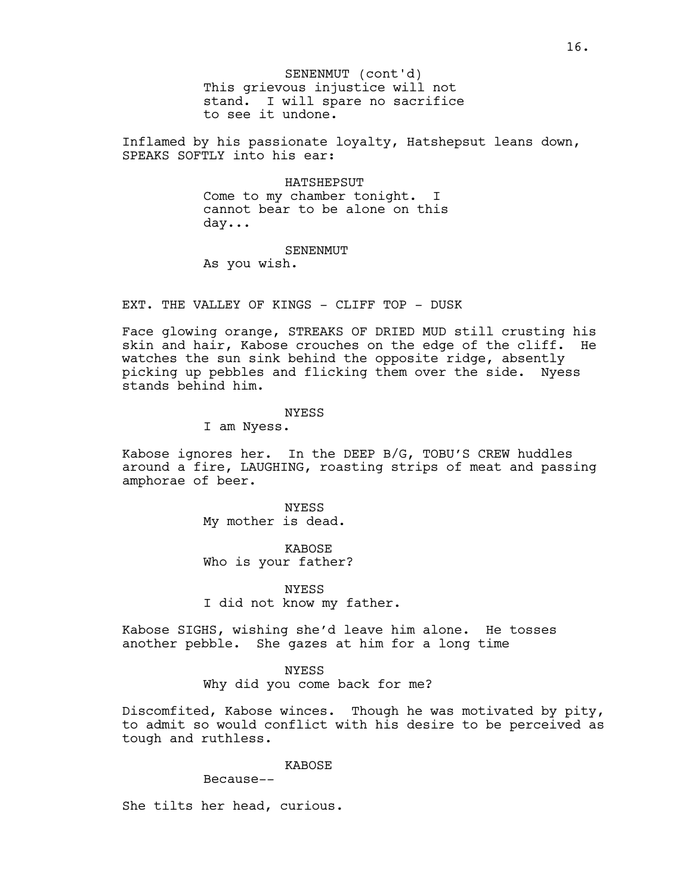SENENMUT (cont'd)
This grievous injustice will not stand. I will spare no sacrifice to see it undone.

Inflamed by his passionate loyalty, Hatshepsut leans down, SPEAKS SOFTLY into his ear:

HATSHEPSUT
Come to my chamber tonight. I cannot bear to be alone on this day...

SENENMUT
As you wish.

EXT. THE VALLEY OF KINGS - CLIFF TOP - DUSK

Face glowing orange, STREAKS OF DRIED MUD still crusting his skin and hair, Kabose crouches on the edge of the cliff. He watches the sun sink behind the opposite ridge, absently picking up pebbles and flicking them over the side. Nyess stands behind him.

NYESS
I am Nyess.

Kabose ignores her. In the DEEP B/G, TOBU'S CREW huddles around a fire, LAUGHING, roasting strips of meat and passing amphorae of beer.

NYESS
My mother is dead.

KABOSE
Who is your father?

NYESS
I did not know my father.

Kabose SIGHS, wishing she'd leave him alone. He tosses another pebble. She gazes at him for a long time

NYESS
Why did you come back for me?

Discomfited, Kabose winces. Though he was motivated by pity, to admit so would conflict with his desire to be perceived as tough and ruthless.

KABOSE
Because--

She tilts her head, curious.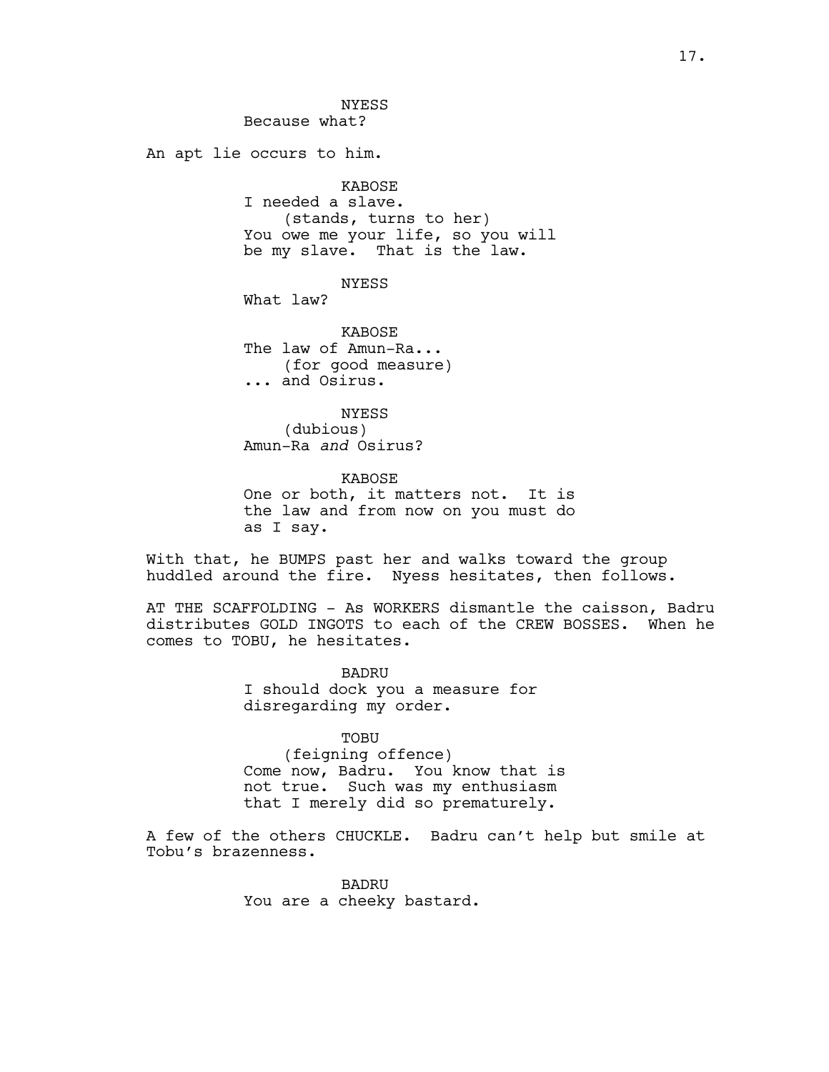NYESS
Because what?

An apt lie occurs to him.

KABOSE
I needed a slave.
(stands, turns to her)
You owe me your life, so you will be my slave. That is the law.

NYESS
What law?

KABOSE
The law of Amun-Ra...
(for good measure)
... and Osirus.

NYESS
(dubious)
Amun-Ra *and* Osirus?

KABOSE
One or both, it matters not. It is the law and from now on you must do as I say.

With that, he BUMPS past her and walks toward the group huddled around the fire. Nyess hesitates, then follows.

AT THE SCAFFOLDING - As WORKERS dismantle the caisson, Badru distributes GOLD INGOTS to each of the CREW BOSSES. When he comes to TOBU, he hesitates.

BADRU
I should dock you a measure for disregarding my order.

TOBU
(feigning offence)
Come now, Badru. You know that is not true. Such was my enthusiasm that I merely did so prematurely.

A few of the others CHUCKLE. Badru can't help but smile at Tobu's brazenness.

BADRU
You are a cheeky bastard.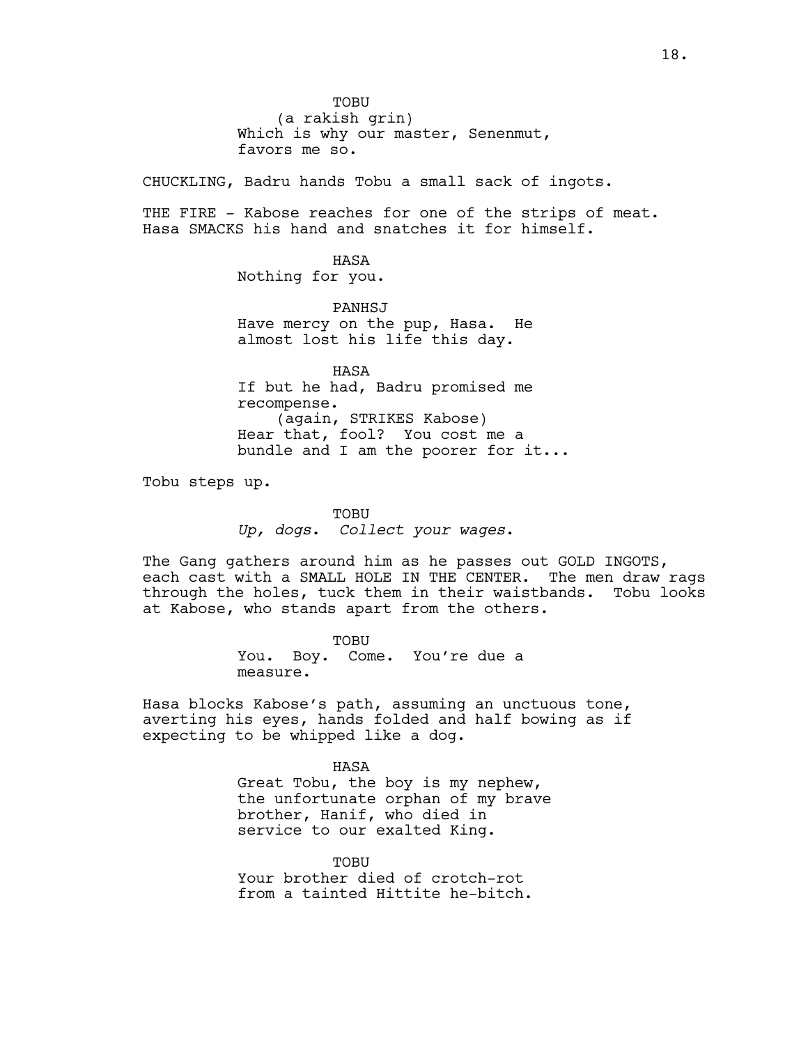TOBU
(a rakish grin)
Which is why our master, Senenmut, favors me so.

CHUCKLING, Badru hands Tobu a small sack of ingots.

THE FIRE - Kabose reaches for one of the strips of meat. Hasa SMACKS his hand and snatches it for himself.

HASA
Nothing for you.

PANHSJ
Have mercy on the pup, Hasa. He almost lost his life this day.

HASA
If but he had, Badru promised me recompense.
(again, STRIKES Kabose)
Hear that, fool? You cost me a bundle and I am the poorer for it...

Tobu steps up.

TOBU
*Up, dogs. Collect your wages.*

The Gang gathers around him as he passes out GOLD INGOTS, each cast with a SMALL HOLE IN THE CENTER. The men draw rags through the holes, tuck them in their waistbands. Tobu looks at Kabose, who stands apart from the others.

TOBU
You. Boy. Come. You're due a measure.

Hasa blocks Kabose's path, assuming an unctuous tone, averting his eyes, hands folded and half bowing as if expecting to be whipped like a dog.

HASA
Great Tobu, the boy is my nephew, the unfortunate orphan of my brave brother, Hanif, who died in service to our exalted King.

TOBU
Your brother died of crotch-rot from a tainted Hittite he-bitch.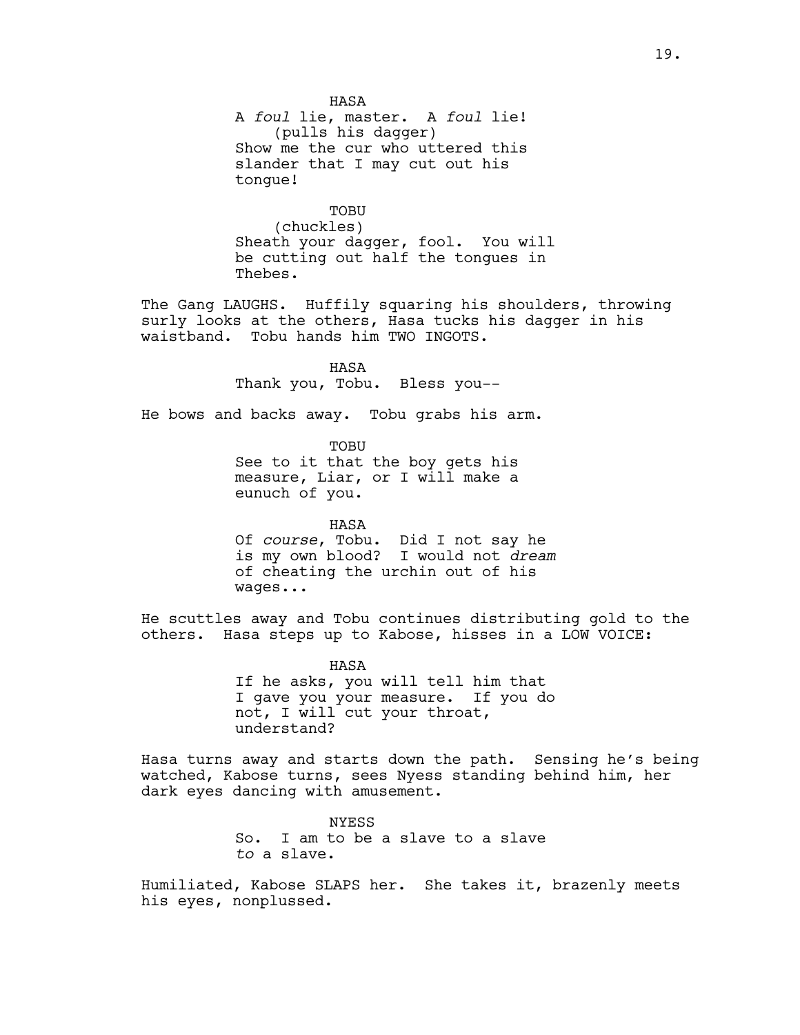HASA
A *foul* lie, master. A *foul* lie!
(pulls his dagger)
Show me the cur who uttered this slander that I may cut out his tongue!

TOBU
(chuckles)
Sheath your dagger, fool. You will be cutting out half the tongues in Thebes.

The Gang LAUGHS. Huffily squaring his shoulders, throwing surly looks at the others, Hasa tucks his dagger in his waistband. Tobu hands him TWO INGOTS.

HASA
Thank you, Tobu. Bless you--

He bows and backs away. Tobu grabs his arm.

TOBU
See to it that the boy gets his measure, Liar, or I will make a eunuch of you.

HASA
Of *course*, Tobu. Did I not say he is my own blood? I would not *dream* of cheating the urchin out of his wages...

He scuttles away and Tobu continues distributing gold to the others. Hasa steps up to Kabose, hisses in a LOW VOICE:

HASA
If he asks, you will tell him that I gave you your measure. If you do not, I will cut your throat, understand?

Hasa turns away and starts down the path. Sensing he's being watched, Kabose turns, sees Nyess standing behind him, her dark eyes dancing with amusement.

NYESS
So. I am to be a slave to a slave *to* a slave.

Humiliated, Kabose SLAPS her. She takes it, brazenly meets his eyes, nonplussed.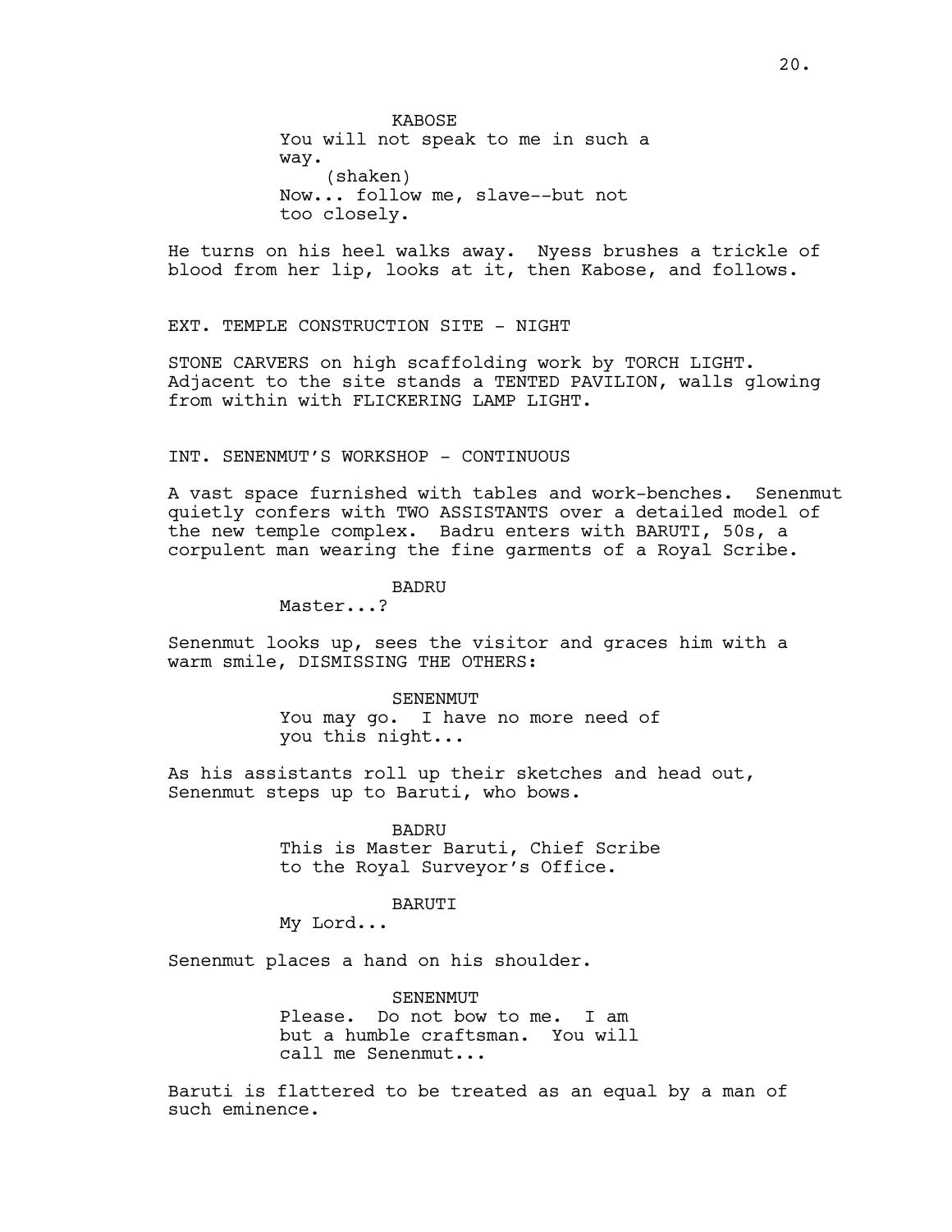KABOSE
You will not speak to me in such a way.
(shaken)
Now... follow me, slave--but not too closely.

He turns on his heel walks away. Nyess brushes a trickle of blood from her lip, looks at it, then Kabose, and follows.

EXT. TEMPLE CONSTRUCTION SITE - NIGHT

STONE CARVERS on high scaffolding work by TORCH LIGHT. Adjacent to the site stands a TENTED PAVILION, walls glowing from within with FLICKERING LAMP LIGHT.

INT. SENENMUT'S WORKSHOP - CONTINUOUS

A vast space furnished with tables and work-benches. Senenmut quietly confers with TWO ASSISTANTS over a detailed model of the new temple complex. Badru enters with BARUTI, 50s, a corpulent man wearing the fine garments of a Royal Scribe.

BADRU
Master...?

Senenmut looks up, sees the visitor and graces him with a warm smile, DISMISSING THE OTHERS:

SENENMUT
You may go. I have no more need of you this night...

As his assistants roll up their sketches and head out, Senenmut steps up to Baruti, who bows.

BADRU
This is Master Baruti, Chief Scribe to the Royal Surveyor's Office.

BARUTI
My Lord...

Senenmut places a hand on his shoulder.

SENENMUT
Please. Do not bow to me. I am but a humble craftsman. You will call me Senenmut...

Baruti is flattered to be treated as an equal by a man of such eminence.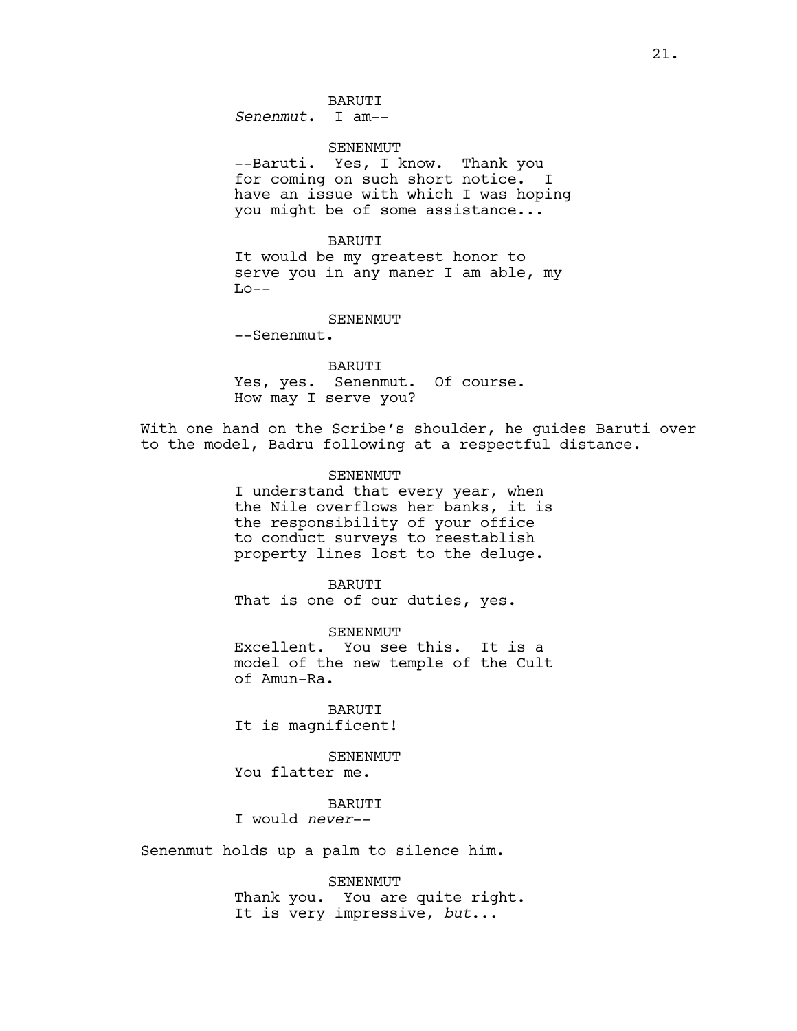BARUTI
*Senenmut*. I am--

SENENMUT
--Baruti. Yes, I know. Thank you for coming on such short notice. I have an issue with which I was hoping you might be of some assistance...

BARUTI
It would be my greatest honor to serve you in any maner I am able, my Lo--

SENENMUT
--Senenmut.

BARUTI
Yes, yes. Senenmut. Of course. How may I serve you?

With one hand on the Scribe's shoulder, he guides Baruti over to the model, Badru following at a respectful distance.

SENENMUT
I understand that every year, when the Nile overflows her banks, it is the responsibility of your office to conduct surveys to reestablish property lines lost to the deluge.

BARUTI
That is one of our duties, yes.

SENENMUT
Excellent. You see this. It is a model of the new temple of the Cult of Amun-Ra.

BARUTI
It is magnificent!

SENENMUT
You flatter me.

BARUTI
I would *never*--

Senenmut holds up a palm to silence him.

SENENMUT
Thank you. You are quite right. It is very impressive, *but*...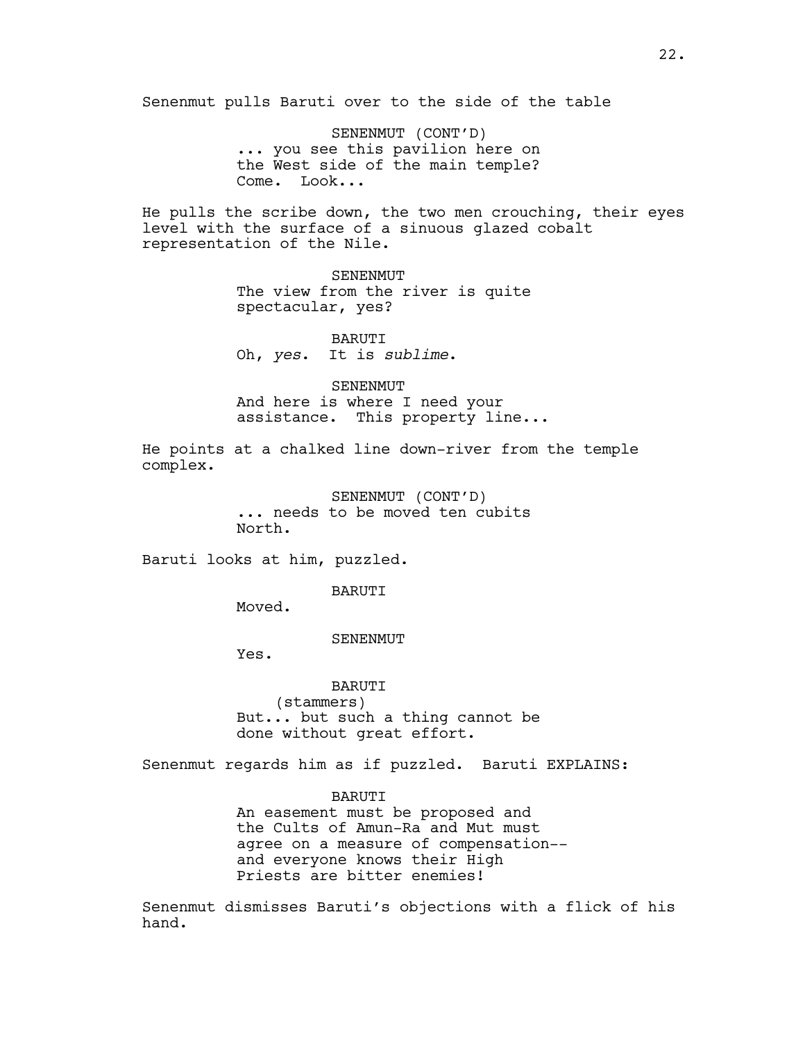Senenmut pulls Baruti over to the side of the table

SENENMUT (CONT'D)
... you see this pavilion here on the West side of the main temple? Come. Look...

He pulls the scribe down, the two men crouching, their eyes level with the surface of a sinuous glazed cobalt representation of the Nile.

SENENMUT
The view from the river is quite spectacular, yes?

BARUTI
Oh, *yes*. It is *sublime*.

SENENMUT
And here is where I need your assistance. This property line...

He points at a chalked line down-river from the temple complex.

SENENMUT (CONT'D)
... needs to be moved ten cubits North.

Baruti looks at him, puzzled.

BARUTI
Moved.

SENENMUT
Yes.

BARUTI
(stammers)
But... but such a thing cannot be done without great effort.

Senenmut regards him as if puzzled. Baruti EXPLAINS:

BARUTI
An easement must be proposed and the Cults of Amun-Ra and Mut must agree on a measure of compensation-- and everyone knows their High Priests are bitter enemies!

Senenmut dismisses Baruti's objections with a flick of his hand.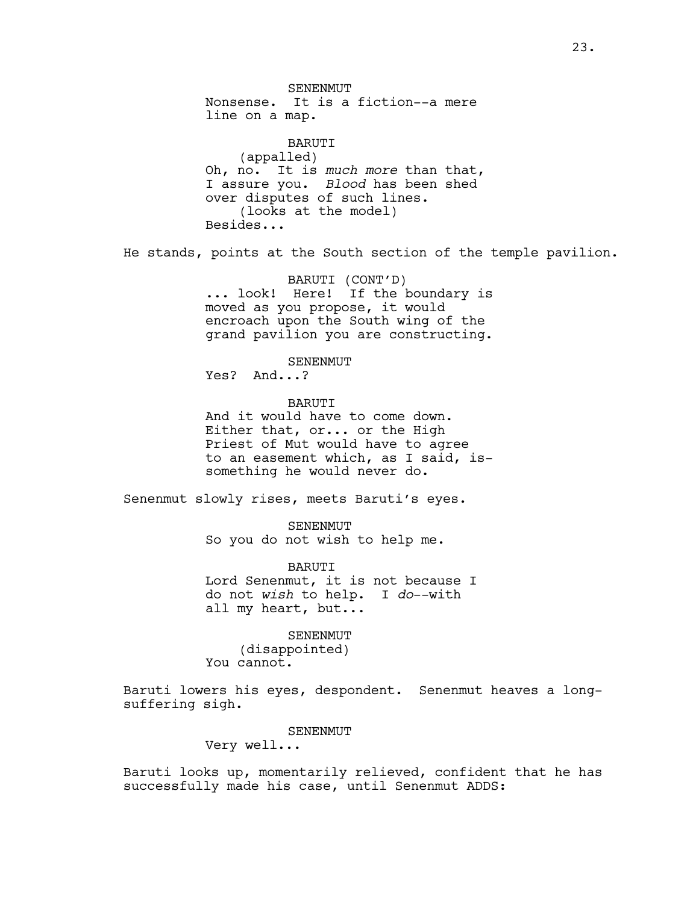SENENMUT
Nonsense.  It is a fiction--a mere line on a map.

BARUTI
(appalled)
Oh, no.  It is *much more* than that, I assure you.  *Blood* has been shed over disputes of such lines.
(looks at the model)
Besides...

He stands, points at the South section of the temple pavilion.

BARUTI (CONT'D)
... look!  Here!  If the boundary is moved as you propose, it would encroach upon the South wing of the grand pavilion you are constructing.

SENENMUT
Yes?  And...?

BARUTI
And it would have to come down.  Either that, or... or the High Priest of Mut would have to agree to an easement which, as I said, is- something he would never do.

Senenmut slowly rises, meets Baruti's eyes.

SENENMUT
So you do not wish to help me.

BARUTI
Lord Senenmut, it is not because I do not *wish* to help.  I *do*--with all my heart, but...

SENENMUT
(disappointed)
You cannot.

Baruti lowers his eyes, despondent.  Senenmut heaves a long-suffering sigh.

SENENMUT
Very well...

Baruti looks up, momentarily relieved, confident that he has successfully made his case, until Senenmut ADDS: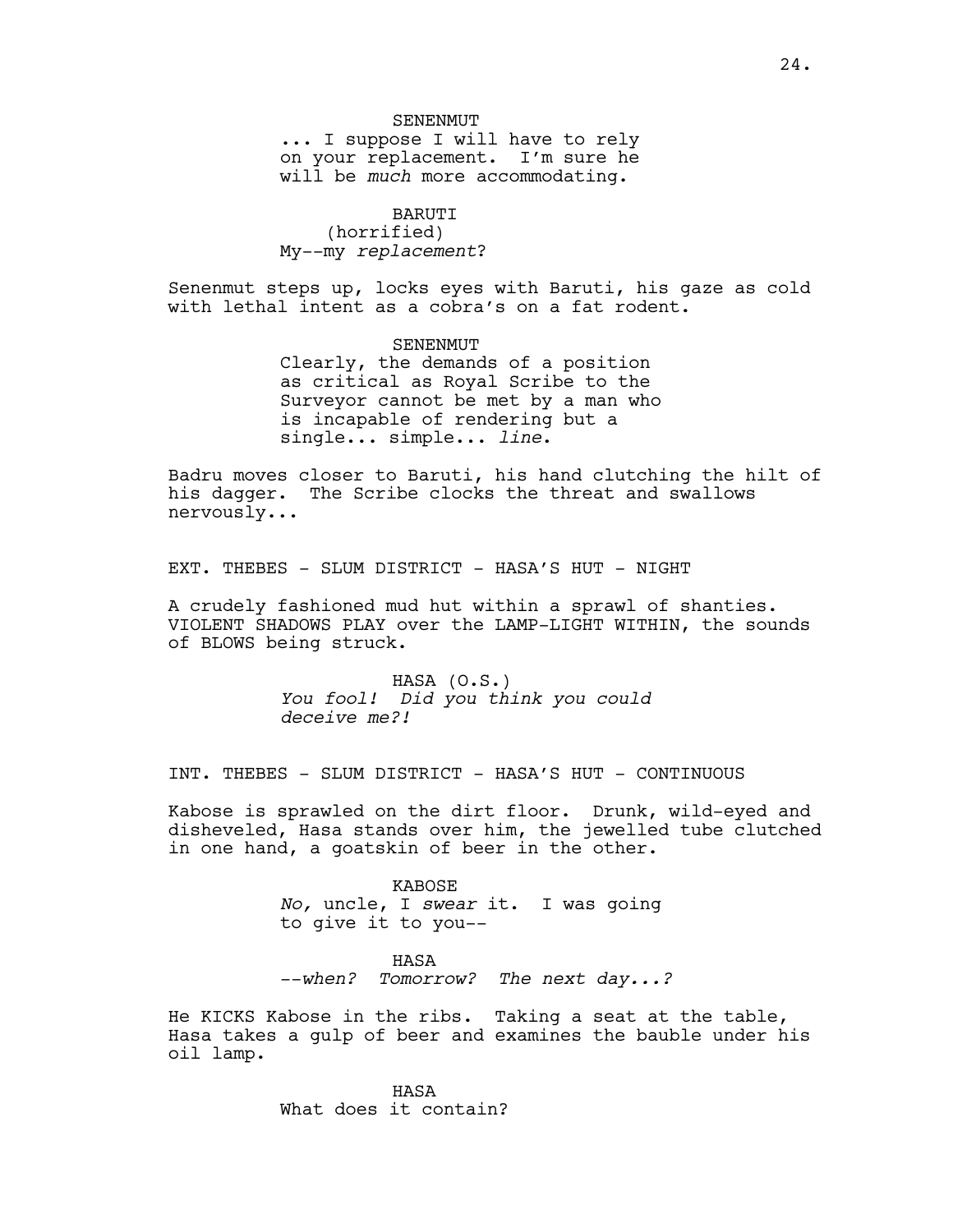SENENMUT
... I suppose I will have to rely on your replacement. I'm sure he will be *much* more accommodating.

BARUTI
(horrified)
My--my *replacement*?

Senenmut steps up, locks eyes with Baruti, his gaze as cold with lethal intent as a cobra's on a fat rodent.

SENENMUT
Clearly, the demands of a position as critical as Royal Scribe to the Surveyor cannot be met by a man who is incapable of rendering but a single... simple... *line*.

Badru moves closer to Baruti, his hand clutching the hilt of his dagger. The Scribe clocks the threat and swallows nervously...

EXT. THEBES - SLUM DISTRICT - HASA'S HUT - NIGHT

A crudely fashioned mud hut within a sprawl of shanties. VIOLENT SHADOWS PLAY over the LAMP-LIGHT WITHIN, the sounds of BLOWS being struck.

HASA (O.S.)
*You fool! Did you think you could deceive me?!*

INT. THEBES - SLUM DISTRICT - HASA'S HUT - CONTINUOUS

Kabose is sprawled on the dirt floor. Drunk, wild-eyed and disheveled, Hasa stands over him, the jewelled tube clutched in one hand, a goatskin of beer in the other.

KABOSE
*No,* uncle, I *swear* it. I was going to give it to you--

HASA
*--when? Tomorrow? The next day...?*

He KICKS Kabose in the ribs. Taking a seat at the table, Hasa takes a gulp of beer and examines the bauble under his oil lamp.

HASA
What does it contain?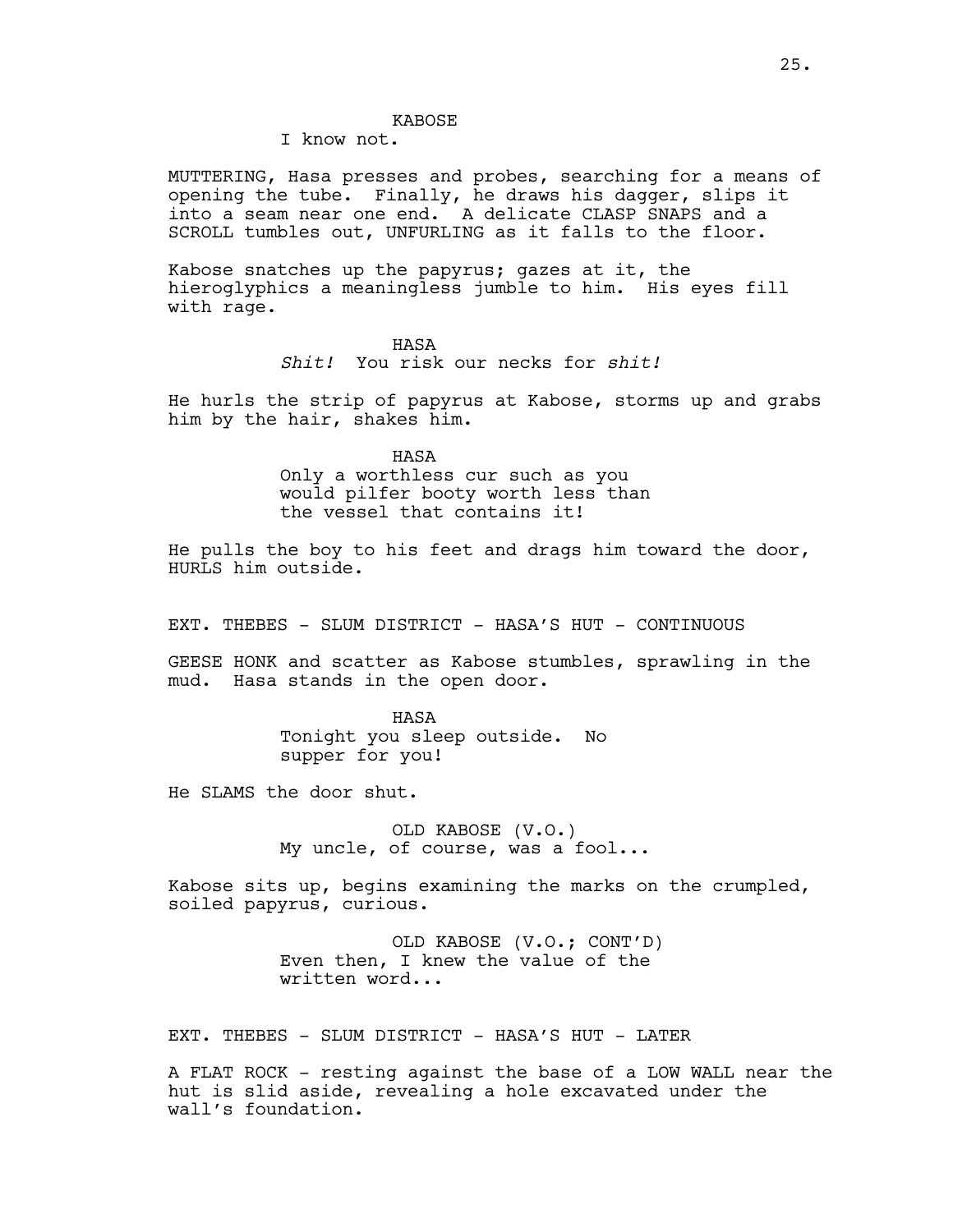KABOSE
I know not.

MUTTERING, Hasa presses and probes, searching for a means of opening the tube. Finally, he draws his dagger, slips it into a seam near one end. A delicate CLASP SNAPS and a SCROLL tumbles out, UNFURLING as it falls to the floor.

Kabose snatches up the papyrus; gazes at it, the hieroglyphics a meaningless jumble to him. His eyes fill with rage.

HASA
*Shit!* You risk our necks for *shit!*

He hurls the strip of papyrus at Kabose, storms up and grabs him by the hair, shakes him.

HASA
Only a worthless cur such as you would pilfer booty worth less than the vessel that contains it!

He pulls the boy to his feet and drags him toward the door, HURLS him outside.

EXT. THEBES - SLUM DISTRICT - HASA'S HUT - CONTINUOUS

GEESE HONK and scatter as Kabose stumbles, sprawling in the mud. Hasa stands in the open door.

HASA
Tonight you sleep outside. No supper for you!

He SLAMS the door shut.

OLD KABOSE (V.O.)
My uncle, of course, was a fool...

Kabose sits up, begins examining the marks on the crumpled, soiled papyrus, curious.

OLD KABOSE (V.O.; CONT'D)
Even then, I knew the value of the written word...

EXT. THEBES - SLUM DISTRICT - HASA'S HUT - LATER

A FLAT ROCK - resting against the base of a LOW WALL near the hut is slid aside, revealing a hole excavated under the wall's foundation.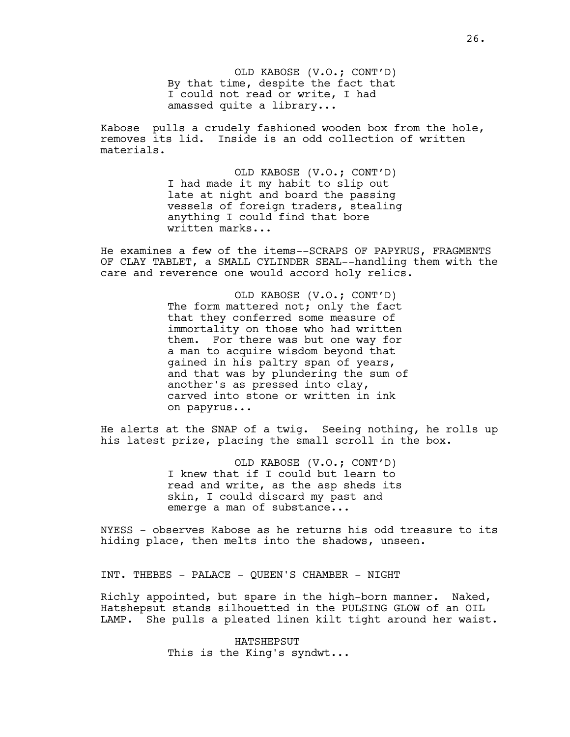OLD KABOSE (V.O.; CONT'D)
By that time, despite the fact that I could not read or write, I had amassed quite a library...

Kabose  pulls a crudely fashioned wooden box from the hole, removes its lid.  Inside is an odd collection of written materials.

OLD KABOSE (V.O.; CONT'D)
I had made it my habit to slip out late at night and board the passing vessels of foreign traders, stealing anything I could find that bore written marks...

He examines a few of the items--SCRAPS OF PAPYRUS, FRAGMENTS OF CLAY TABLET, a SMALL CYLINDER SEAL--handling them with the care and reverence one would accord holy relics.

OLD KABOSE (V.O.; CONT'D)
The form mattered not; only the fact that they conferred some measure of immortality on those who had written them.  For there was but one way for a man to acquire wisdom beyond that gained in his paltry span of years, and that was by plundering the sum of another's as pressed into clay, carved into stone or written in ink on papyrus...

He alerts at the SNAP of a twig.  Seeing nothing, he rolls up his latest prize, placing the small scroll in the box.

OLD KABOSE (V.O.; CONT'D)
I knew that if I could but learn to read and write, as the asp sheds its skin, I could discard my past and emerge a man of substance...

NYESS - observes Kabose as he returns his odd treasure to its hiding place, then melts into the shadows, unseen.

INT. THEBES - PALACE - QUEEN'S CHAMBER - NIGHT

Richly appointed, but spare in the high-born manner.  Naked, Hatshepsut stands silhouetted in the PULSING GLOW of an OIL LAMP.  She pulls a pleated linen kilt tight around her waist.

HATSHEPSUT
This is the King's syndwt...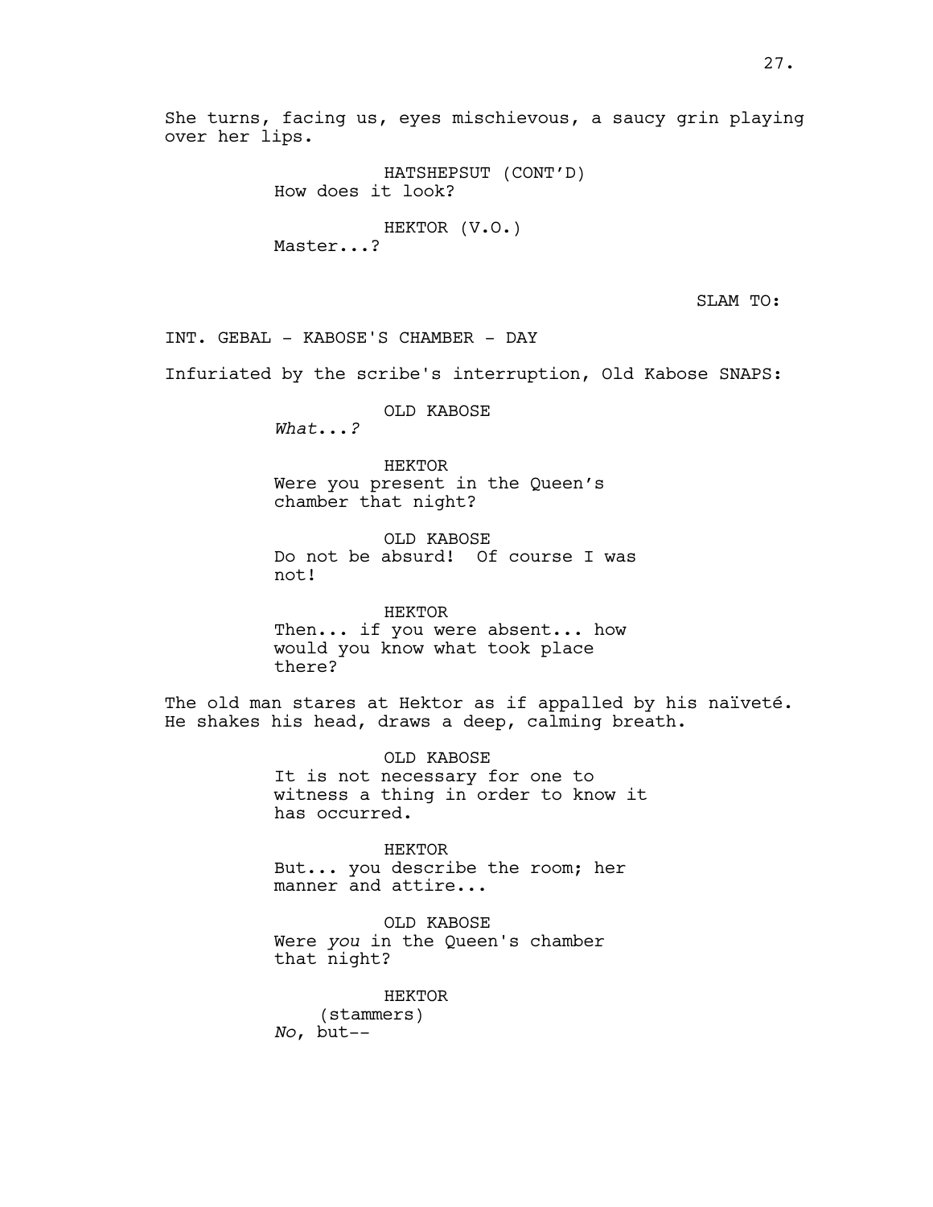She turns, facing us, eyes mischievous, a saucy grin playing over her lips.

HATSHEPSUT (CONT'D)
How does it look?

HEKTOR (V.O.)
Master...?

SLAM TO:

INT. GEBAL - KABOSE'S CHAMBER - DAY

Infuriated by the scribe's interruption, Old Kabose SNAPS:

OLD KABOSE
*What...?*

HEKTOR
Were you present in the Queen's chamber that night?

OLD KABOSE
Do not be absurd! Of course I was not!

HEKTOR
Then... if you were absent... how would you know what took place there?

The old man stares at Hektor as if appalled by his naïveté. He shakes his head, draws a deep, calming breath.

OLD KABOSE
It is not necessary for one to witness a thing in order to know it has occurred.

HEKTOR
But... you describe the room; her manner and attire...

OLD KABOSE
Were *you* in the Queen's chamber that night?

HEKTOR
(stammers)
*No*, but--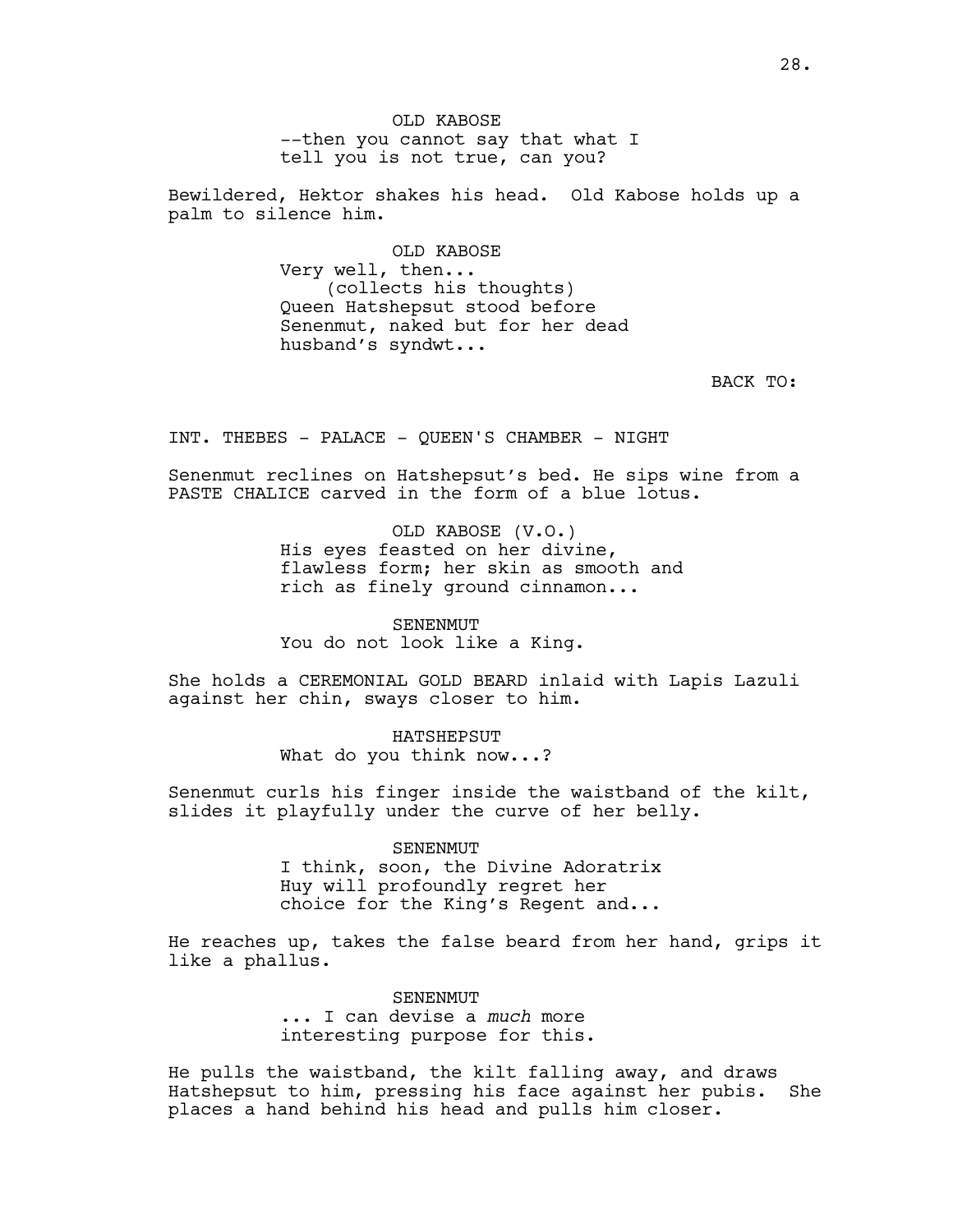OLD KABOSE
--then you cannot say that what I tell you is not true, can you?

Bewildered, Hektor shakes his head. Old Kabose holds up a palm to silence him.

OLD KABOSE
Very well, then...
(collects his thoughts)
Queen Hatshepsut stood before Senenmut, naked but for her dead husband's syndwt...

BACK TO:

INT. THEBES - PALACE - QUEEN'S CHAMBER - NIGHT

Senenmut reclines on Hatshepsut's bed. He sips wine from a PASTE CHALICE carved in the form of a blue lotus.

OLD KABOSE (V.O.)
His eyes feasted on her divine, flawless form; her skin as smooth and rich as finely ground cinnamon...

SENENMUT
You do not look like a King.

She holds a CEREMONIAL GOLD BEARD inlaid with Lapis Lazuli against her chin, sways closer to him.

HATSHEPSUT
What do you think now...?

Senenmut curls his finger inside the waistband of the kilt, slides it playfully under the curve of her belly.

SENENMUT
I think, soon, the Divine Adoratrix Huy will profoundly regret her choice for the King's Regent and...

He reaches up, takes the false beard from her hand, grips it like a phallus.

SENENMUT
... I can devise a *much* more interesting purpose for this.

He pulls the waistband, the kilt falling away, and draws Hatshepsut to him, pressing his face against her pubis. She places a hand behind his head and pulls him closer.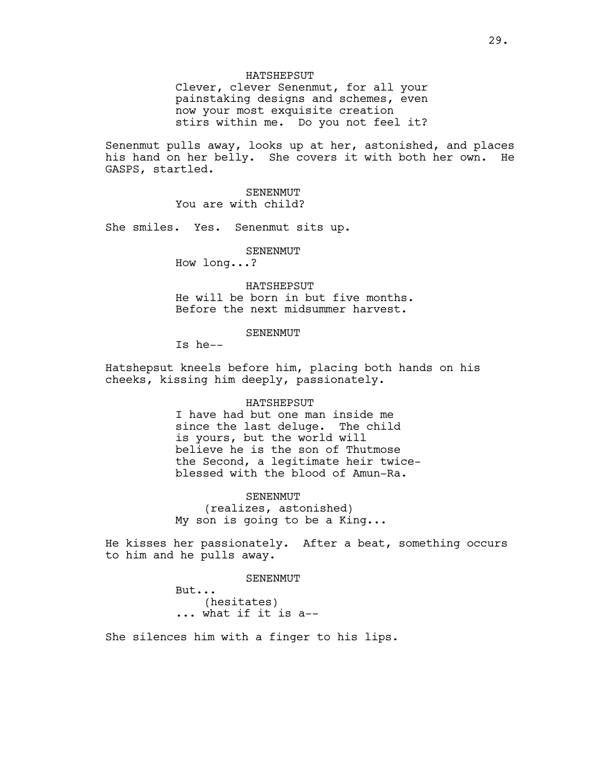HATSHEPSUT

Clever, clever Senenmut, for all your painstaking designs and schemes, even now your most exquisite creation stirs within me. Do you not feel it?

Senenmut pulls away, looks up at her, astonished, and places his hand on her belly. She covers it with both her own. He GASPS, startled.

SENENMUT

You are with child?

She smiles. Yes. Senenmut sits up.

SENENMUT

How long...?

HATSHEPSUT

He will be born in but five months. Before the next midsummer harvest.

SENENMUT

Is he--

Hatshepsut kneels before him, placing both hands on his cheeks, kissing him deeply, passionately.

HATSHEPSUT

I have had but one man inside me since the last deluge. The child is yours, but the world will believe he is the son of Thutmose the Second, a legitimate heir twice-blessed with the blood of Amun-Ra.

SENENMUT

(realizes, astonished)

My son is going to be a King...

He kisses her passionately. After a beat, something occurs to him and he pulls away.

SENENMUT

But...

(hesitates)

... what if it is a--

She silences him with a finger to his lips.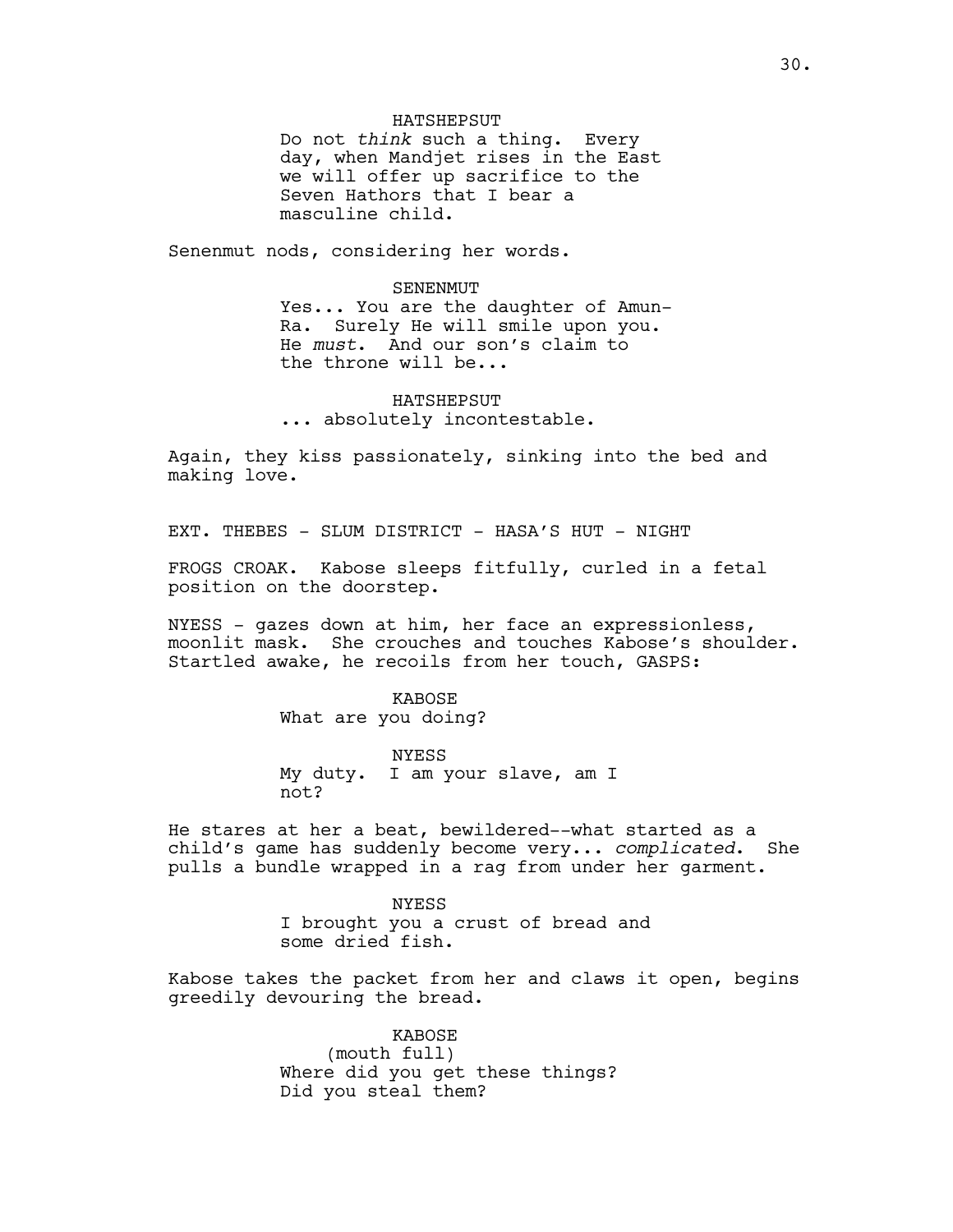HATSHEPSUT
Do not *think* such a thing. Every day, when Mandjet rises in the East we will offer up sacrifice to the Seven Hathors that I bear a masculine child.

Senenmut nods, considering her words.

SENENMUT
Yes... You are the daughter of Amun-Ra. Surely He will smile upon you. He *must*. And our son's claim to the throne will be...

HATSHEPSUT
... absolutely incontestable.

Again, they kiss passionately, sinking into the bed and making love.

EXT. THEBES - SLUM DISTRICT - HASA'S HUT - NIGHT

FROGS CROAK. Kabose sleeps fitfully, curled in a fetal position on the doorstep.

NYESS - gazes down at him, her face an expressionless, moonlit mask. She crouches and touches Kabose's shoulder. Startled awake, he recoils from her touch, GASPS:

KABOSE
What are you doing?

NYESS
My duty. I am your slave, am I not?

He stares at her a beat, bewildered--what started as a child's game has suddenly become very... *complicated*. She pulls a bundle wrapped in a rag from under her garment.

NYESS
I brought you a crust of bread and some dried fish.

Kabose takes the packet from her and claws it open, begins greedily devouring the bread.

KABOSE
(mouth full)
Where did you get these things? Did you steal them?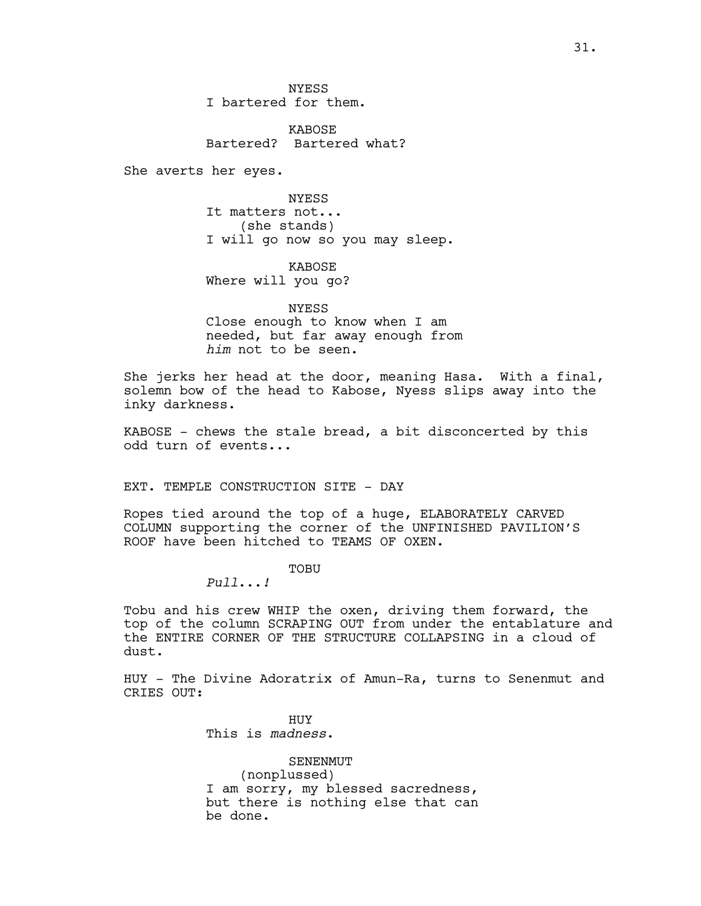NYESS
I bartered for them.

KABOSE
Bartered? Bartered what?

She averts her eyes.

NYESS
It matters not...
(she stands)
I will go now so you may sleep.

KABOSE
Where will you go?

NYESS
Close enough to know when I am needed, but far away enough from *him* not to be seen.

She jerks her head at the door, meaning Hasa. With a final, solemn bow of the head to Kabose, Nyess slips away into the inky darkness.

KABOSE - chews the stale bread, a bit disconcerted by this odd turn of events...

EXT. TEMPLE CONSTRUCTION SITE - DAY

Ropes tied around the top of a huge, ELABORATELY CARVED COLUMN supporting the corner of the UNFINISHED PAVILION'S ROOF have been hitched to TEAMS OF OXEN.

TOBU
*Pull...!*

Tobu and his crew WHIP the oxen, driving them forward, the top of the column SCRAPING OUT from under the entablature and the ENTIRE CORNER OF THE STRUCTURE COLLAPSING in a cloud of dust.

HUY - The Divine Adoratrix of Amun-Ra, turns to Senenmut and CRIES OUT:

HUY
This is *madness*.

SENENMUT
(nonplussed)
I am sorry, my blessed sacredness, but there is nothing else that can be done.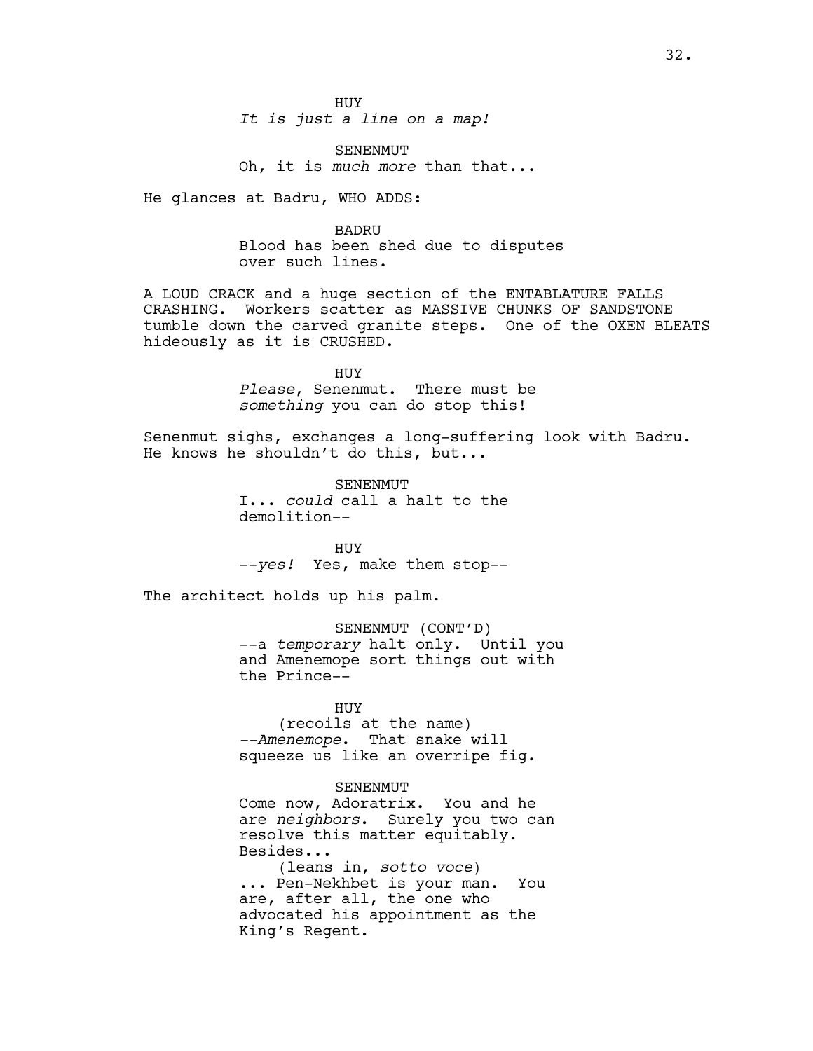HUY

*It is just a line on a map!*

SENENMUT

Oh, it is *much more* than that...

He glances at Badru, WHO ADDS:

BADRU

Blood has been shed due to disputes over such lines.

A LOUD CRACK and a huge section of the ENTABLATURE FALLS CRASHING. Workers scatter as MASSIVE CHUNKS OF SANDSTONE tumble down the carved granite steps. One of the OXEN BLEATS hideously as it is CRUSHED.

HUY

*Please*, Senenmut. There must be *something* you can do stop this!

Senenmut sighs, exchanges a long-suffering look with Badru. He knows he shouldn't do this, but...

SENENMUT

I... *could* call a halt to the demolition--

HUY

--*yes!* Yes, make them stop--

The architect holds up his palm.

SENENMUT (CONT'D)

--a *temporary* halt only. Until you and Amenemope sort things out with the Prince--

HUY

(recoils at the name)

--*Amenemope*. That snake will squeeze us like an overripe fig.

SENENMUT

Come now, Adoratrix. You and he are *neighbors*. Surely you two can resolve this matter equitably. Besides...

(leans in, *sotto voce*)

... Pen-Nekhbet is your man. You are, after all, the one who advocated his appointment as the King's Regent.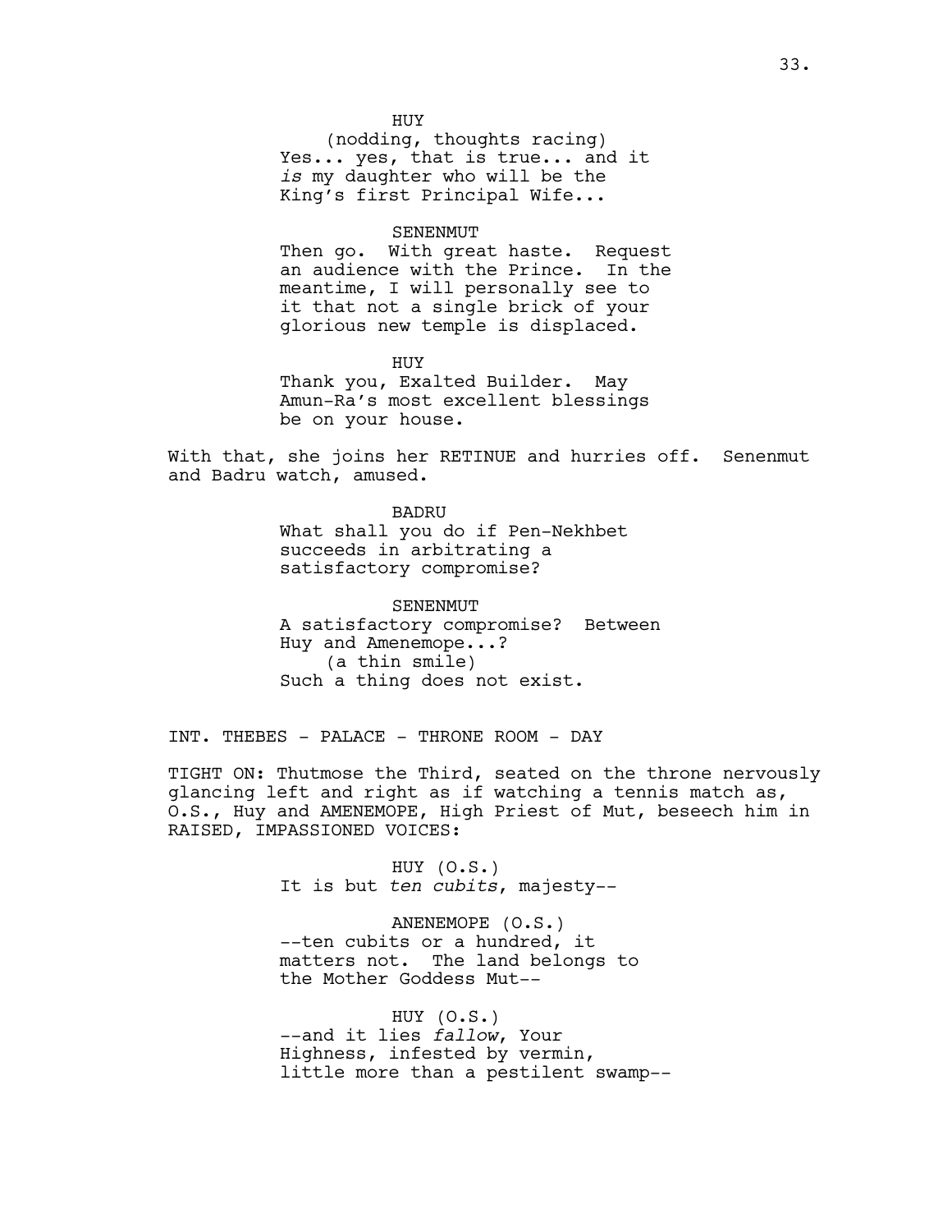HUY
(nodding, thoughts racing)
Yes... yes, that is true... and it *is* my daughter who will be the King's first Principal Wife...

SENENMUT
Then go. With great haste. Request an audience with the Prince. In the meantime, I will personally see to it that not a single brick of your glorious new temple is displaced.

HUY
Thank you, Exalted Builder. May Amun-Ra's most excellent blessings be on your house.

With that, she joins her RETINUE and hurries off. Senenmut and Badru watch, amused.

BADRU
What shall you do if Pen-Nekhbet succeeds in arbitrating a satisfactory compromise?

SENENMUT
A satisfactory compromise? Between Huy and Amenemope...?
(a thin smile)
Such a thing does not exist.

INT. THEBES - PALACE - THRONE ROOM - DAY

TIGHT ON: Thutmose the Third, seated on the throne nervously glancing left and right as if watching a tennis match as, O.S., Huy and AMENEMOPE, High Priest of Mut, beseech him in RAISED, IMPASSIONED VOICES:

HUY (O.S.)
It is but *ten cubits*, majesty--

ANENEMOPE (O.S.)
--ten cubits or a hundred, it matters not. The land belongs to the Mother Goddess Mut--

HUY (O.S.)
--and it lies *fallow*, Your Highness, infested by vermin, little more than a pestilent swamp--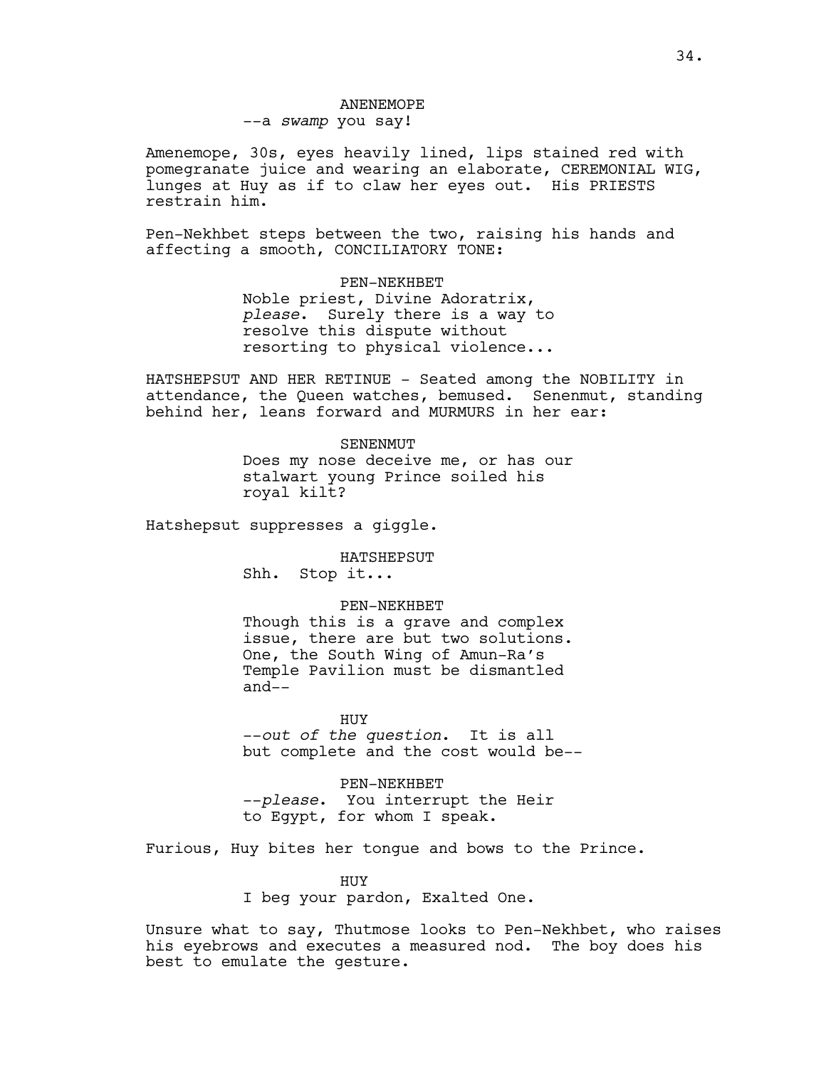ANENEMOPE
--a *swamp* you say!

Amenemope, 30s, eyes heavily lined, lips stained red with pomegranate juice and wearing an elaborate, CEREMONIAL WIG, lunges at Huy as if to claw her eyes out. His PRIESTS restrain him.

Pen-Nekhbet steps between the two, raising his hands and affecting a smooth, CONCILIATORY TONE:

PEN-NEKHBET
Noble priest, Divine Adoratrix, *please*. Surely there is a way to resolve this dispute without resorting to physical violence...

HATSHEPSUT AND HER RETINUE - Seated among the NOBILITY in attendance, the Queen watches, bemused. Senenmut, standing behind her, leans forward and MURMURS in her ear:

SENENMUT
Does my nose deceive me, or has our stalwart young Prince soiled his royal kilt?

Hatshepsut suppresses a giggle.

HATSHEPSUT
Shh. Stop it...

PEN-NEKHBET
Though this is a grave and complex issue, there are but two solutions. One, the South Wing of Amun-Ra's Temple Pavilion must be dismantled and--

HUY
--*out of the question*. It is all but complete and the cost would be--

PEN-NEKHBET
--*please*. You interrupt the Heir to Egypt, for whom I speak.

Furious, Huy bites her tongue and bows to the Prince.

HUY
I beg your pardon, Exalted One.

Unsure what to say, Thutmose looks to Pen-Nekhbet, who raises his eyebrows and executes a measured nod. The boy does his best to emulate the gesture.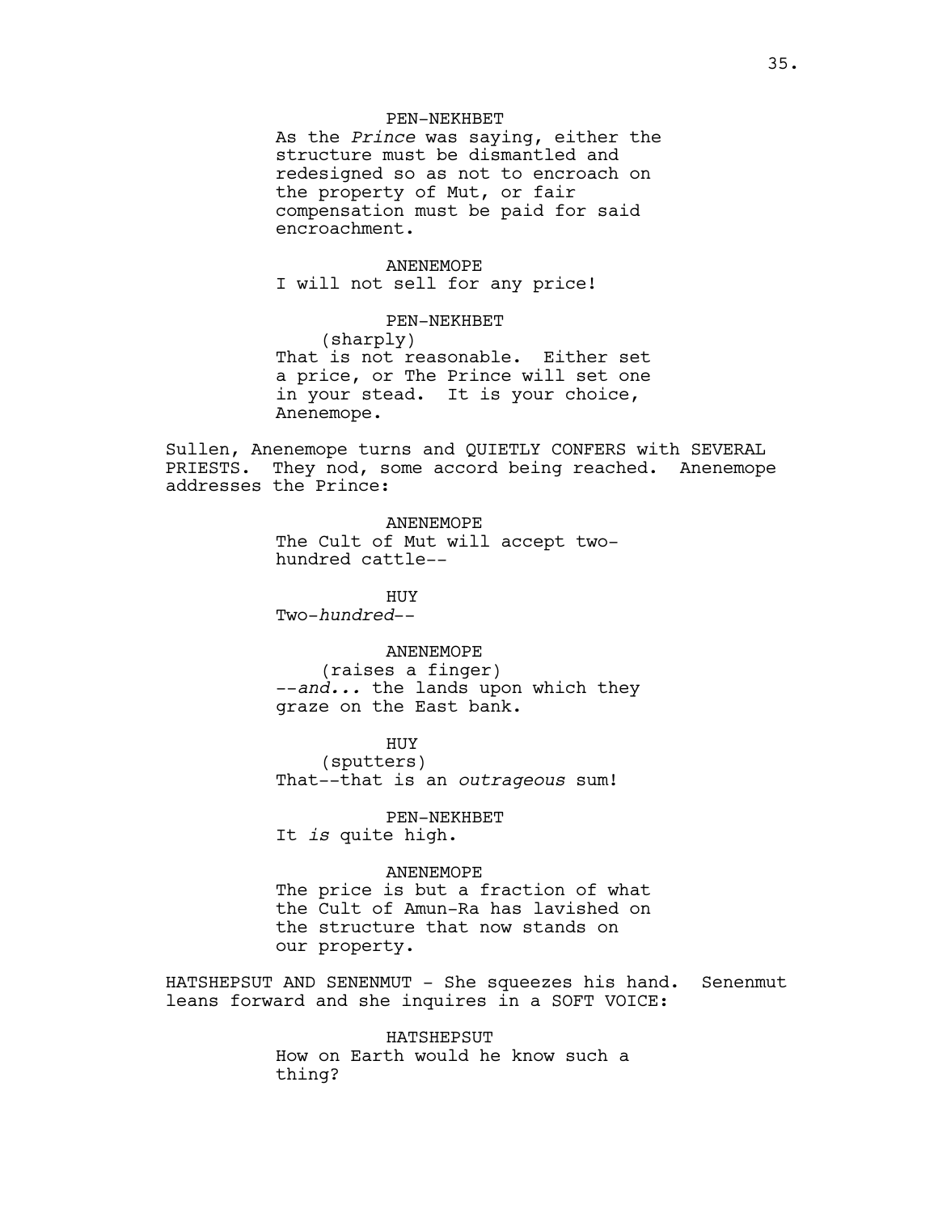PEN-NEKHBET
As the *Prince* was saying, either the structure must be dismantled and redesigned so as not to encroach on the property of Mut, or fair compensation must be paid for said encroachment.

ANENEMOPE
I will not sell for any price!

PEN-NEKHBET
(sharply)
That is not reasonable. Either set a price, or The Prince will set one in your stead. It is your choice, Anenemope.

Sullen, Anenemope turns and QUIETLY CONFERS with SEVERAL PRIESTS. They nod, some accord being reached. Anenemope addresses the Prince:

ANENEMOPE
The Cult of Mut will accept two-hundred cattle--

HUY
Two-*hundred*--

ANENEMOPE
(raises a finger)
--*and...* the lands upon which they graze on the East bank.

HUY
(sputters)
That--that is an *outrageous* sum!

PEN-NEKHBET
It *is* quite high.

ANENEMOPE
The price is but a fraction of what the Cult of Amun-Ra has lavished on the structure that now stands on our property.

HATSHEPSUT AND SENENMUT - She squeezes his hand. Senenmut leans forward and she inquires in a SOFT VOICE:

HATSHEPSUT
How on Earth would he know such a thing?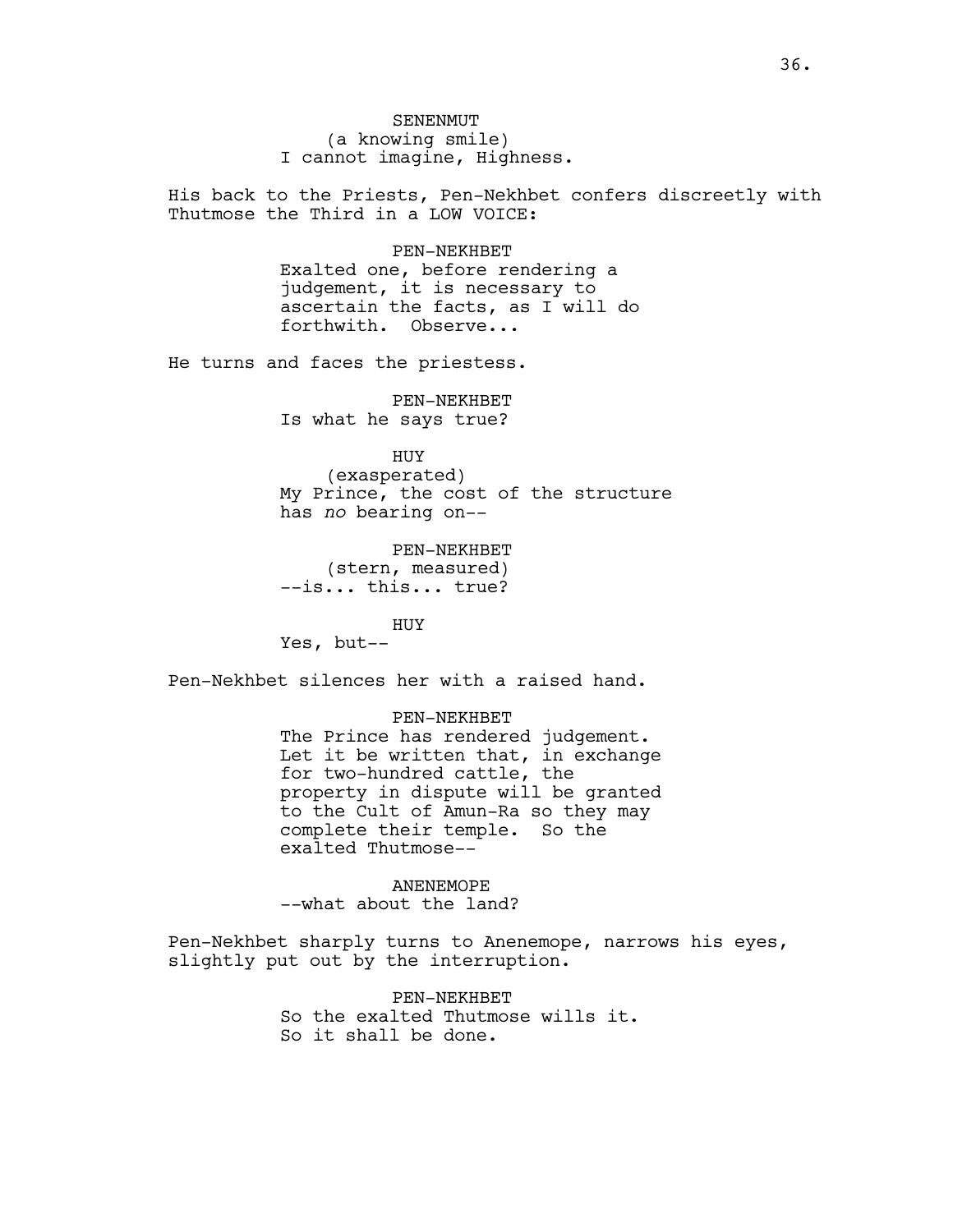SENENMUT
(a knowing smile)
I cannot imagine, Highness.

His back to the Priests, Pen-Nekhbet confers discreetly with Thutmose the Third in a LOW VOICE:

PEN-NEKHBET
Exalted one, before rendering a judgement, it is necessary to ascertain the facts, as I will do forthwith. Observe...

He turns and faces the priestess.

PEN-NEKHBET
Is what he says true?

HUY
(exasperated)
My Prince, the cost of the structure has *no* bearing on--

PEN-NEKHBET
(stern, measured)
--is... this... true?

HUY
Yes, but--

Pen-Nekhbet silences her with a raised hand.

PEN-NEKHBET
The Prince has rendered judgement. Let it be written that, in exchange for two-hundred cattle, the property in dispute will be granted to the Cult of Amun-Ra so they may complete their temple. So the exalted Thutmose--

ANENEMOPE
--what about the land?

Pen-Nekhbet sharply turns to Anenemope, narrows his eyes, slightly put out by the interruption.

PEN-NEKHBET
So the exalted Thutmose wills it. So it shall be done.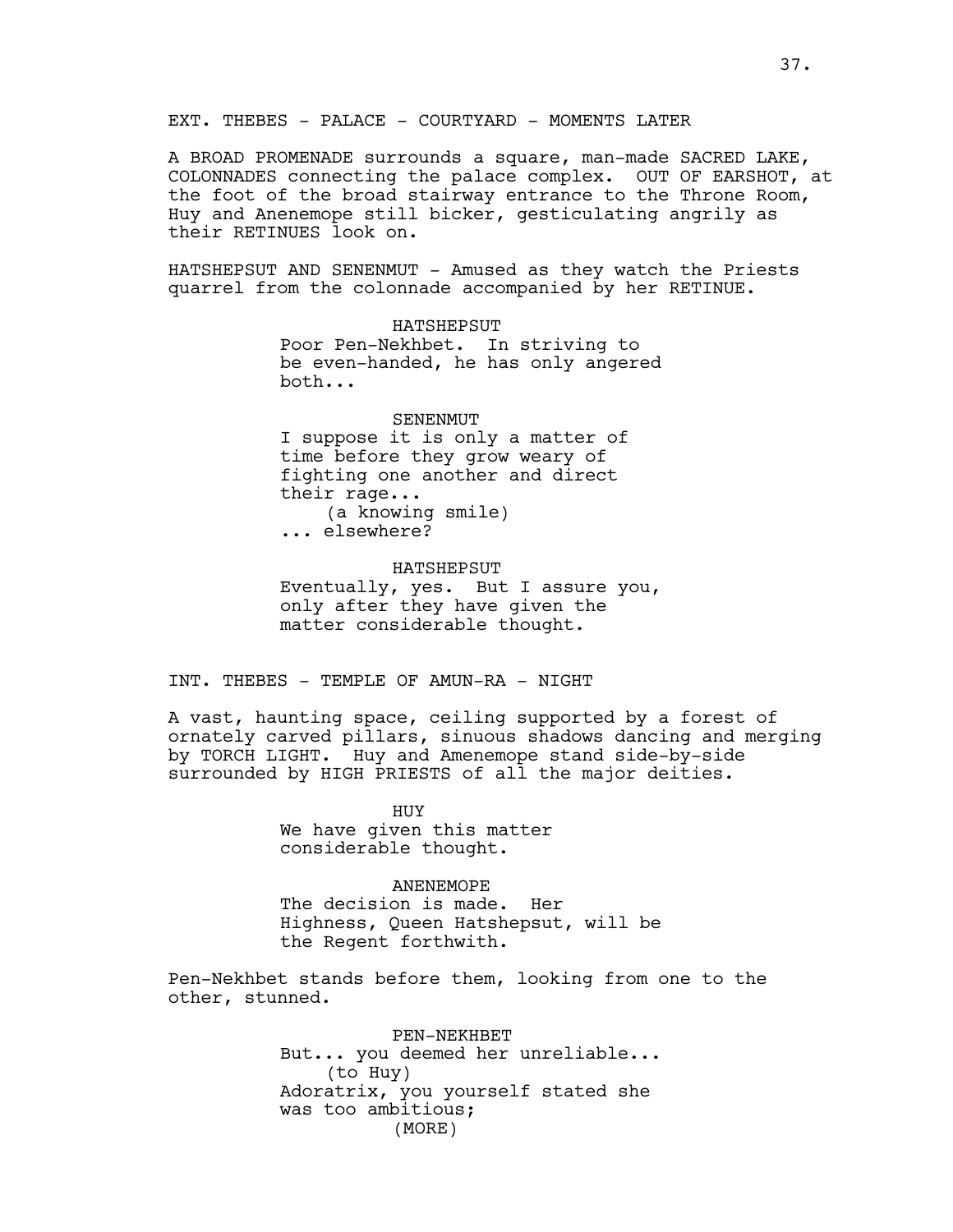EXT. THEBES - PALACE - COURTYARD - MOMENTS LATER

A BROAD PROMENADE surrounds a square, man-made SACRED LAKE, COLONNADES connecting the palace complex. OUT OF EARSHOT, at the foot of the broad stairway entrance to the Throne Room, Huy and Anenemope still bicker, gesticulating angrily as their RETINUES look on.

HATSHEPSUT AND SENENMUT - Amused as they watch the Priests quarrel from the colonnade accompanied by her RETINUE.

HATSHEPSUT
Poor Pen-Nekhbet. In striving to be even-handed, he has only angered both...

SENENMUT
I suppose it is only a matter of time before they grow weary of fighting one another and direct their rage...
(a knowing smile)
... elsewhere?

HATSHEPSUT
Eventually, yes. But I assure you, only after they have given the matter considerable thought.

INT. THEBES - TEMPLE OF AMUN-RA - NIGHT

A vast, haunting space, ceiling supported by a forest of ornately carved pillars, sinuous shadows dancing and merging by TORCH LIGHT. Huy and Amenemope stand side-by-side surrounded by HIGH PRIESTS of all the major deities.

HUY
We have given this matter considerable thought.

ANENEMOPE
The decision is made. Her Highness, Queen Hatshepsut, will be the Regent forthwith.

Pen-Nekhbet stands before them, looking from one to the other, stunned.

PEN-NEKHBET
But... you deemed her unreliable...
(to Huy)
Adoratrix, you yourself stated she was too ambitious;
(MORE)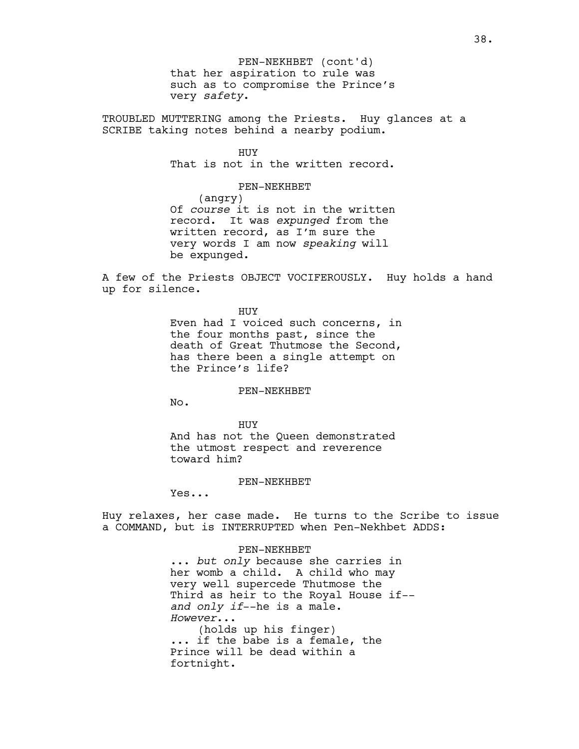PEN-NEKHBET (cont'd)
that her aspiration to rule was such as to compromise the Prince's very *safety*.

TROUBLED MUTTERING among the Priests. Huy glances at a SCRIBE taking notes behind a nearby podium.

HUY
That is not in the written record.

PEN-NEKHBET
(angry)
Of *course* it is not in the written record. It was *expunged* from the written record, as I'm sure the very words I am now *speaking* will be expunged.

A few of the Priests OBJECT VOCIFEROUSLY. Huy holds a hand up for silence.

HUY
Even had I voiced such concerns, in the four months past, since the death of Great Thutmose the Second, has there been a single attempt on the Prince's life?

PEN-NEKHBET
No.

HUY
And has not the Queen demonstrated the utmost respect and reverence toward him?

PEN-NEKHBET
Yes...

Huy relaxes, her case made. He turns to the Scribe to issue a COMMAND, but is INTERRUPTED when Pen-Nekhbet ADDS:

PEN-NEKHBET
... *but only* because she carries in her womb a child. A child who may very well supercede Thutmose the Third as heir to the Royal House if-- *and only if*--he is a male. *However*...
(holds up his finger)
... if the babe is a female, the Prince will be dead within a fortnight.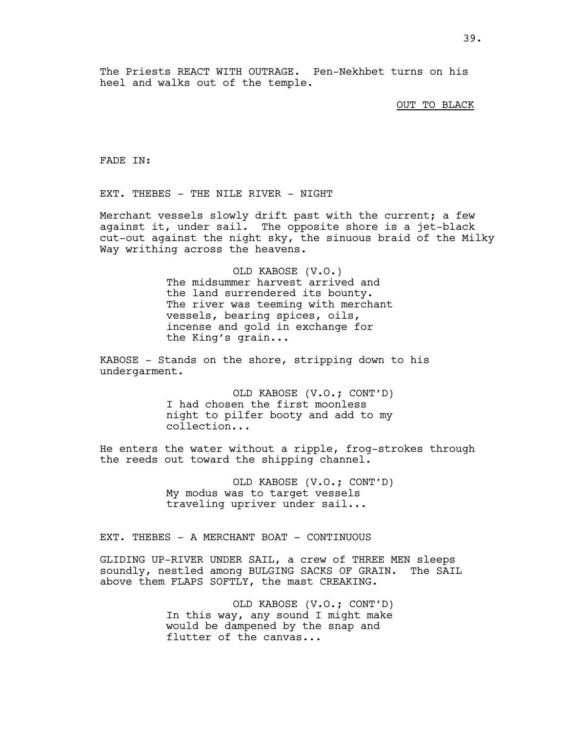The Priests REACT WITH OUTRAGE. Pen-Nekhbet turns on his heel and walks out of the temple.

OUT TO BLACK

FADE IN:

EXT. THEBES - THE NILE RIVER - NIGHT

Merchant vessels slowly drift past with the current; a few against it, under sail. The opposite shore is a jet-black cut-out against the night sky, the sinuous braid of the Milky Way writhing across the heavens.

OLD KABOSE (V.O.)
The midsummer harvest arrived and the land surrendered its bounty. The river was teeming with merchant vessels, bearing spices, oils, incense and gold in exchange for the King's grain...

KABOSE - Stands on the shore, stripping down to his undergarment.

OLD KABOSE (V.O.; CONT'D)
I had chosen the first moonless night to pilfer booty and add to my collection...

He enters the water without a ripple, frog-strokes through the reeds out toward the shipping channel.

OLD KABOSE (V.O.; CONT'D)
My modus was to target vessels traveling upriver under sail...

EXT. THEBES - A MERCHANT BOAT - CONTINUOUS

GLIDING UP-RIVER UNDER SAIL, a crew of THREE MEN sleeps soundly, nestled among BULGING SACKS OF GRAIN. The SAIL above them FLAPS SOFTLY, the mast CREAKING.

OLD KABOSE (V.O.; CONT'D)
In this way, any sound I might make would be dampened by the snap and flutter of the canvas...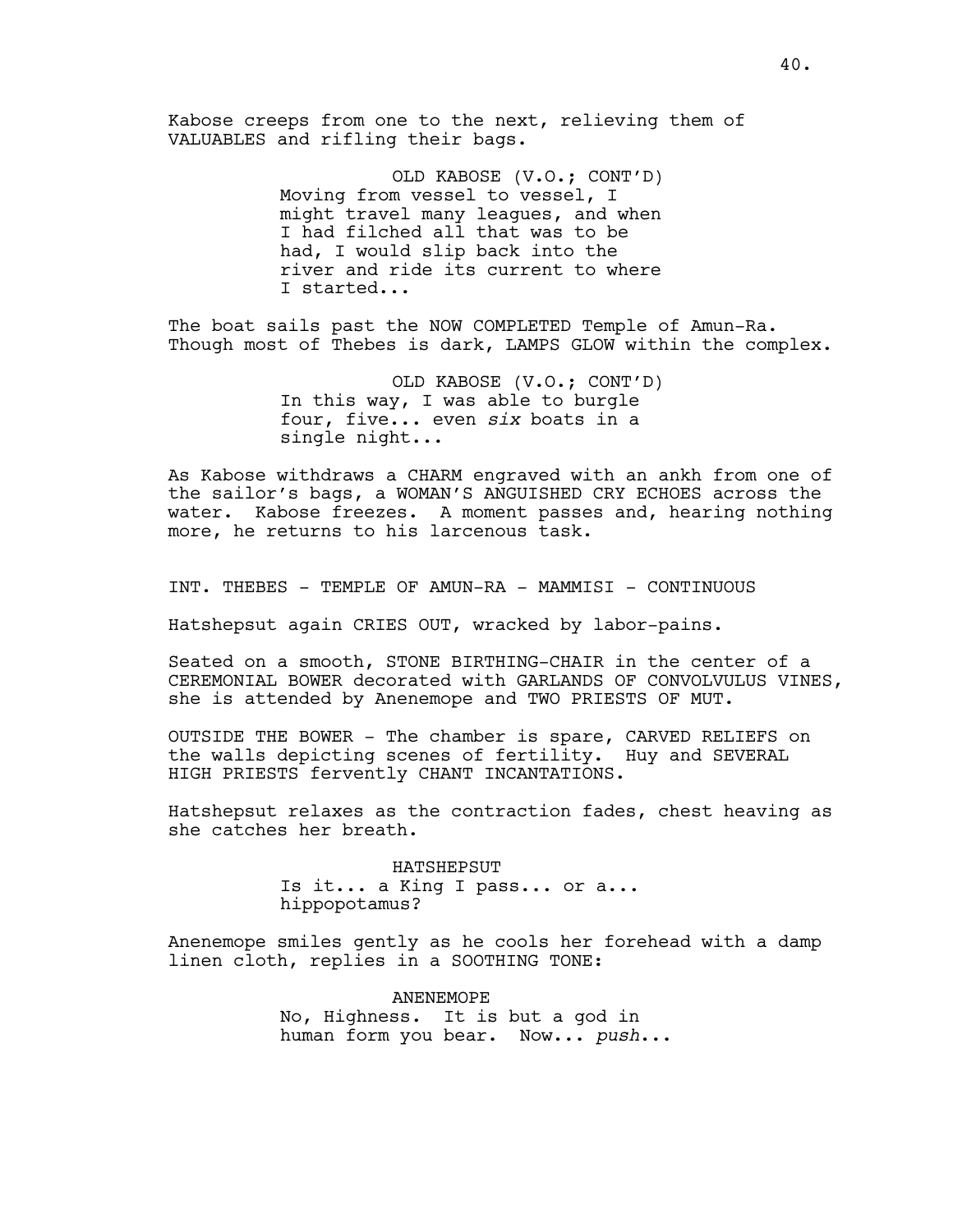Kabose creeps from one to the next, relieving them of VALUABLES and rifling their bags.

OLD KABOSE (V.O.; CONT'D)
Moving from vessel to vessel, I might travel many leagues, and when I had filched all that was to be had, I would slip back into the river and ride its current to where I started...

The boat sails past the NOW COMPLETED Temple of Amun-Ra. Though most of Thebes is dark, LAMPS GLOW within the complex.

OLD KABOSE (V.O.; CONT'D)
In this way, I was able to burgle four, five... even *six* boats in a single night...

As Kabose withdraws a CHARM engraved with an ankh from one of the sailor's bags, a WOMAN'S ANGUISHED CRY ECHOES across the water. Kabose freezes. A moment passes and, hearing nothing more, he returns to his larcenous task.

INT. THEBES - TEMPLE OF AMUN-RA - MAMMISI - CONTINUOUS

Hatshepsut again CRIES OUT, wracked by labor-pains.

Seated on a smooth, STONE BIRTHING-CHAIR in the center of a CEREMONIAL BOWER decorated with GARLANDS OF CONVOLVULUS VINES, she is attended by Anenemope and TWO PRIESTS OF MUT.

OUTSIDE THE BOWER - The chamber is spare, CARVED RELIEFS on the walls depicting scenes of fertility. Huy and SEVERAL HIGH PRIESTS fervently CHANT INCANTATIONS.

Hatshepsut relaxes as the contraction fades, chest heaving as she catches her breath.

HATSHEPSUT
Is it... a King I pass... or a... hippopotamus?

Anenemope smiles gently as he cools her forehead with a damp linen cloth, replies in a SOOTHING TONE:

ANENEMOPE
No, Highness. It is but a god in human form you bear. Now... *push*...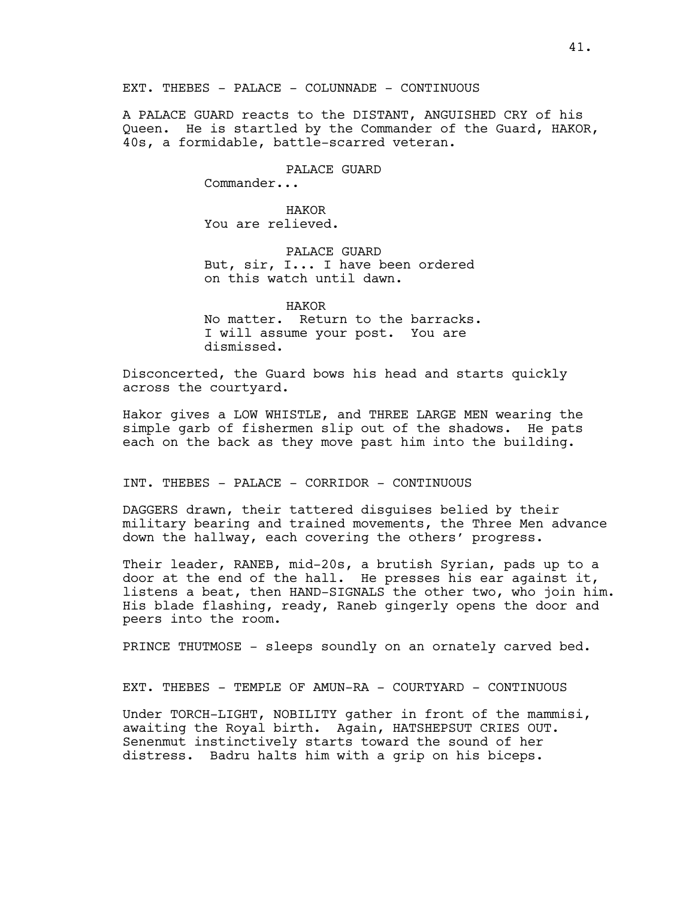EXT. THEBES - PALACE - COLUNNADE - CONTINUOUS

A PALACE GUARD reacts to the DISTANT, ANGUISHED CRY of his Queen. He is startled by the Commander of the Guard, HAKOR, 40s, a formidable, battle-scarred veteran.

PALACE GUARD
Commander...

HAKOR
You are relieved.

PALACE GUARD
But, sir, I... I have been ordered on this watch until dawn.

HAKOR
No matter. Return to the barracks. I will assume your post. You are dismissed.

Disconcerted, the Guard bows his head and starts quickly across the courtyard.

Hakor gives a LOW WHISTLE, and THREE LARGE MEN wearing the simple garb of fishermen slip out of the shadows. He pats each on the back as they move past him into the building.

INT. THEBES - PALACE - CORRIDOR - CONTINUOUS

DAGGERS drawn, their tattered disguises belied by their military bearing and trained movements, the Three Men advance down the hallway, each covering the others' progress.

Their leader, RANEB, mid-20s, a brutish Syrian, pads up to a door at the end of the hall. He presses his ear against it, listens a beat, then HAND-SIGNALS the other two, who join him. His blade flashing, ready, Raneb gingerly opens the door and peers into the room.

PRINCE THUTMOSE - sleeps soundly on an ornately carved bed.

EXT. THEBES - TEMPLE OF AMUN-RA - COURTYARD - CONTINUOUS

Under TORCH-LIGHT, NOBILITY gather in front of the mammisi, awaiting the Royal birth. Again, HATSHEPSUT CRIES OUT. Senenmut instinctively starts toward the sound of her distress. Badru halts him with a grip on his biceps.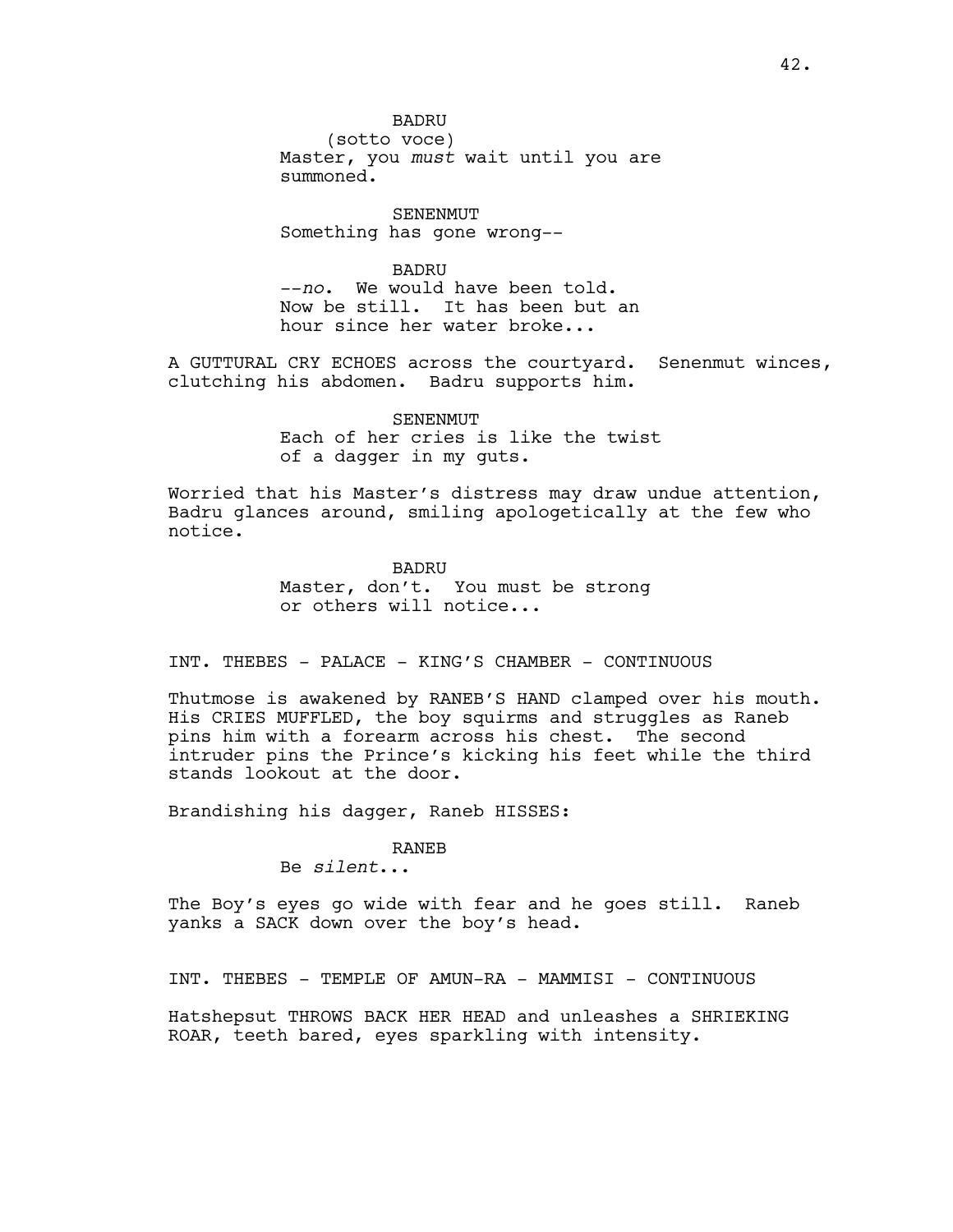BADRU
(sotto voce)
Master, you *must* wait until you are summoned.

SENENMUT
Something has gone wrong--

BADRU
--*no*. We would have been told. Now be still. It has been but an hour since her water broke...

A GUTTURAL CRY ECHOES across the courtyard. Senenmut winces, clutching his abdomen. Badru supports him.

SENENMUT
Each of her cries is like the twist of a dagger in my guts.

Worried that his Master's distress may draw undue attention, Badru glances around, smiling apologetically at the few who notice.

BADRU
Master, don't. You must be strong or others will notice...

INT. THEBES - PALACE - KING'S CHAMBER - CONTINUOUS

Thutmose is awakened by RANEB'S HAND clamped over his mouth. His CRIES MUFFLED, the boy squirms and struggles as Raneb pins him with a forearm across his chest. The second intruder pins the Prince's kicking his feet while the third stands lookout at the door.

Brandishing his dagger, Raneb HISSES:

RANEB
Be *silent*...

The Boy's eyes go wide with fear and he goes still. Raneb yanks a SACK down over the boy's head.

INT. THEBES - TEMPLE OF AMUN-RA - MAMMISI - CONTINUOUS

Hatshepsut THROWS BACK HER HEAD and unleashes a SHRIEKING ROAR, teeth bared, eyes sparkling with intensity.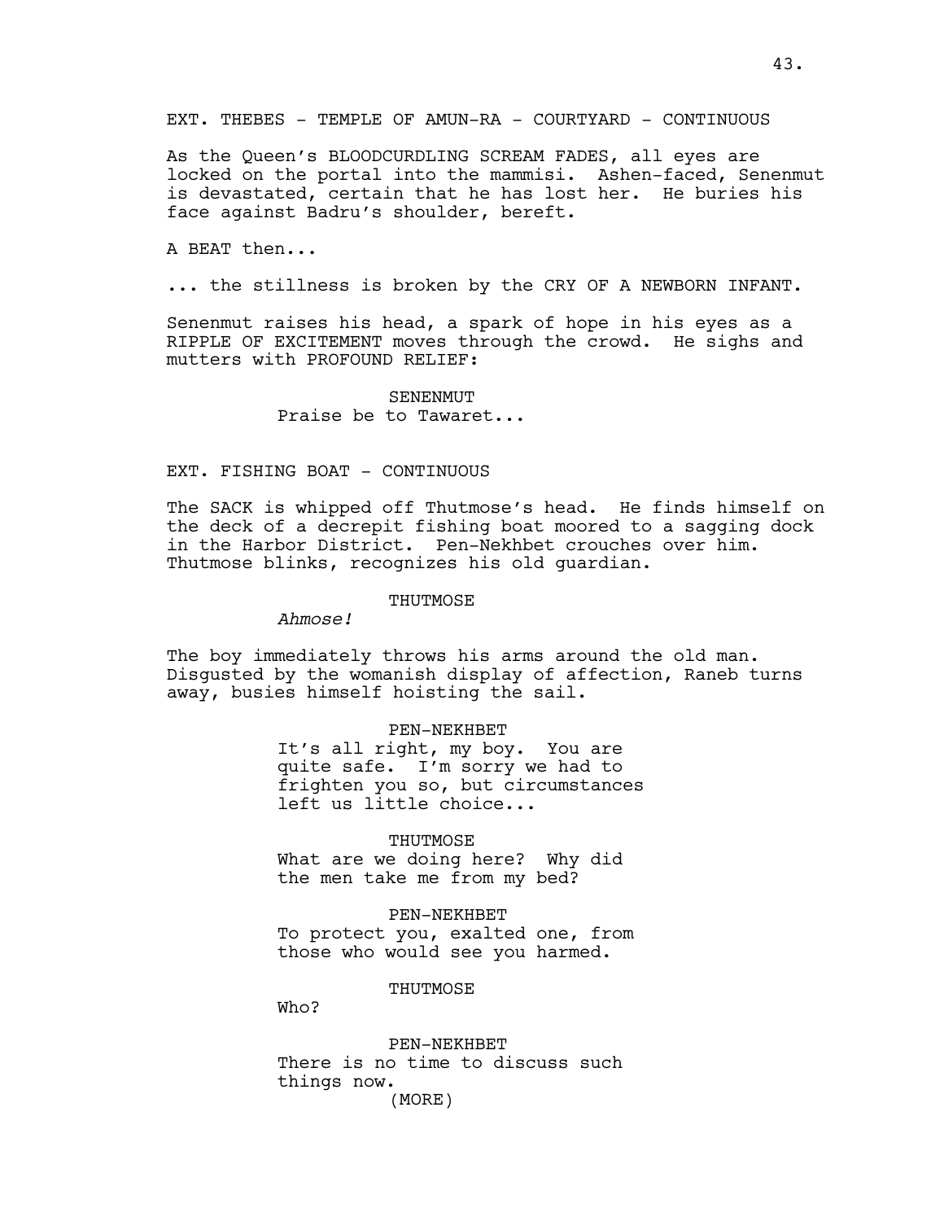EXT. THEBES - TEMPLE OF AMUN-RA - COURTYARD - CONTINUOUS

As the Queen's BLOODCURDLING SCREAM FADES, all eyes are locked on the portal into the mammisi. Ashen-faced, Senenmut is devastated, certain that he has lost her. He buries his face against Badru's shoulder, bereft.

A BEAT then...

... the stillness is broken by the CRY OF A NEWBORN INFANT.

Senenmut raises his head, a spark of hope in his eyes as a RIPPLE OF EXCITEMENT moves through the crowd. He sighs and mutters with PROFOUND RELIEF:

SENENMUT
Praise be to Tawaret...

EXT. FISHING BOAT - CONTINUOUS

The SACK is whipped off Thutmose's head. He finds himself on the deck of a decrepit fishing boat moored to a sagging dock in the Harbor District. Pen-Nekhbet crouches over him. Thutmose blinks, recognizes his old guardian.

THUTMOSE
*Ahmose!*

The boy immediately throws his arms around the old man. Disgusted by the womanish display of affection, Raneb turns away, busies himself hoisting the sail.

PEN-NEKHBET
It's all right, my boy. You are quite safe. I'm sorry we had to frighten you so, but circumstances left us little choice...

THUTMOSE
What are we doing here? Why did the men take me from my bed?

PEN-NEKHBET
To protect you, exalted one, from those who would see you harmed.

THUTMOSE
Who?

PEN-NEKHBET
There is no time to discuss such things now.
(MORE)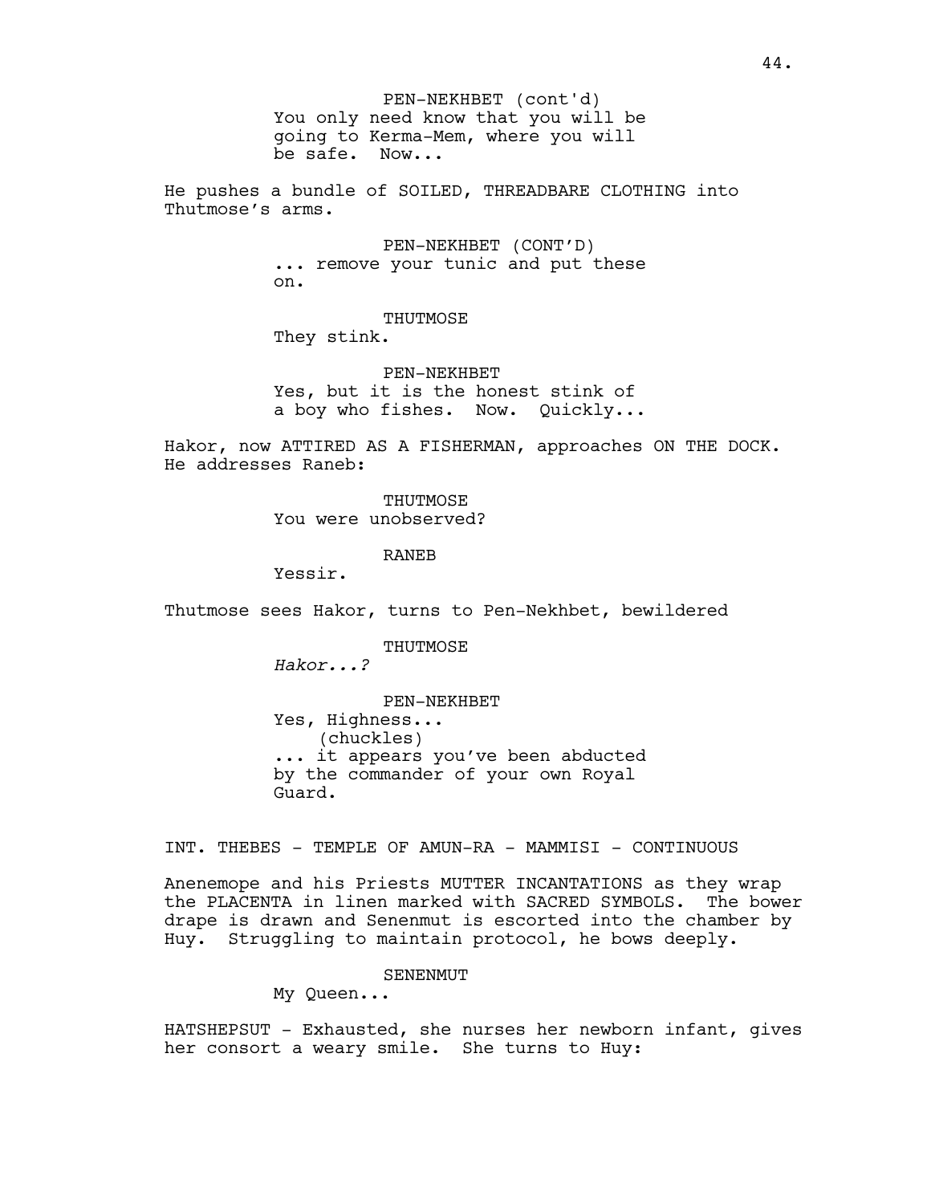PEN-NEKHBET (cont'd)
You only need know that you will be going to Kerma-Mem, where you will be safe. Now...

He pushes a bundle of SOILED, THREADBARE CLOTHING into Thutmose's arms.

PEN-NEKHBET (CONT'D)
... remove your tunic and put these on.

THUTMOSE
They stink.

PEN-NEKHBET
Yes, but it is the honest stink of a boy who fishes. Now. Quickly...

Hakor, now ATTIRED AS A FISHERMAN, approaches ON THE DOCK. He addresses Raneb:

THUTMOSE
You were unobserved?

RANEB
Yessir.

Thutmose sees Hakor, turns to Pen-Nekhbet, bewildered

THUTMOSE
*Hakor...?*

PEN-NEKHBET
Yes, Highness...
(chuckles)
... it appears you've been abducted by the commander of your own Royal Guard.

INT. THEBES - TEMPLE OF AMUN-RA - MAMMISI - CONTINUOUS

Anenemope and his Priests MUTTER INCANTATIONS as they wrap the PLACENTA in linen marked with SACRED SYMBOLS. The bower drape is drawn and Senenmut is escorted into the chamber by Huy. Struggling to maintain protocol, he bows deeply.

SENENMUT
My Queen...

HATSHEPSUT - Exhausted, she nurses her newborn infant, gives her consort a weary smile. She turns to Huy: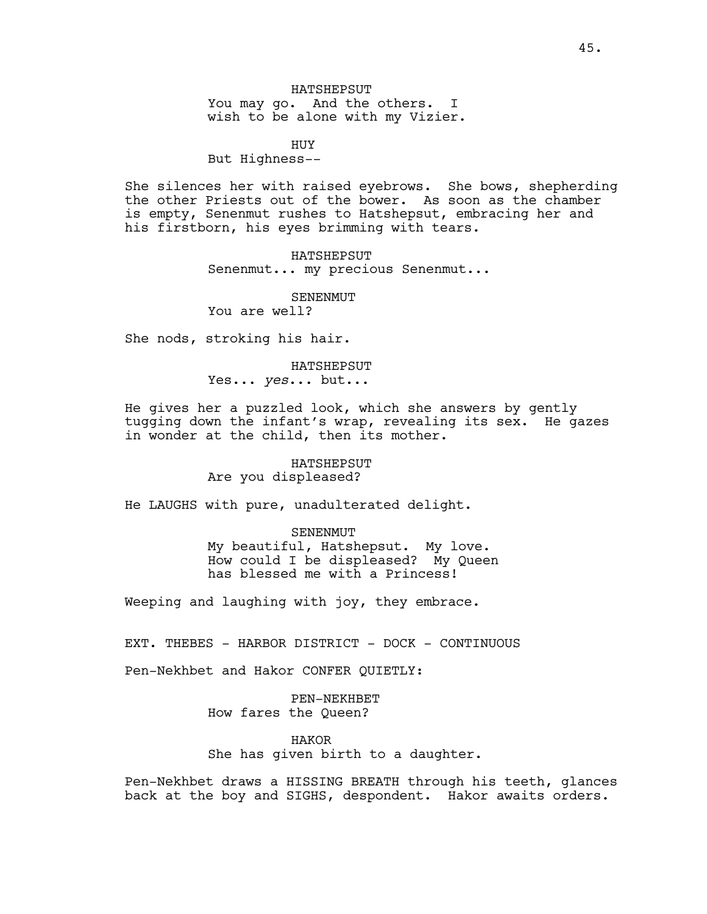HATSHEPSUT

You may go. And the others. I wish to be alone with my Vizier.

HUY

But Highness--

She silences her with raised eyebrows. She bows, shepherding the other Priests out of the bower. As soon as the chamber is empty, Senenmut rushes to Hatshepsut, embracing her and his firstborn, his eyes brimming with tears.

HATSHEPSUT

Senenmut... my precious Senenmut...

SENENMUT

You are well?

She nods, stroking his hair.

HATSHEPSUT

Yes... *yes*... but...

He gives her a puzzled look, which she answers by gently tugging down the infant's wrap, revealing its sex. He gazes in wonder at the child, then its mother.

HATSHEPSUT

Are you displeased?

He LAUGHS with pure, unadulterated delight.

SENENMUT

My beautiful, Hatshepsut. My love. How could I be displeased? My Queen has blessed me with a Princess!

Weeping and laughing with joy, they embrace.

EXT. THEBES - HARBOR DISTRICT - DOCK - CONTINUOUS

Pen-Nekhbet and Hakor CONFER QUIETLY:

PEN-NEKHBET

How fares the Queen?

HAKOR

She has given birth to a daughter.

Pen-Nekhbet draws a HISSING BREATH through his teeth, glances back at the boy and SIGHS, despondent. Hakor awaits orders.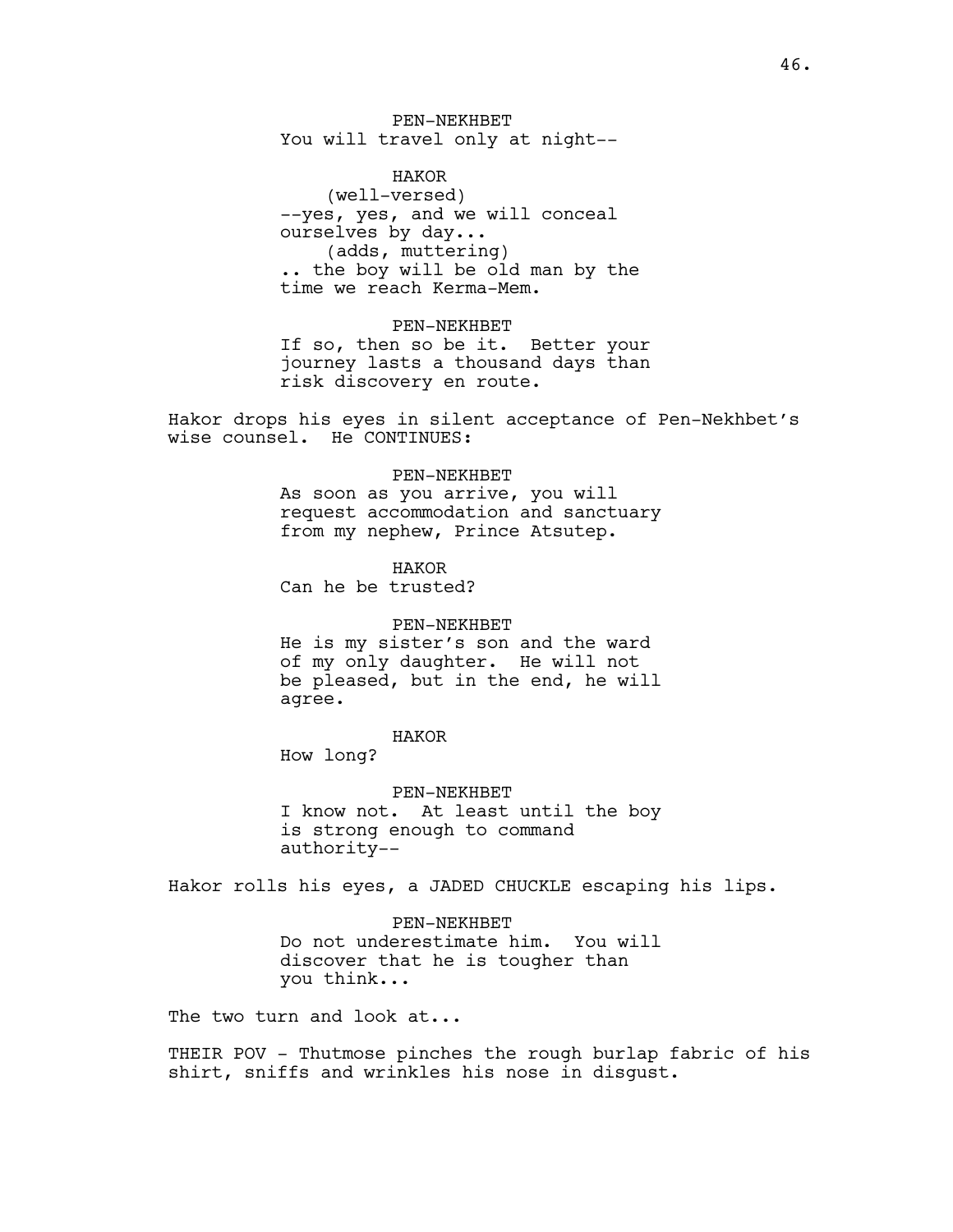PEN-NEKHBET
You will travel only at night--

HAKOR
(well-versed)
--yes, yes, and we will conceal ourselves by day...
(adds, muttering)
.. the boy will be old man by the time we reach Kerma-Mem.

PEN-NEKHBET
If so, then so be it. Better your journey lasts a thousand days than risk discovery en route.

Hakor drops his eyes in silent acceptance of Pen-Nekhbet's wise counsel. He CONTINUES:

PEN-NEKHBET
As soon as you arrive, you will request accommodation and sanctuary from my nephew, Prince Atsutep.

HAKOR
Can he be trusted?

PEN-NEKHBET
He is my sister's son and the ward of my only daughter. He will not be pleased, but in the end, he will agree.

HAKOR
How long?

PEN-NEKHBET
I know not. At least until the boy is strong enough to command authority--

Hakor rolls his eyes, a JADED CHUCKLE escaping his lips.

PEN-NEKHBET
Do not underestimate him. You will discover that he is tougher than you think...

The two turn and look at...

THEIR POV - Thutmose pinches the rough burlap fabric of his shirt, sniffs and wrinkles his nose in disgust.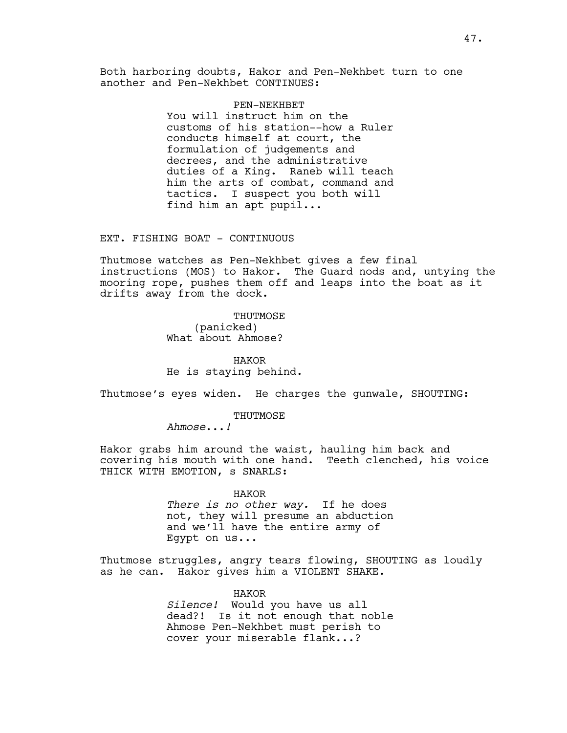Both harboring doubts, Hakor and Pen-Nekhbet turn to one another and Pen-Nekhbet CONTINUES:

PEN-NEKHBET
You will instruct him on the customs of his station--how a Ruler conducts himself at court, the formulation of judgements and decrees, and the administrative duties of a King. Raneb will teach him the arts of combat, command and tactics. I suspect you both will find him an apt pupil...

EXT. FISHING BOAT - CONTINUOUS

Thutmose watches as Pen-Nekhbet gives a few final instructions (MOS) to Hakor. The Guard nods and, untying the mooring rope, pushes them off and leaps into the boat as it drifts away from the dock.

THUTMOSE
(panicked)
What about Ahmose?

HAKOR
He is staying behind.

Thutmose's eyes widen. He charges the gunwale, SHOUTING:

THUTMOSE
*Ahmose...!*

Hakor grabs him around the waist, hauling him back and covering his mouth with one hand. Teeth clenched, his voice THICK WITH EMOTION, s SNARLS:

HAKOR
*There is no other way.* If he does not, they will presume an abduction and we'll have the entire army of Egypt on us...

Thutmose struggles, angry tears flowing, SHOUTING as loudly as he can. Hakor gives him a VIOLENT SHAKE.

HAKOR
*Silence!* Would you have us all dead?! Is it not enough that noble Ahmose Pen-Nekhbet must perish to cover your miserable flank...?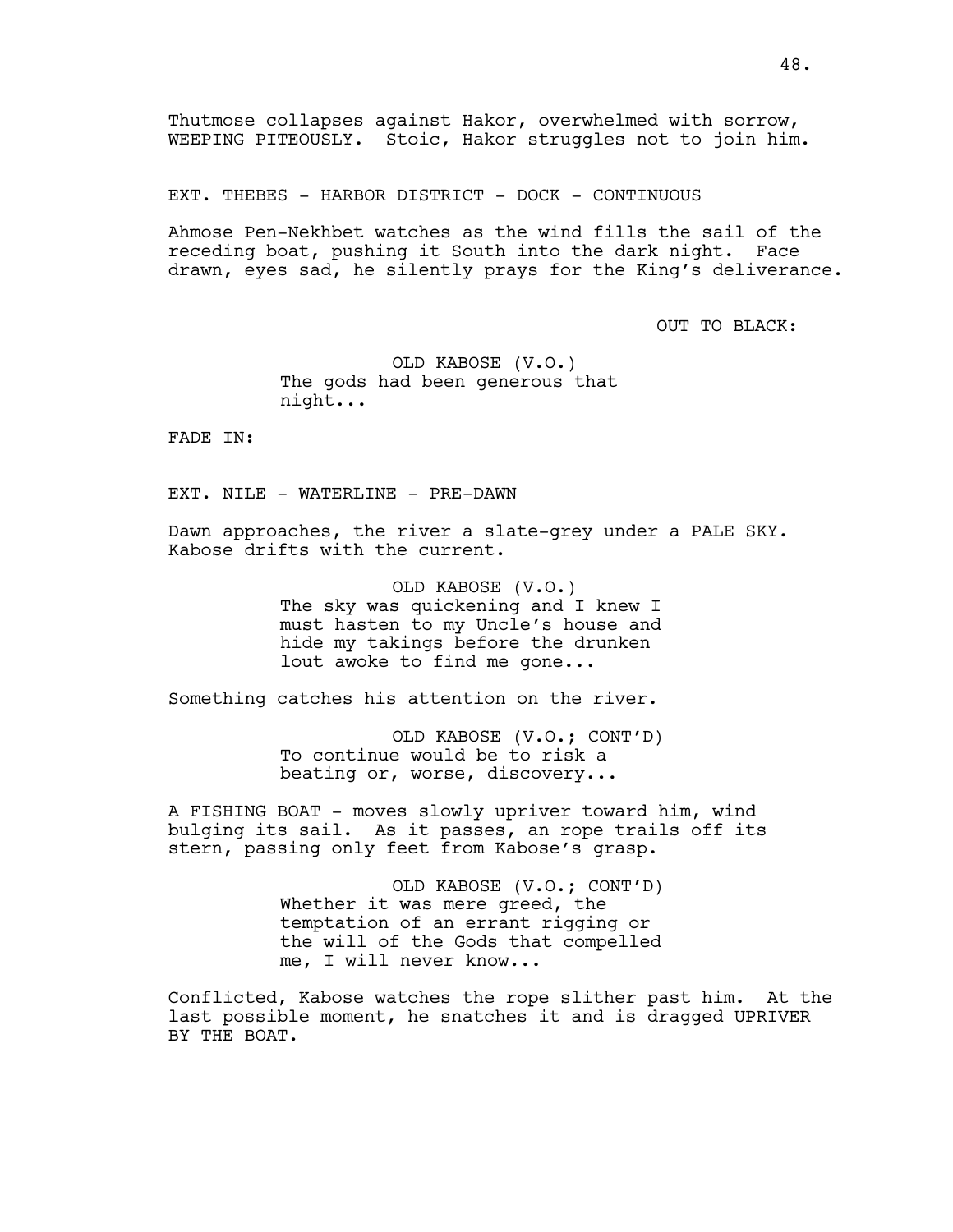Thutmose collapses against Hakor, overwhelmed with sorrow, WEEPING PITEOUSLY. Stoic, Hakor struggles not to join him.

EXT. THEBES - HARBOR DISTRICT - DOCK - CONTINUOUS

Ahmose Pen-Nekhbet watches as the wind fills the sail of the receding boat, pushing it South into the dark night. Face drawn, eyes sad, he silently prays for the King's deliverance.

OUT TO BLACK:

OLD KABOSE (V.O.)
The gods had been generous that night...

FADE IN:

EXT. NILE - WATERLINE - PRE-DAWN

Dawn approaches, the river a slate-grey under a PALE SKY. Kabose drifts with the current.

OLD KABOSE (V.O.)
The sky was quickening and I knew I must hasten to my Uncle's house and hide my takings before the drunken lout awoke to find me gone...

Something catches his attention on the river.

OLD KABOSE (V.O.; CONT'D)
To continue would be to risk a beating or, worse, discovery...

A FISHING BOAT - moves slowly upriver toward him, wind bulging its sail. As it passes, an rope trails off its stern, passing only feet from Kabose's grasp.

OLD KABOSE (V.O.; CONT'D)
Whether it was mere greed, the temptation of an errant rigging or the will of the Gods that compelled me, I will never know...

Conflicted, Kabose watches the rope slither past him. At the last possible moment, he snatches it and is dragged UPRIVER BY THE BOAT.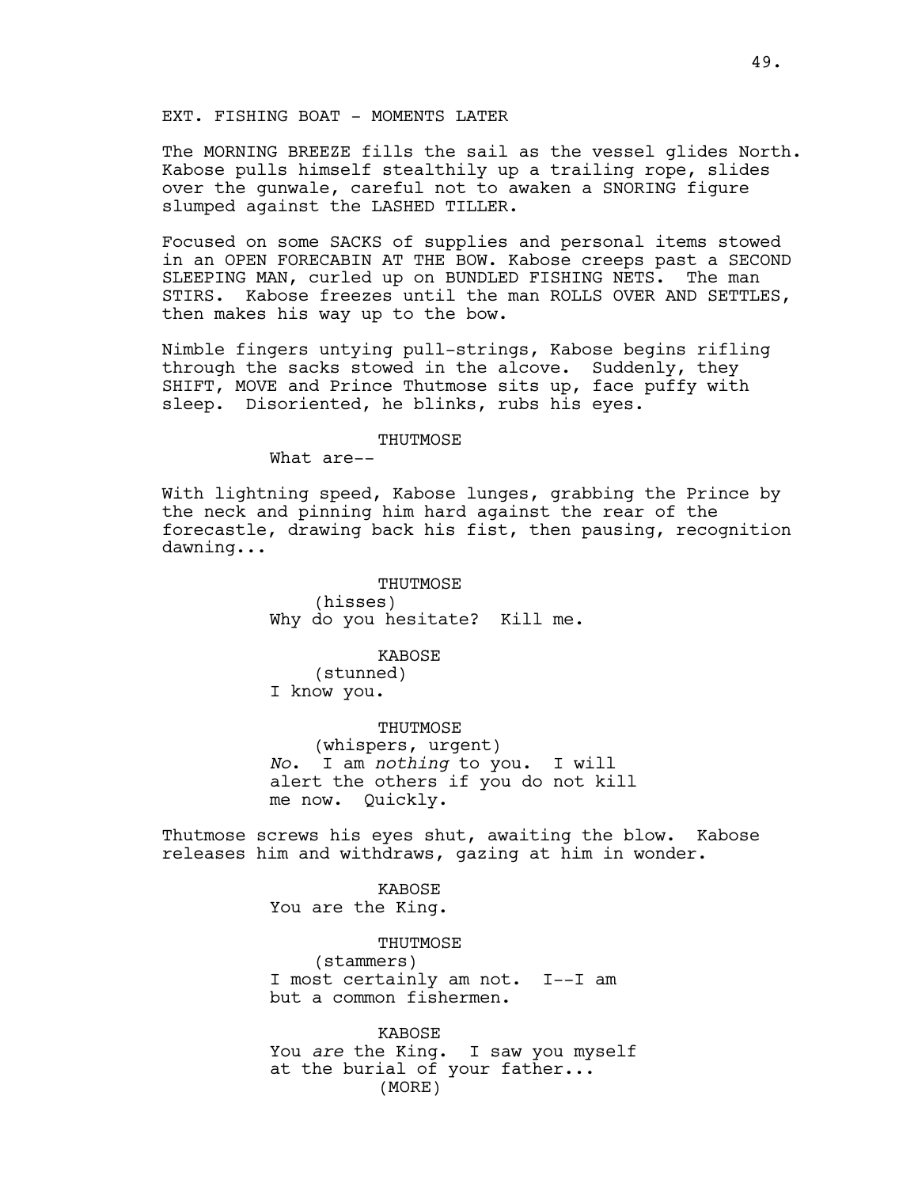EXT. FISHING BOAT - MOMENTS LATER

The MORNING BREEZE fills the sail as the vessel glides North. Kabose pulls himself stealthily up a trailing rope, slides over the gunwale, careful not to awaken a SNORING figure slumped against the LASHED TILLER.

Focused on some SACKS of supplies and personal items stowed in an OPEN FORECABIN AT THE BOW. Kabose creeps past a SECOND SLEEPING MAN, curled up on BUNDLED FISHING NETS. The man STIRS. Kabose freezes until the man ROLLS OVER AND SETTLES, then makes his way up to the bow.

Nimble fingers untying pull-strings, Kabose begins rifling through the sacks stowed in the alcove. Suddenly, they SHIFT, MOVE and Prince Thutmose sits up, face puffy with sleep. Disoriented, he blinks, rubs his eyes.

THUTMOSE
What are--

With lightning speed, Kabose lunges, grabbing the Prince by the neck and pinning him hard against the rear of the forecastle, drawing back his fist, then pausing, recognition dawning...

THUTMOSE
(hisses)
Why do you hesitate? Kill me.

KABOSE
(stunned)
I know you.

THUTMOSE
(whispers, urgent)
*No*. I am *nothing* to you. I will alert the others if you do not kill me now. Quickly.

Thutmose screws his eyes shut, awaiting the blow. Kabose releases him and withdraws, gazing at him in wonder.

KABOSE
You are the King.

THUTMOSE
(stammers)
I most certainly am not. I--I am but a common fishermen.

KABOSE
You *are* the King. I saw you myself at the burial of your father...
(MORE)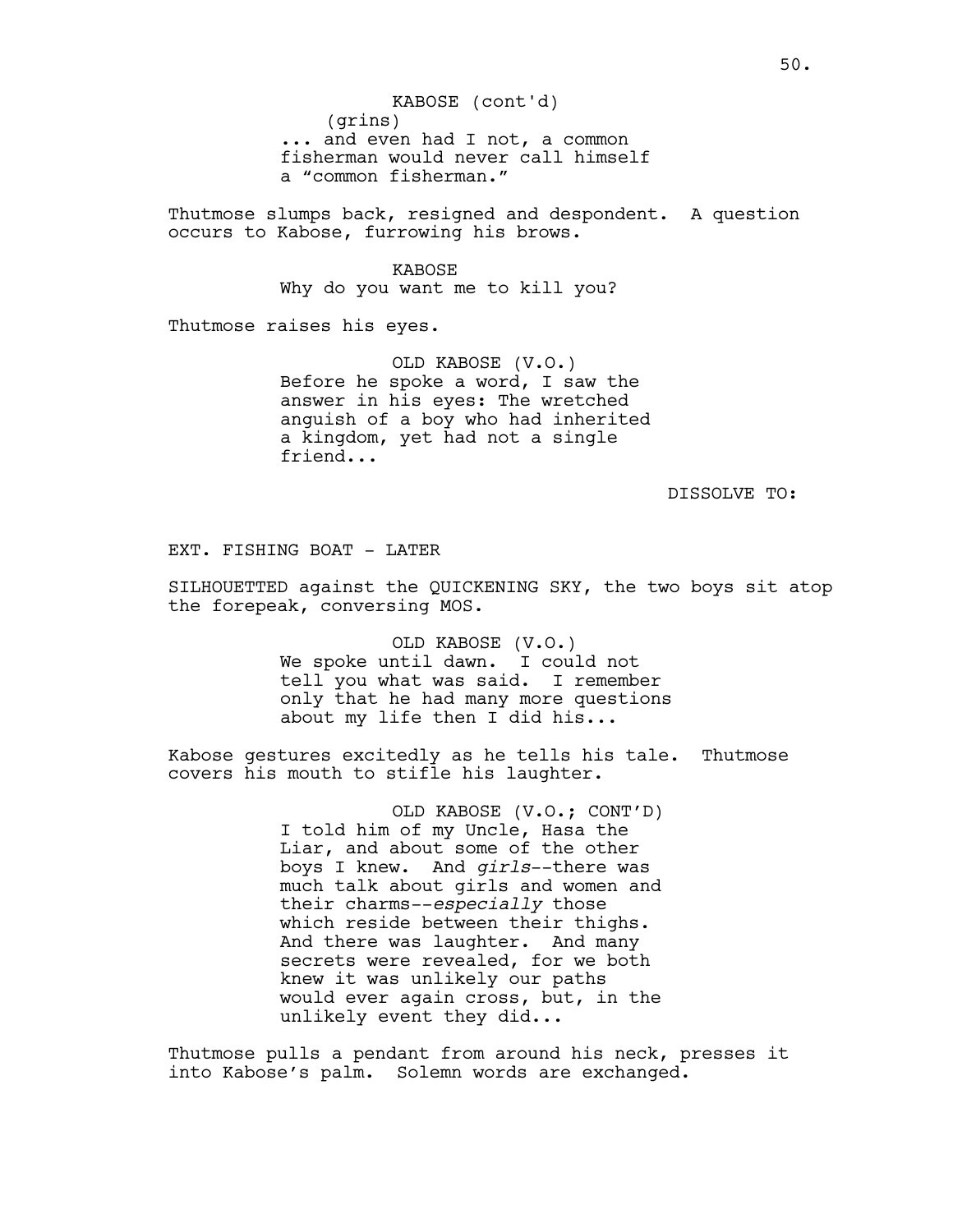KABOSE (cont'd)
(grins)
... and even had I not, a common fisherman would never call himself a "common fisherman."

Thutmose slumps back, resigned and despondent. A question occurs to Kabose, furrowing his brows.

KABOSE
Why do you want me to kill you?

Thutmose raises his eyes.

OLD KABOSE (V.O.)
Before he spoke a word, I saw the answer in his eyes: The wretched anguish of a boy who had inherited a kingdom, yet had not a single friend...

DISSOLVE TO:

EXT. FISHING BOAT - LATER

SILHOUETTED against the QUICKENING SKY, the two boys sit atop the forepeak, conversing MOS.

OLD KABOSE (V.O.)
We spoke until dawn. I could not tell you what was said. I remember only that he had many more questions about my life then I did his...

Kabose gestures excitedly as he tells his tale. Thutmose covers his mouth to stifle his laughter.

OLD KABOSE (V.O.; CONT'D)
I told him of my Uncle, Hasa the Liar, and about some of the other boys I knew. And *girls*--there was much talk about girls and women and their charms--*especially* those which reside between their thighs. And there was laughter. And many secrets were revealed, for we both knew it was unlikely our paths would ever again cross, but, in the unlikely event they did...

Thutmose pulls a pendant from around his neck, presses it into Kabose's palm. Solemn words are exchanged.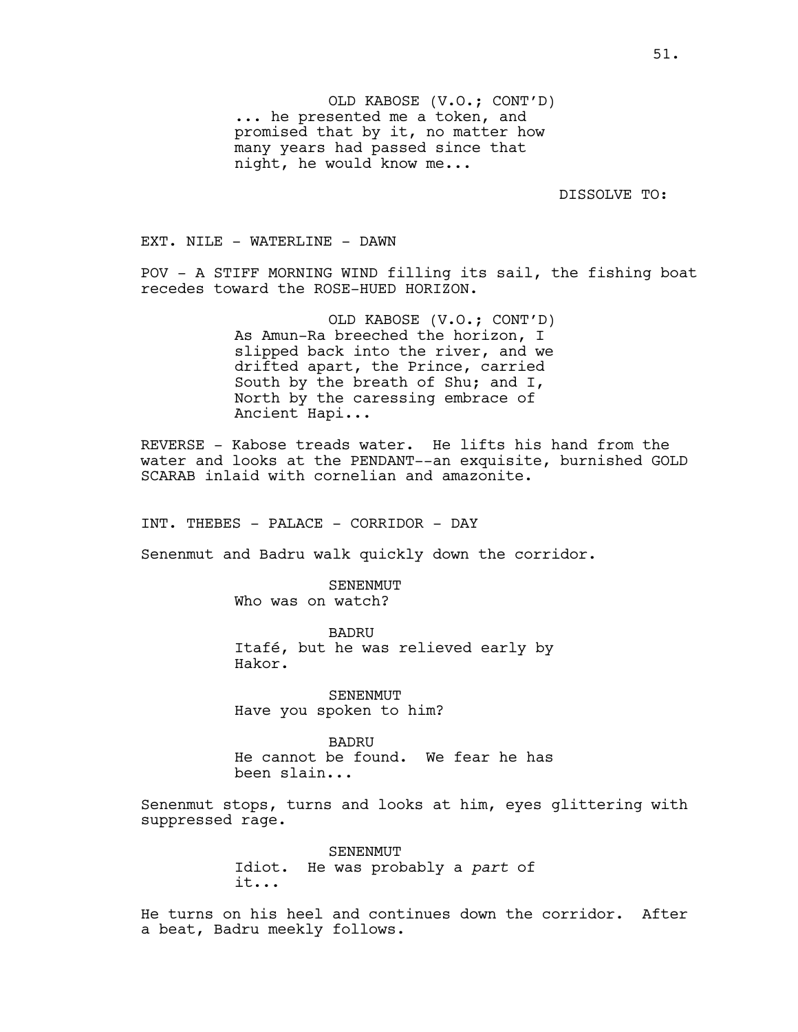OLD KABOSE (V.O.; CONT'D)
... he presented me a token, and promised that by it, no matter how many years had passed since that night, he would know me...

DISSOLVE TO:

EXT. NILE - WATERLINE - DAWN

POV - A STIFF MORNING WIND filling its sail, the fishing boat recedes toward the ROSE-HUED HORIZON.

OLD KABOSE (V.O.; CONT'D)
As Amun-Ra breeched the horizon, I slipped back into the river, and we drifted apart, the Prince, carried South by the breath of Shu; and I, North by the caressing embrace of Ancient Hapi...

REVERSE - Kabose treads water. He lifts his hand from the water and looks at the PENDANT--an exquisite, burnished GOLD SCARAB inlaid with cornelian and amazonite.

INT. THEBES - PALACE - CORRIDOR - DAY

Senenmut and Badru walk quickly down the corridor.

SENENMUT
Who was on watch?

BADRU
Itafé, but he was relieved early by Hakor.

SENENMUT
Have you spoken to him?

BADRU
He cannot be found. We fear he has been slain...

Senenmut stops, turns and looks at him, eyes glittering with suppressed rage.

SENENMUT
Idiot. He was probably a *part* of it...

He turns on his heel and continues down the corridor. After a beat, Badru meekly follows.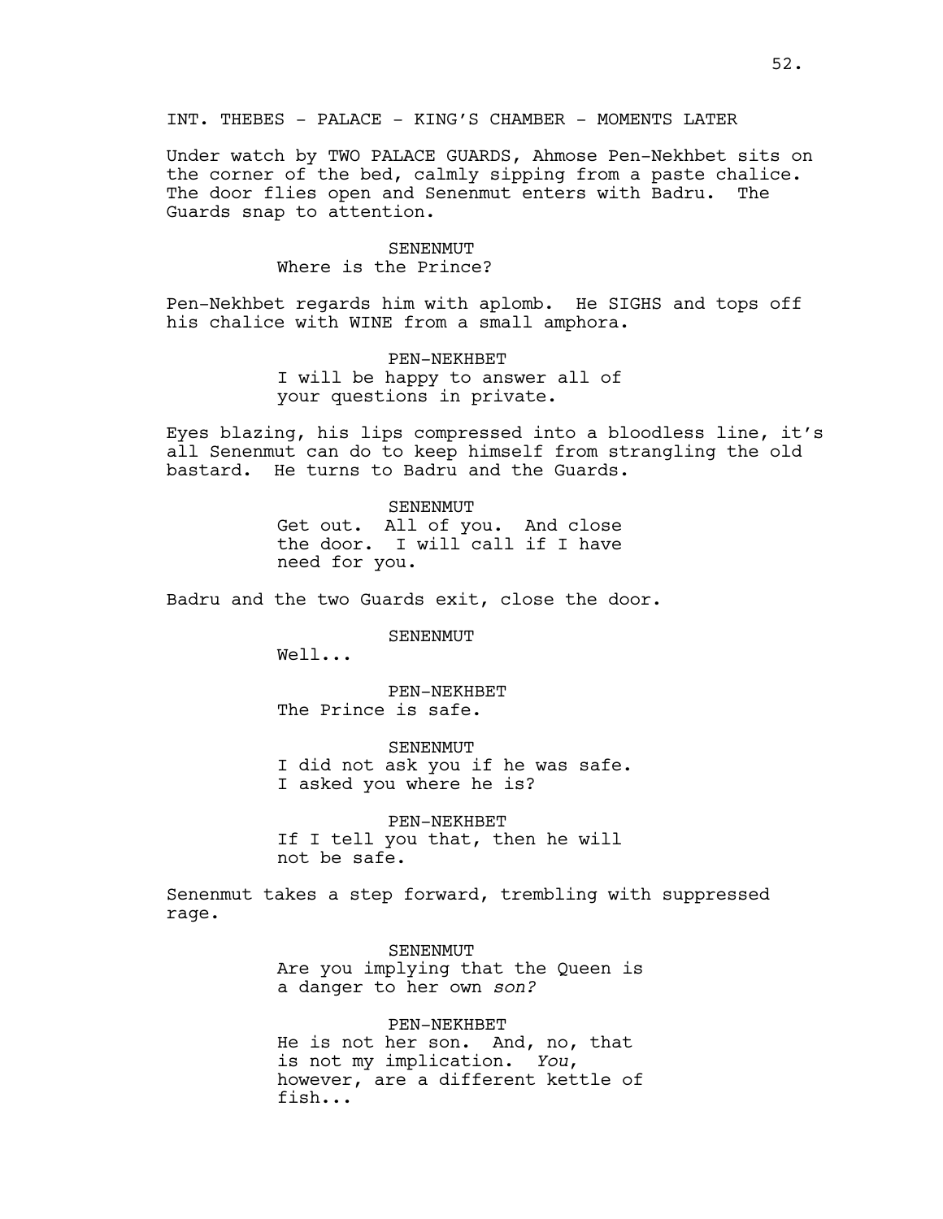INT. THEBES - PALACE - KING'S CHAMBER - MOMENTS LATER

Under watch by TWO PALACE GUARDS, Ahmose Pen-Nekhbet sits on the corner of the bed, calmly sipping from a paste chalice. The door flies open and Senenmut enters with Badru. The Guards snap to attention.

SENENMUT
Where is the Prince?

Pen-Nekhbet regards him with aplomb. He SIGHS and tops off his chalice with WINE from a small amphora.

PEN-NEKHBET
I will be happy to answer all of your questions in private.

Eyes blazing, his lips compressed into a bloodless line, it's all Senenmut can do to keep himself from strangling the old bastard. He turns to Badru and the Guards.

SENENMUT
Get out. All of you. And close the door. I will call if I have need for you.

Badru and the two Guards exit, close the door.

SENENMUT
Well...

PEN-NEKHBET
The Prince is safe.

SENENMUT
I did not ask you if he was safe. I asked you where he is?

PEN-NEKHBET
If I tell you that, then he will not be safe.

Senenmut takes a step forward, trembling with suppressed rage.

SENENMUT
Are you implying that the Queen is a danger to her own *son?*

PEN-NEKHBET
He is not her son. And, no, that is not my implication. *You*, however, are a different kettle of fish...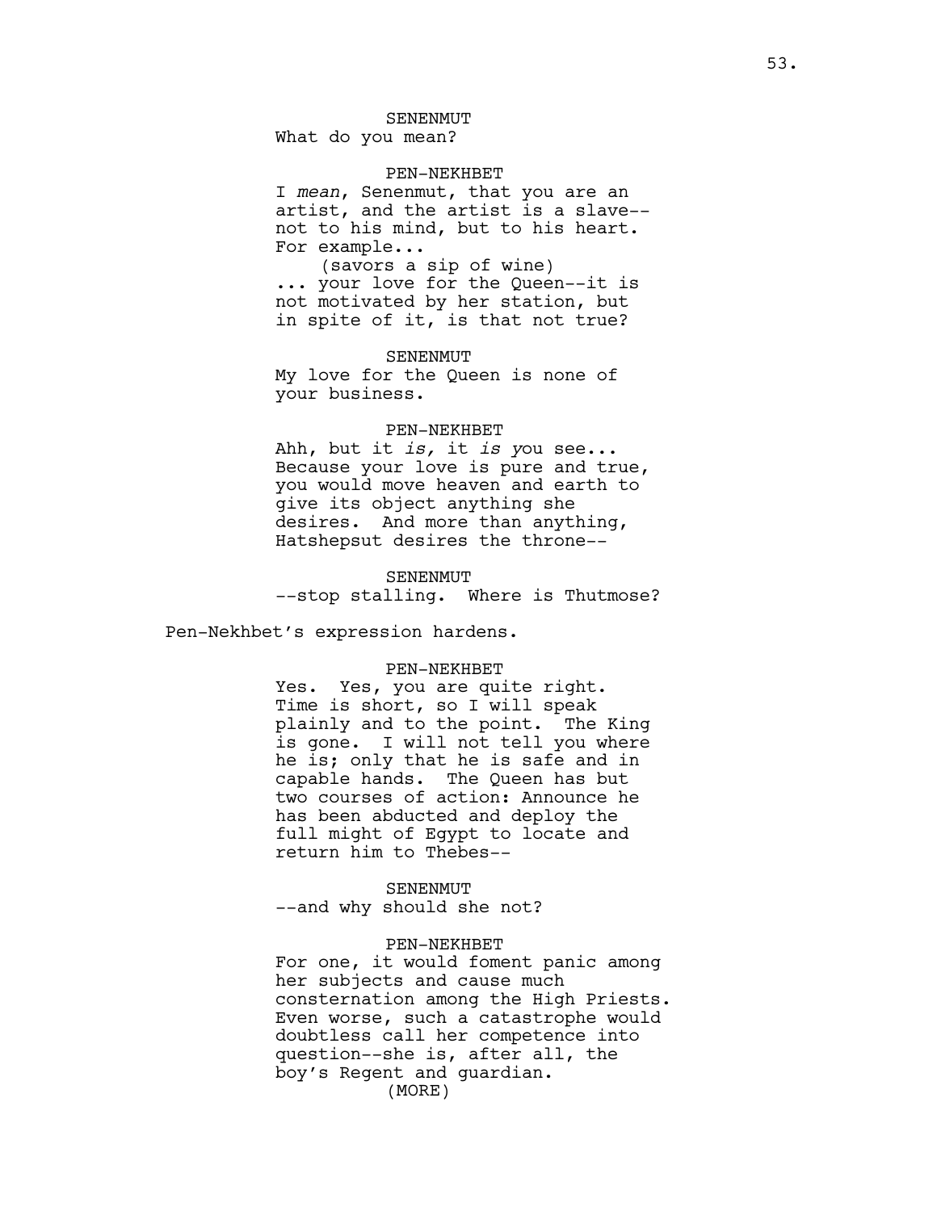SENENMUT
What do you mean?

PEN-NEKHBET
I *mean*, Senenmut, that you are an artist, and the artist is a slave--not to his mind, but to his heart. For example...
(savors a sip of wine)
... your love for the Queen--it is not motivated by her station, but in spite of it, is that not true?

SENENMUT
My love for the Queen is none of your business.

PEN-NEKHBET
Ahh, but it *is*, it *is* you see... Because your love is pure and true, you would move heaven and earth to give its object anything she desires. And more than anything, Hatshepsut desires the throne--

SENENMUT
--stop stalling. Where is Thutmose?

Pen-Nekhbet's expression hardens.

PEN-NEKHBET
Yes. Yes, you are quite right. Time is short, so I will speak plainly and to the point. The King is gone. I will not tell you where he is; only that he is safe and in capable hands. The Queen has but two courses of action: Announce he has been abducted and deploy the full might of Egypt to locate and return him to Thebes--

SENENMUT
--and why should she not?

PEN-NEKHBET
For one, it would foment panic among her subjects and cause much consternation among the High Priests. Even worse, such a catastrophe would doubtless call her competence into question--she is, after all, the boy's Regent and guardian.
(MORE)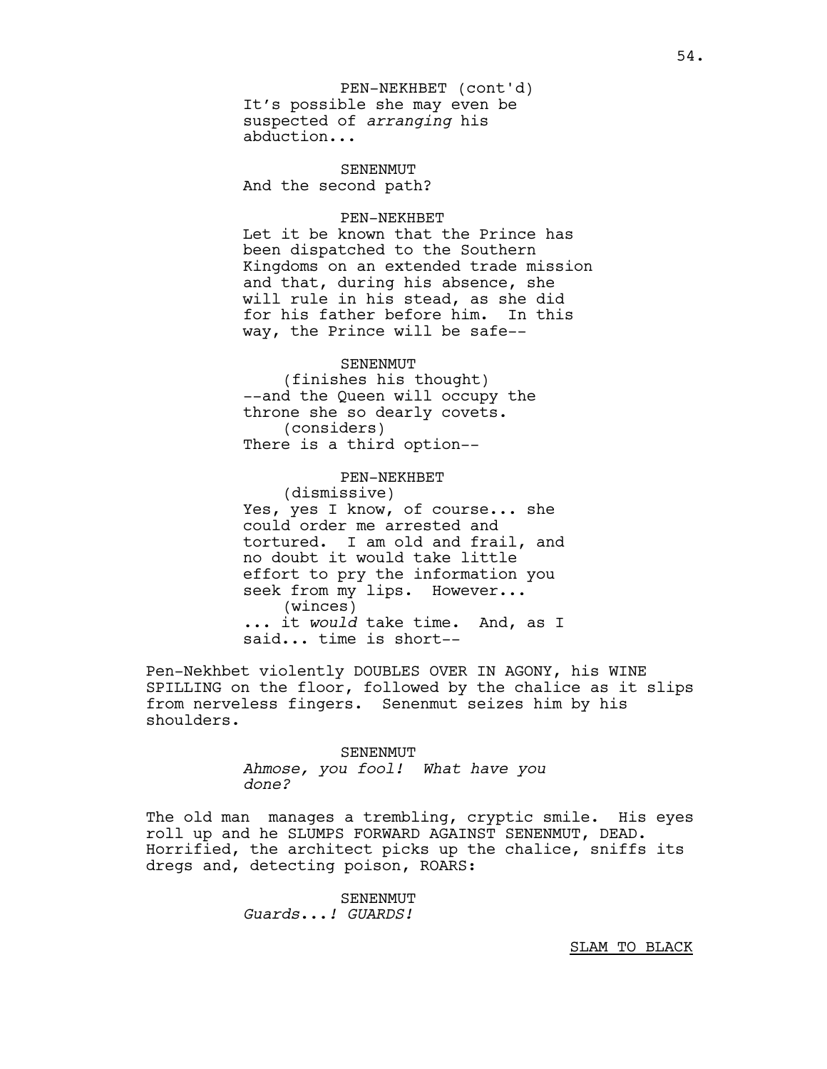PEN-NEKHBET (cont'd)
It's possible she may even be suspected of *arranging* his abduction...

SENENMUT
And the second path?

PEN-NEKHBET
Let it be known that the Prince has been dispatched to the Southern Kingdoms on an extended trade mission and that, during his absence, she will rule in his stead, as she did for his father before him. In this way, the Prince will be safe--

SENENMUT
(finishes his thought)
--and the Queen will occupy the throne she so dearly covets.
(considers)
There is a third option--

PEN-NEKHBET
(dismissive)
Yes, yes I know, of course... she could order me arrested and tortured. I am old and frail, and no doubt it would take little effort to pry the information you seek from my lips. However...
(winces)
... it *would* take time. And, as I said... time is short--

Pen-Nekhbet violently DOUBLES OVER IN AGONY, his WINE SPILLING on the floor, followed by the chalice as it slips from nerveless fingers. Senenmut seizes him by his shoulders.

SENENMUT
*Ahmose, you fool! What have you done?*

The old man manages a trembling, cryptic smile. His eyes roll up and he SLUMPS FORWARD AGAINST SENENMUT, DEAD. Horrified, the architect picks up the chalice, sniffs its dregs and, detecting poison, ROARS:

SENENMUT
*Guards...! GUARDS!*

SLAM TO BLACK